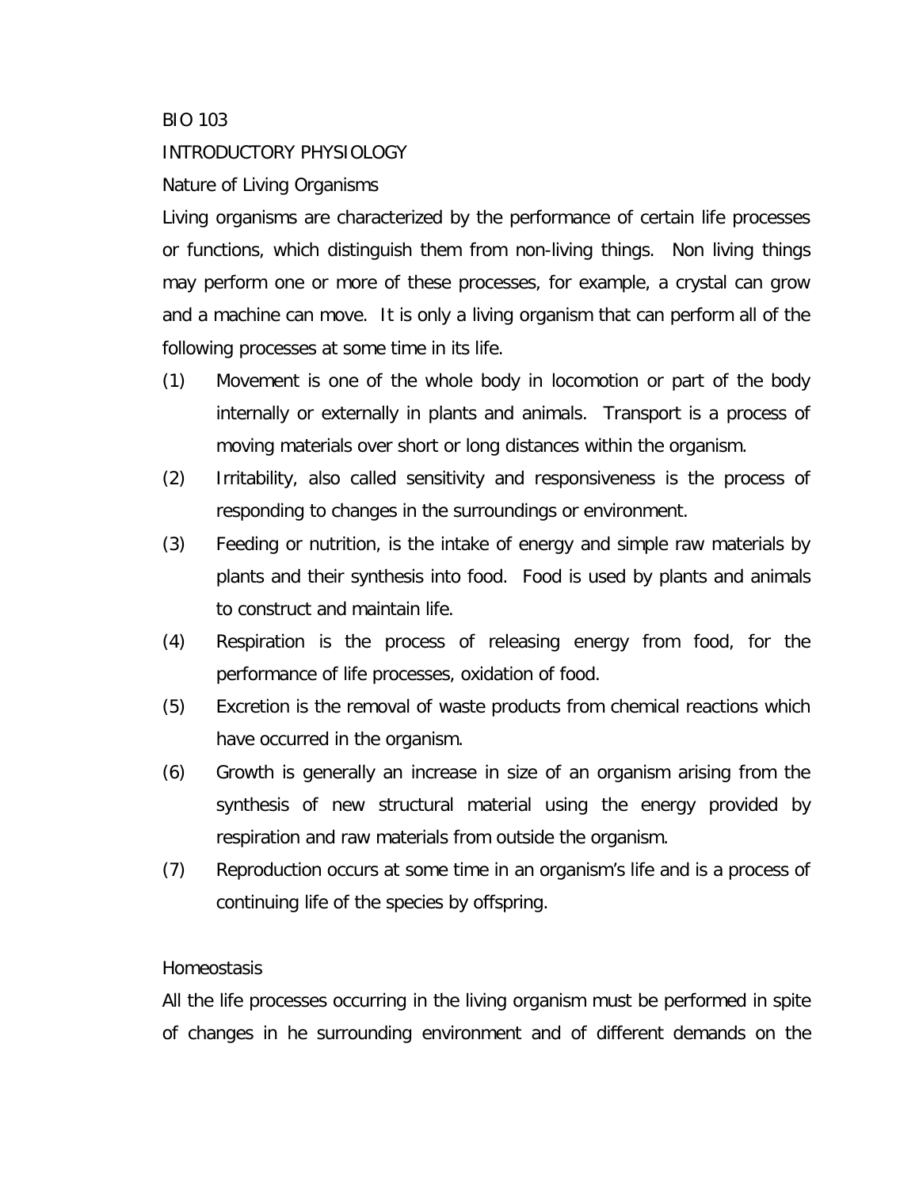BIO 103

# INTRODUCTORY PHYSIOLOGY

## Nature of Living Organisms

Living organisms are characterized by the performance of certain life processes or functions, which distinguish them from non-living things. Non living things may perform one or more of these processes, for example, a crystal can grow and a machine can move. It is only a living organism that can perform all of the following processes at some time in its life.

(1) Movement is one of the whole body in locomotion or part of the body internally or externally in plants and animals. Transport is a process of moving materials over short or long distances within the organism.

(2) Irritability, also called sensitivity and responsiveness is the process of responding to changes in the surroundings or environment.

(3) Feeding or nutrition, is the intake of energy and simple raw materials by plants and their synthesis into food. Food is used by plants and animals to construct and maintain life.

(4) Respiration is the process of releasing energy from food, for the performance of life processes, oxidation of food.

(5) Excretion is the removal of waste products from chemical reactions which have occurred in the organism.

(6) Growth is generally an increase in size of an organism arising from the synthesis of new structural material using the energy provided by respiration and raw materials from outside the organism.

(7) Reproduction occurs at some time in an organism's life and is a process of continuing life of the species by offspring.

## Homeostasis

All the life processes occurring in the living organism must be performed in spite of changes in he surrounding environment and of different demands on the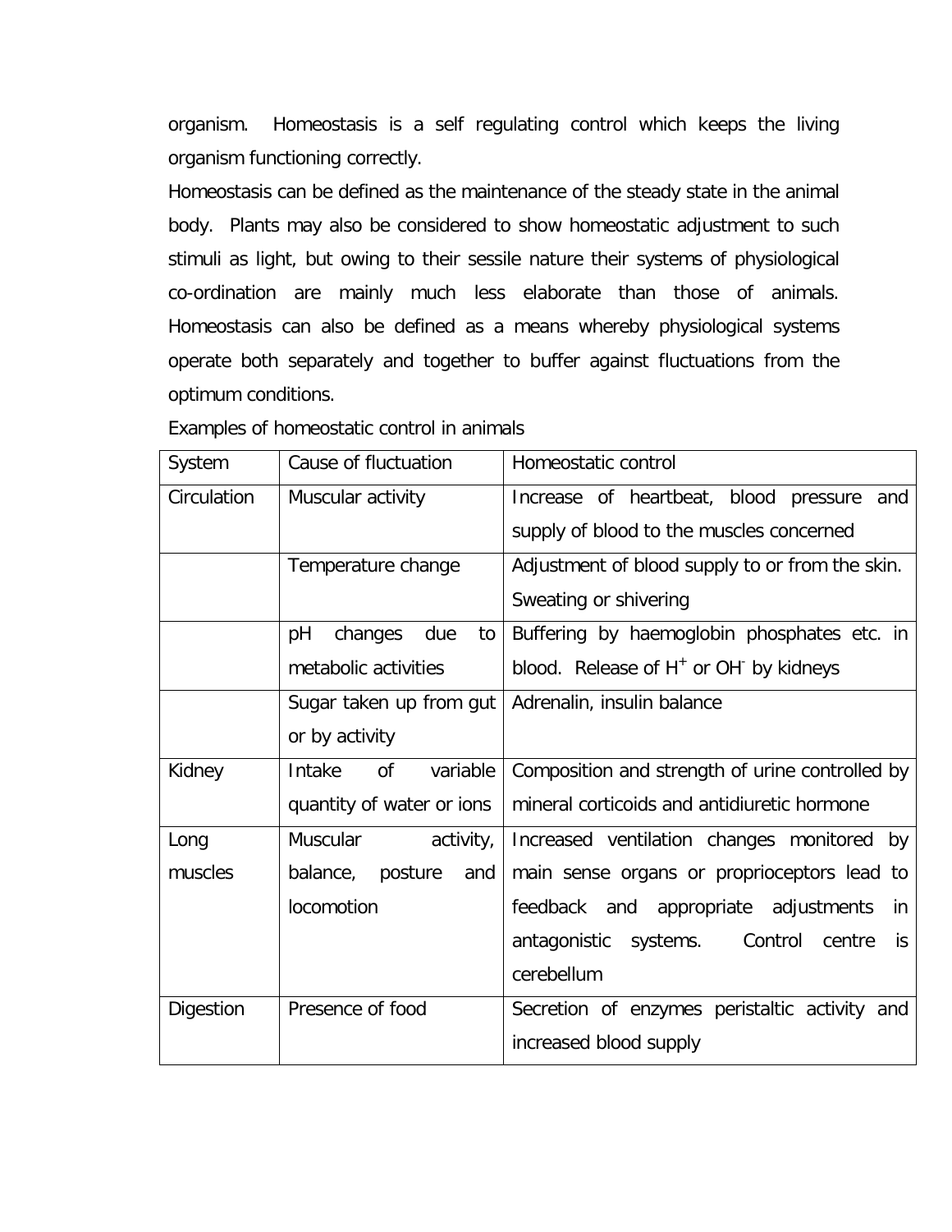organism. Homeostasis is a self regulating control which keeps the living organism functioning correctly.

Homeostasis can be defined as the maintenance of the steady state in the animal body. Plants may also be considered to show homeostatic adjustment to such stimuli as light, but owing to their sessile nature their systems of physiological co-ordination are mainly much less elaborate than those of animals. Homeostasis can also be defined as a means whereby physiological systems operate both separately and together to buffer against fluctuations from the optimum conditions.

Examples of homeostatic control in animals

| System | Cause of fluctuation | Homeostatic control |
|---|---|---|
| Circulation | Muscular activity | Increase of heartbeat, blood pressure and supply of blood to the muscles concerned |
| | Temperature change | Adjustment of blood supply to or from the skin. Sweating or shivering |
| | pH changes due to metabolic activities | Buffering by haemoglobin phosphates etc. in blood. Release of $H^+$ or $OH^-$ by kidneys |
| | Sugar taken up from gut or by activity | Adrenalin, insulin balance |
| Kidney | Intake of variable quantity of water or ions | Composition and strength of urine controlled by mineral corticoids and antidiuretic hormone |
| Long muscles | Muscular activity, balance, posture and locomotion | Increased ventilation changes monitored by main sense organs or proprioceptors lead to feedback and appropriate adjustments in antagonistic systems. Control centre is cerebellum |
| Digestion | Presence of food | Secretion of enzymes peristaltic activity and increased blood supply |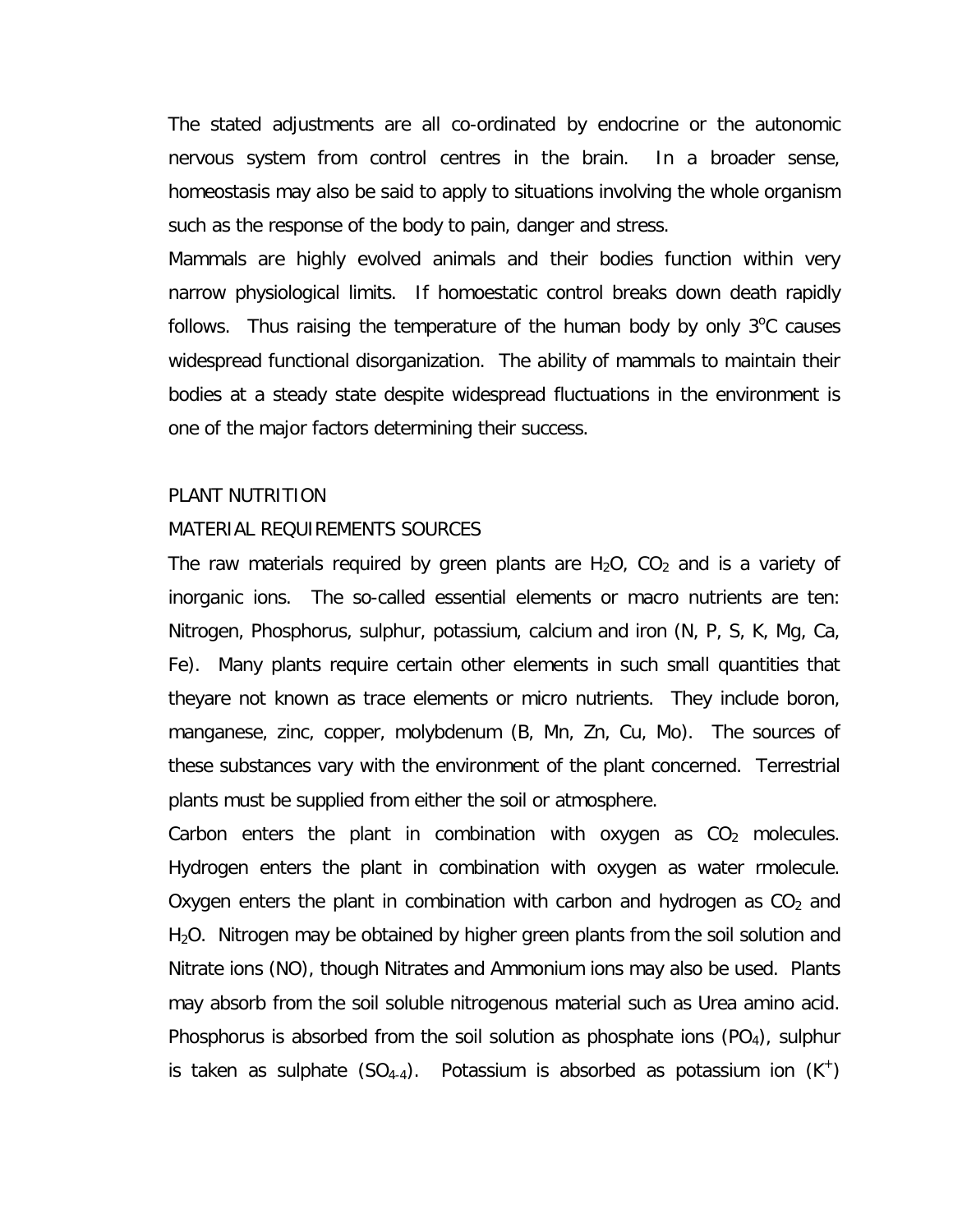The stated adjustments are all co-ordinated by endocrine or the autonomic nervous system from control centres in the brain. In a broader sense, homeostasis may also be said to apply to situations involving the whole organism such as the response of the body to pain, danger and stress.

Mammals are highly evolved animals and their bodies function within very narrow physiological limits. If homoestatic control breaks down death rapidly follows. Thus raising the temperature of the human body by only $3^oC$ causes widespread functional disorganization. The ability of mammals to maintain their bodies at a steady state despite widespread fluctuations in the environment is one of the major factors determining their success.

PLANT NUTRITION

MATERIAL REQUIREMENTS SOURCES

The raw materials required by green plants are $H_2O$, $CO_2$ and is a variety of inorganic ions. The so-called essential elements or macro nutrients are ten: Nitrogen, Phosphorus, sulphur, potassium, calcium and iron (N, P, S, K, Mg, Ca, Fe). Many plants require certain other elements in such small quantities that theyare not known as trace elements or micro nutrients. They include boron, manganese, zinc, copper, molybdenum (B, Mn, Zn, Cu, Mo). The sources of these substances vary with the environment of the plant concerned. Terrestrial plants must be supplied from either the soil or atmosphere.

Carbon enters the plant in combination with oxygen as $CO_2$ molecules. Hydrogen enters the plant in combination with oxygen as water rmolecule. Oxygen enters the plant in combination with carbon and hydrogen as $CO_2$ and $H_2O$. Nitrogen may be obtained by higher green plants from the soil solution and Nitrate ions (NO), though Nitrates and Ammonium ions may also be used. Plants may absorb from the soil soluble nitrogenous material such as Urea amino acid. Phosphorus is absorbed from the soil solution as phosphate ions ($PO_4$), sulphur is taken as sulphate ($SO_{4-4}$). Potassium is absorbed as potassium ion ($K^+$)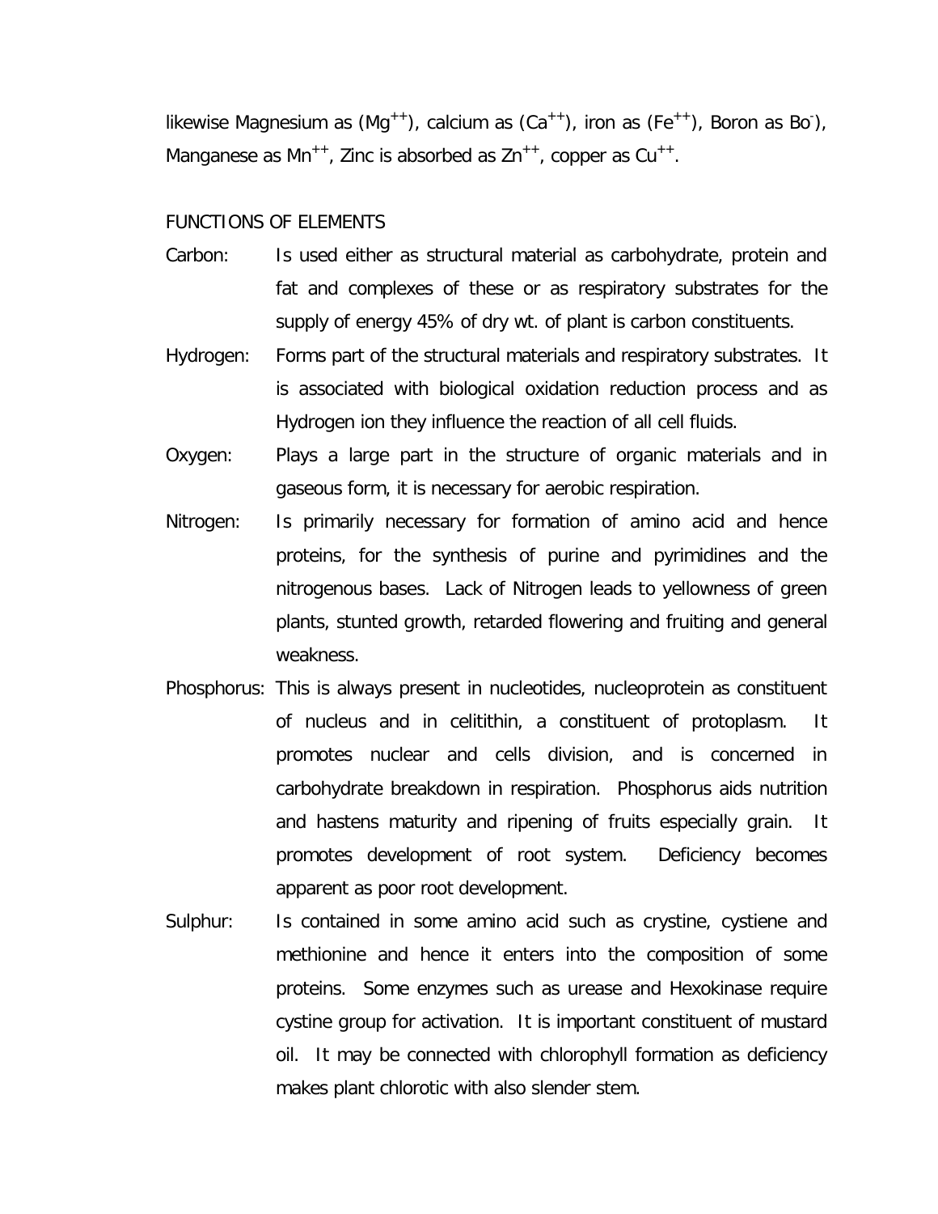likewise Magnesium as ($Mg^{++}$), calcium as ($Ca^{++}$), iron as ($Fe^{++}$), Boron as $Bo^{-}$), Manganese as $Mn^{++}$, Zinc is absorbed as $Zn^{++}$, copper as $Cu^{++}$.

FUNCTIONS OF ELEMENTS

Carbon: Is used either as structural material as carbohydrate, protein and fat and complexes of these or as respiratory substrates for the supply of energy 45% of dry wt. of plant is carbon constituents.

Hydrogen: Forms part of the structural materials and respiratory substrates. It is associated with biological oxidation reduction process and as Hydrogen ion they influence the reaction of all cell fluids.

Oxygen: Plays a large part in the structure of organic materials and in gaseous form, it is necessary for aerobic respiration.

Nitrogen: Is primarily necessary for formation of amino acid and hence proteins, for the synthesis of purine and pyrimidines and the nitrogenous bases. Lack of Nitrogen leads to yellowness of green plants, stunted growth, retarded flowering and fruiting and general weakness.

Phosphorus: This is always present in nucleotides, nucleoprotein as constituent of nucleus and in celitithin, a constituent of protoplasm. It promotes nuclear and cells division, and is concerned in carbohydrate breakdown in respiration. Phosphorus aids nutrition and hastens maturity and ripening of fruits especially grain. It promotes development of root system. Deficiency becomes apparent as poor root development.

Sulphur: Is contained in some amino acid such as crystine, cystiene and methionine and hence it enters into the composition of some proteins. Some enzymes such as urease and Hexokinase require cystine group for activation. It is important constituent of mustard oil. It may be connected with chlorophyll formation as deficiency makes plant chlorotic with also slender stem.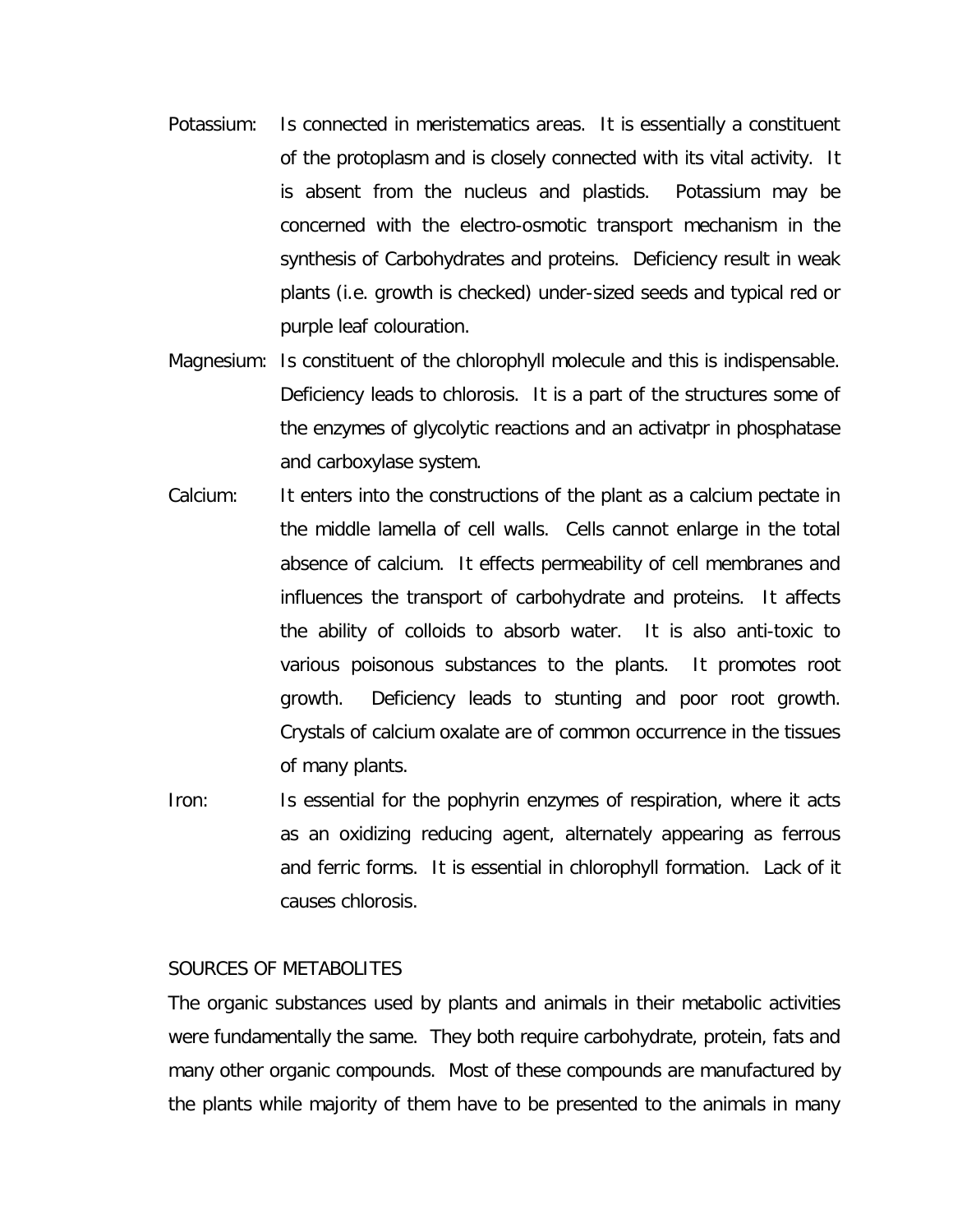Potassium: Is connected in meristematics areas. It is essentially a constituent of the protoplasm and is closely connected with its vital activity. It is absent from the nucleus and plastids. Potassium may be concerned with the electro-osmotic transport mechanism in the synthesis of Carbohydrates and proteins. Deficiency result in weak plants (i.e. growth is checked) under-sized seeds and typical red or purple leaf colouration.

Magnesium: Is constituent of the chlorophyll molecule and this is indispensable. Deficiency leads to chlorosis. It is a part of the structures some of the enzymes of glycolytic reactions and an activatpr in phosphatase and carboxylase system.

Calcium: It enters into the constructions of the plant as a calcium pectate in the middle lamella of cell walls. Cells cannot enlarge in the total absence of calcium. It effects permeability of cell membranes and influences the transport of carbohydrate and proteins. It affects the ability of colloids to absorb water. It is also anti-toxic to various poisonous substances to the plants. It promotes root growth. Deficiency leads to stunting and poor root growth. Crystals of calcium oxalate are of common occurrence in the tissues of many plants.

Iron: Is essential for the pophyrin enzymes of respiration, where it acts as an oxidizing reducing agent, alternately appearing as ferrous and ferric forms. It is essential in chlorophyll formation. Lack of it causes chlorosis.

SOURCES OF METABOLITES

The organic substances used by plants and animals in their metabolic activities were fundamentally the same. They both require carbohydrate, protein, fats and many other organic compounds. Most of these compounds are manufactured by the plants while majority of them have to be presented to the animals in many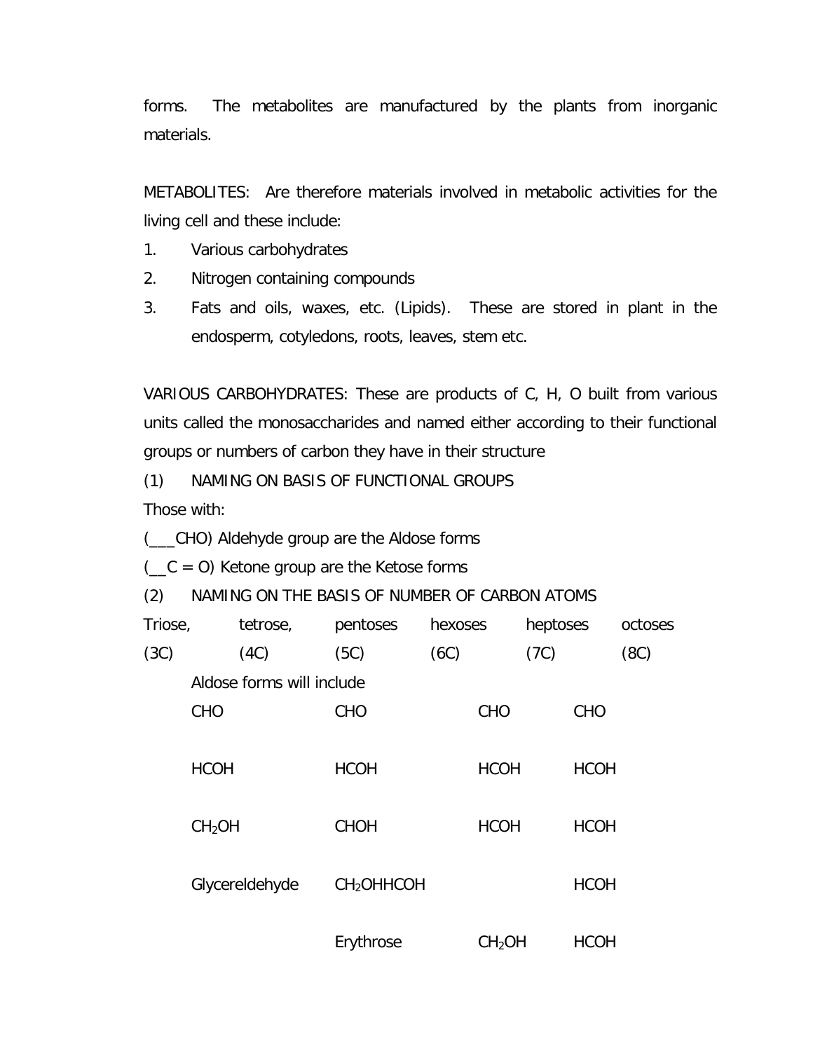forms. The metabolites are manufactured by the plants from inorganic materials.

METABOLITES: Are therefore materials involved in metabolic activities for the living cell and these include:

1. Various carbohydrates
2. Nitrogen containing compounds
3. Fats and oils, waxes, etc. (Lipids). These are stored in plant in the endosperm, cotyledons, roots, leaves, stem etc.

VARIOUS CARBOHYDRATES: These are products of C, H, O built from various units called the monosaccharides and named either according to their functional groups or numbers of carbon they have in their structure

(1) NAMING ON BASIS OF FUNCTIONAL GROUPS

Those with:

(___CHO) Aldehyde group are the Aldose forms

(__C = O) Ketone group are the Ketose forms

(2) NAMING ON THE BASIS OF NUMBER OF CARBON ATOMS

| Triose, | tetrose, | pentoses | hexoses | heptoses | octoses |
|---|---|---|---|---|---|
| (3C) | (4C) | (5C) | (6C) | (7C) | (8C) |

Aldose forms will include

| | | | |
|---|---|---|---|
| CHO | CHO | CHO | CHO |
| HCOH | HCOH | HCOH | HCOH |
| $CH_2OH$ | CHOH | HCOH | HCOH |
| Glycereldehyde | $CH_2OH$HCOH | | HCOH |
| | Erythrose | $CH_2OH$ | HCOH |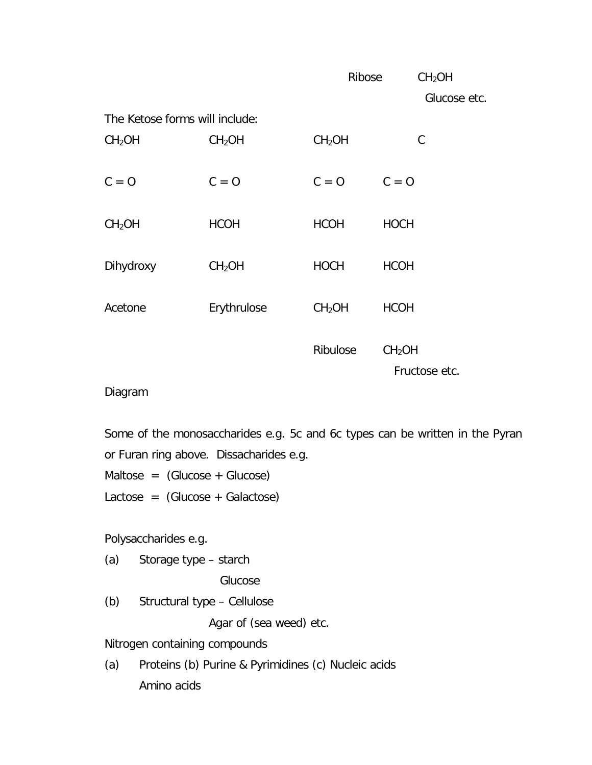Ribose $CH_2OH$

Glucose etc.

The Ketose forms will include:

| | | | | |
|---|---|---|---|---|
| $CH_2OH$ | $CH_2OH$ | $CH_2OH$ | | C |
| C = O | C = O | C = O | C = O | |
| $CH_2OH$ | HCOH | HCOH | HOCH | |
| Dihydroxy | $CH_2OH$ | HOCH | HCOH | |
| Acetone | Erythrulose | $CH_2OH$ | HCOH | |
| | | Ribulose | $CH_2OH$ | |
| | | | Fructose etc. | |

Diagram

Some of the monosaccharides e.g. 5c and 6c types can be written in the Pyran or Furan ring above. Dissacharides e.g.

Maltose = (Glucose + Glucose)

Lactose = (Glucose + Galactose)

Polysaccharides e.g.

(a) Storage type – starch

Glucose

(b) Structural type – Cellulose

Agar of (sea weed) etc.

Nitrogen containing compounds

(a) Proteins (b) Purine & Pyrimidines (c) Nucleic acids

Amino acids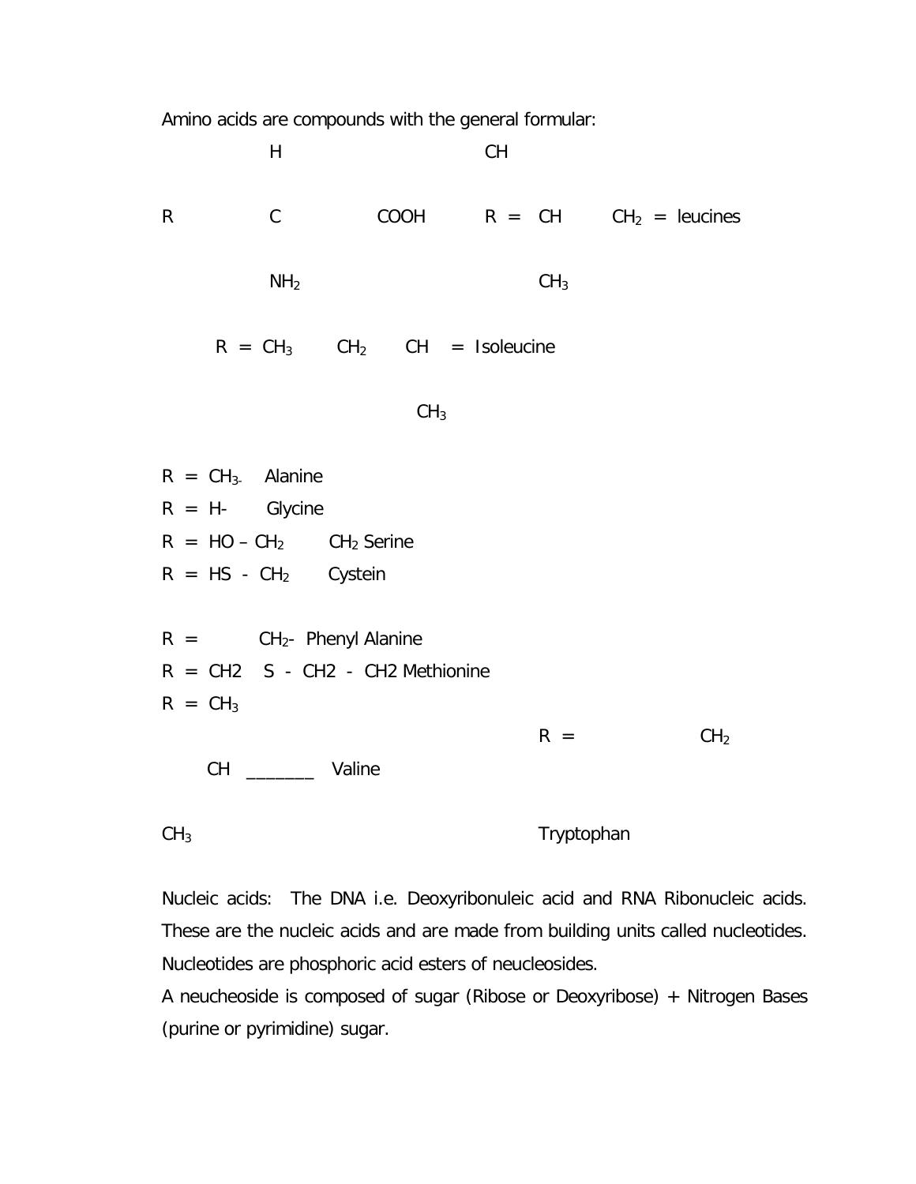Amino acids are compounds with the general formular:

```
        H                    CH
R       C       COOH    R =  CH      CH2 = leucines
        NH2                  CH3
```

R = $CH_3$ $CH_2$ CH = Isoleucine

$CH_3$

R = $CH_{3-}$ Alanine

R = H- Glycine

R = HO – $CH_2$ $CH_2$ Serine

R = HS - $CH_2$ Cystein

R = $CH_2$- Phenyl Alanine

R = CH2 S - CH2 - CH2 Methionine

R = $CH_3$

CH _______ Valine

$CH_3$

R = $CH_2$

Tryptophan

Nucleic acids: The DNA i.e. Deoxyribonuleic acid and RNA Ribonucleic acids. These are the nucleic acids and are made from building units called nucleotides. Nucleotides are phosphoric acid esters of neucleosides.

A neucheoside is composed of sugar (Ribose or Deoxyribose) + Nitrogen Bases (purine or pyrimidine) sugar.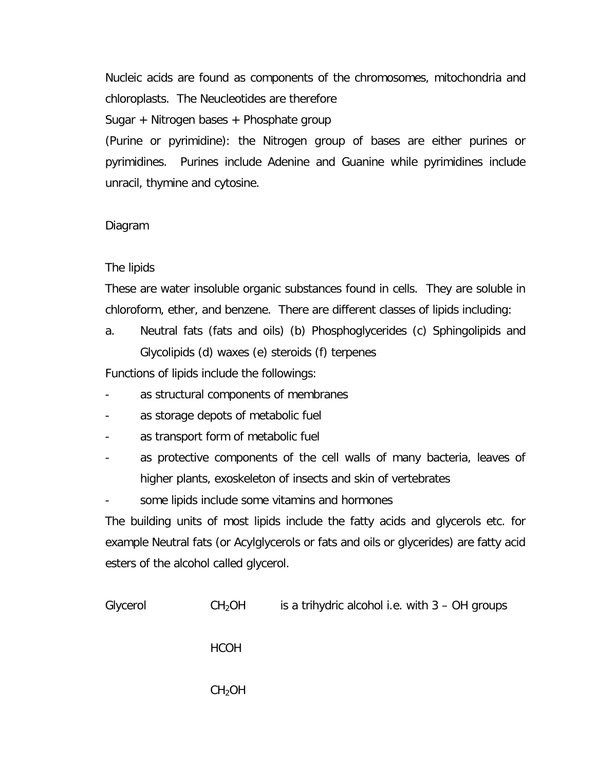Nucleic acids are found as components of the chromosomes, mitochondria and chloroplasts. The Neucleotides are therefore

Sugar + Nitrogen bases + Phosphate group

(Purine or pyrimidine): the Nitrogen group of bases are either purines or pyrimidines. Purines include Adenine and Guanine while pyrimidines include unracil, thymine and cytosine.

Diagram

The lipids

These are water insoluble organic substances found in cells. They are soluble in chloroform, ether, and benzene. There are different classes of lipids including:

a. Neutral fats (fats and oils) (b) Phosphoglycerides (c) Sphingolipids and Glycolipids (d) waxes (e) steroids (f) terpenes

Functions of lipids include the followings:

- as structural components of membranes
- as storage depots of metabolic fuel
- as transport form of metabolic fuel
- as protective components of the cell walls of many bacteria, leaves of higher plants, exoskeleton of insects and skin of vertebrates
- some lipids include some vitamins and hormones

The building units of most lipids include the fatty acids and glycerols etc. for example Neutral fats (or Acylglycerols or fats and oils or glycerides) are fatty acid esters of the alcohol called glycerol.

Glycerol $CH_2OH$ is a trihydric alcohol i.e. with 3 – OH groups

$HCOH$

$CH_2OH$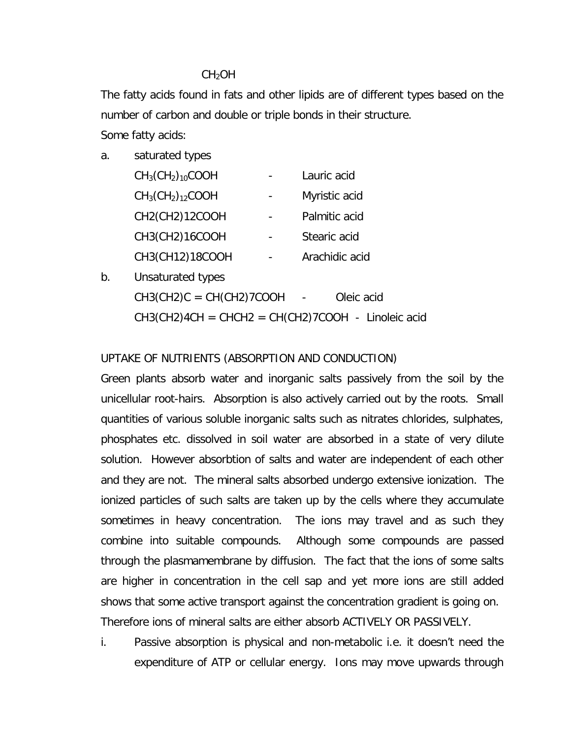$CH_2OH$

The fatty acids found in fats and other lipids are of different types based on the number of carbon and double or triple bonds in their structure.

Some fatty acids:

a. saturated types

| | | |
|---|---|---|
| $CH_3(CH_2)_{10}COOH$ | - | Lauric acid |
| $CH_3(CH_2)_{12}COOH$ | - | Myristic acid |
| CH2(CH2)12COOH | - | Palmitic acid |
| CH3(CH2)16COOH | - | Stearic acid |
| CH3(CH12)18COOH | - | Arachidic acid |

b. Unsaturated types

CH3(CH2)C = CH(CH2)7COOH - Oleic acid

CH3(CH2)4CH = CHCH2 = CH(CH2)7COOH - Linoleic acid

UPTAKE OF NUTRIENTS (ABSORPTION AND CONDUCTION)

Green plants absorb water and inorganic salts passively from the soil by the unicellular root-hairs. Absorption is also actively carried out by the roots. Small quantities of various soluble inorganic salts such as nitrates chlorides, sulphates, phosphates etc. dissolved in soil water are absorbed in a state of very dilute solution. However absorbtion of salts and water are independent of each other and they are not. The mineral salts absorbed undergo extensive ionization. The ionized particles of such salts are taken up by the cells where they accumulate sometimes in heavy concentration. The ions may travel and as such they combine into suitable compounds. Although some compounds are passed through the plasmamembrane by diffusion. The fact that the ions of some salts are higher in concentration in the cell sap and yet more ions are still added shows that some active transport against the concentration gradient is going on. Therefore ions of mineral salts are either absorb ACTIVELY OR PASSIVELY.

i. Passive absorption is physical and non-metabolic i.e. it doesn't need the expenditure of ATP or cellular energy. Ions may move upwards through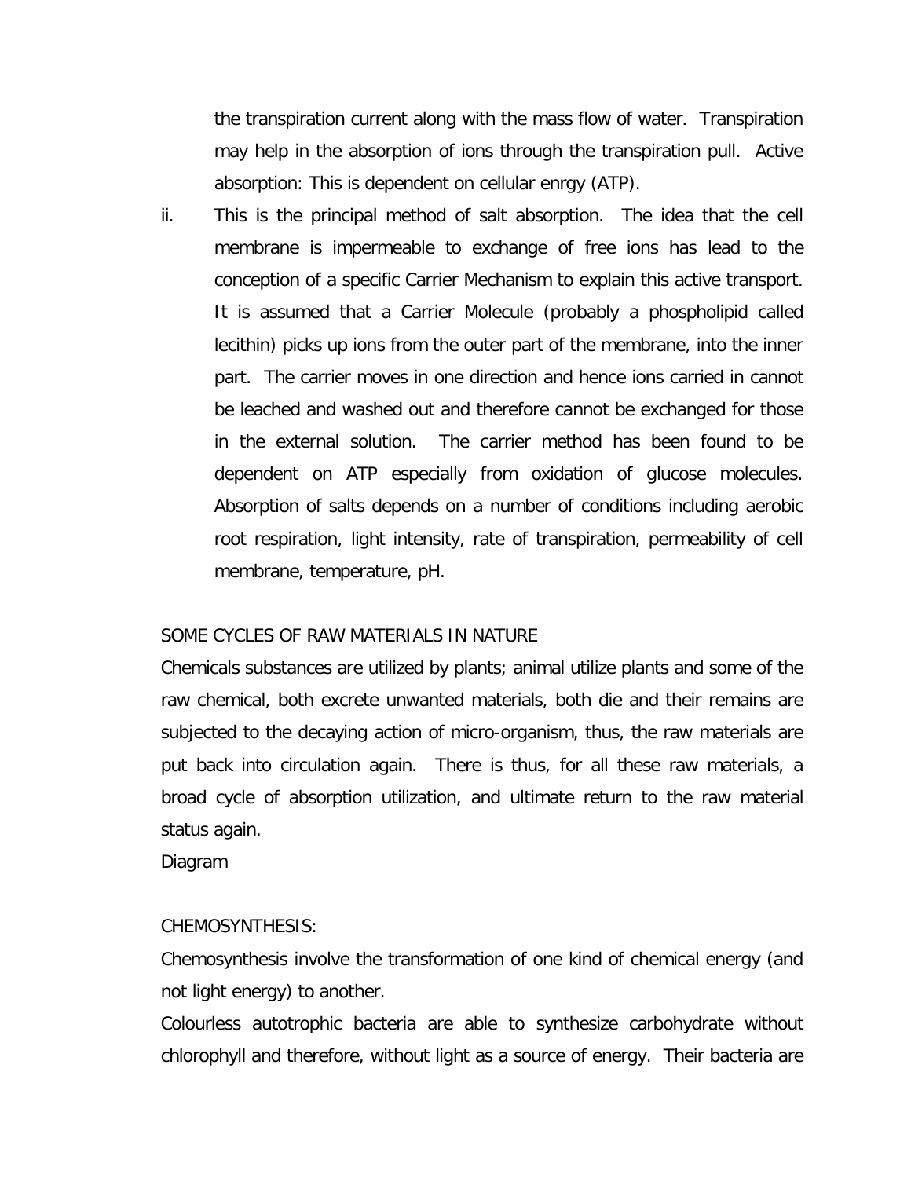the transpiration current along with the mass flow of water. Transpiration may help in the absorption of ions through the transpiration pull. Active absorption: This is dependent on cellular enrgy (ATP).

ii. This is the principal method of salt absorption. The idea that the cell membrane is impermeable to exchange of free ions has lead to the conception of a specific Carrier Mechanism to explain this active transport. It is assumed that a Carrier Molecule (probably a phospholipid called lecithin) picks up ions from the outer part of the membrane, into the inner part. The carrier moves in one direction and hence ions carried in cannot be leached and washed out and therefore cannot be exchanged for those in the external solution. The carrier method has been found to be dependent on ATP especially from oxidation of glucose molecules. Absorption of salts depends on a number of conditions including aerobic root respiration, light intensity, rate of transpiration, permeability of cell membrane, temperature, pH.

SOME CYCLES OF RAW MATERIALS IN NATURE

Chemicals substances are utilized by plants; animal utilize plants and some of the raw chemical, both excrete unwanted materials, both die and their remains are subjected to the decaying action of micro-organism, thus, the raw materials are put back into circulation again. There is thus, for all these raw materials, a broad cycle of absorption utilization, and ultimate return to the raw material status again.

Diagram

CHEMOSYNTHESIS:

Chemosynthesis involve the transformation of one kind of chemical energy (and not light energy) to another.

Colourless autotrophic bacteria are able to synthesize carbohydrate without chlorophyll and therefore, without light as a source of energy. Their bacteria are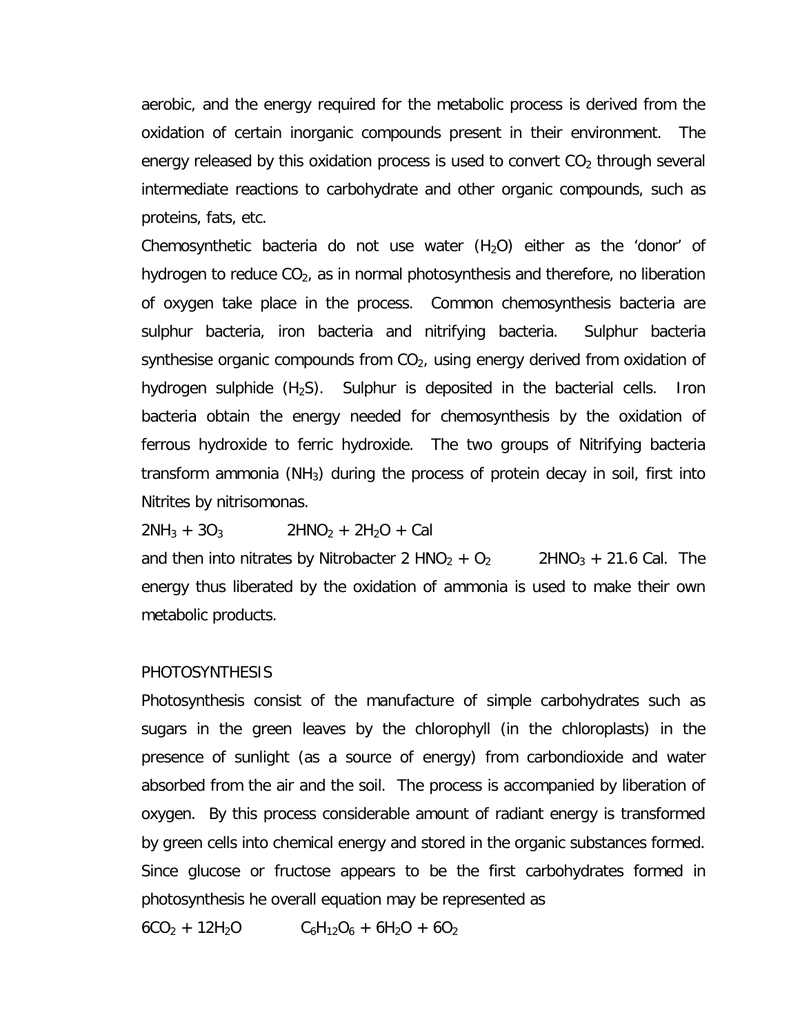aerobic, and the energy required for the metabolic process is derived from the oxidation of certain inorganic compounds present in their environment. The energy released by this oxidation process is used to convert $CO_2$ through several intermediate reactions to carbohydrate and other organic compounds, such as proteins, fats, etc.

Chemosynthetic bacteria do not use water ($H_2O$) either as the 'donor' of hydrogen to reduce $CO_2$, as in normal photosynthesis and therefore, no liberation of oxygen take place in the process. Common chemosynthesis bacteria are sulphur bacteria, iron bacteria and nitrifying bacteria. Sulphur bacteria synthesise organic compounds from $CO_2$, using energy derived from oxidation of hydrogen sulphide ($H_2S$). Sulphur is deposited in the bacterial cells. Iron bacteria obtain the energy needed for chemosynthesis by the oxidation of ferrous hydroxide to ferric hydroxide. The two groups of Nitrifying bacteria transform ammonia ($NH_3$) during the process of protein decay in soil, first into Nitrites by nitrisomonas.

$$2NH_3 + 3O_3 \qquad 2HNO_2 + 2H_2O + Cal$$

and then into nitrates by Nitrobacter $2\ HNO_2 + O_2 \qquad 2HNO_3 + 21.6$ Cal. The energy thus liberated by the oxidation of ammonia is used to make their own metabolic products.

## PHOTOSYNTHESIS

Photosynthesis consist of the manufacture of simple carbohydrates such as sugars in the green leaves by the chlorophyll (in the chloroplasts) in the presence of sunlight (as a source of energy) from carbondioxide and water absorbed from the air and the soil. The process is accompanied by liberation of oxygen. By this process considerable amount of radiant energy is transformed by green cells into chemical energy and stored in the organic substances formed. Since glucose or fructose appears to be the first carbohydrates formed in photosynthesis he overall equation may be represented as

$$6CO_2 + 12H_2O \qquad C_6H_{12}O_6 + 6H_2O + 6O_2$$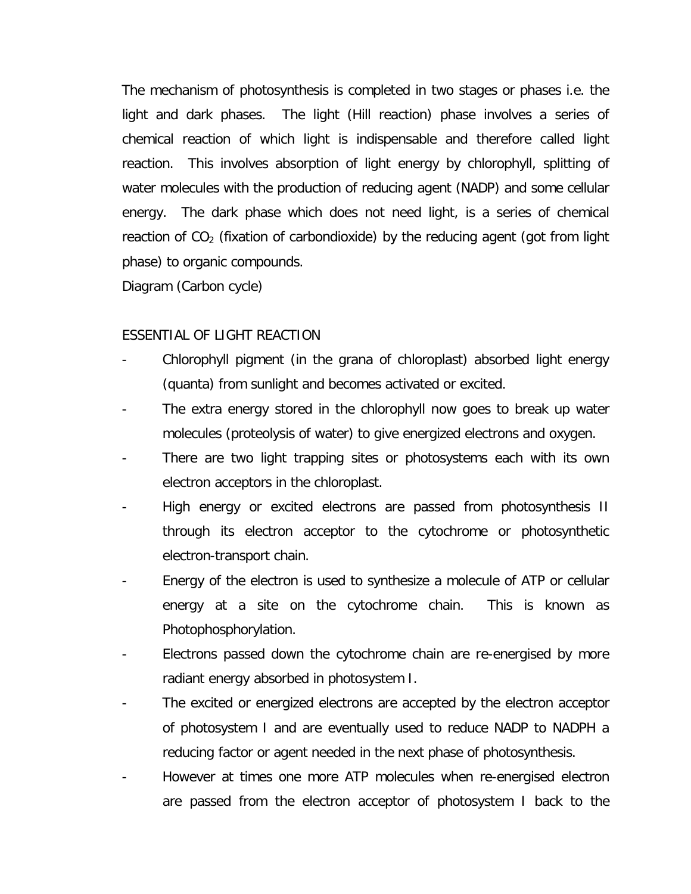The mechanism of photosynthesis is completed in two stages or phases i.e. the light and dark phases. The light (Hill reaction) phase involves a series of chemical reaction of which light is indispensable and therefore called light reaction. This involves absorption of light energy by chlorophyll, splitting of water molecules with the production of reducing agent (NADP) and some cellular energy. The dark phase which does not need light, is a series of chemical reaction of $CO_2$ (fixation of carbondioxide) by the reducing agent (got from light phase) to organic compounds.

Diagram (Carbon cycle)

ESSENTIAL OF LIGHT REACTION

- Chlorophyll pigment (in the grana of chloroplast) absorbed light energy (quanta) from sunlight and becomes activated or excited.
- The extra energy stored in the chlorophyll now goes to break up water molecules (proteolysis of water) to give energized electrons and oxygen.
- There are two light trapping sites or photosystems each with its own electron acceptors in the chloroplast.
- High energy or excited electrons are passed from photosynthesis II through its electron acceptor to the cytochrome or photosynthetic electron-transport chain.
- Energy of the electron is used to synthesize a molecule of ATP or cellular energy at a site on the cytochrome chain. This is known as Photophosphorylation.
- Electrons passed down the cytochrome chain are re-energised by more radiant energy absorbed in photosystem I.
- The excited or energized electrons are accepted by the electron acceptor of photosystem I and are eventually used to reduce NADP to NADPH a reducing factor or agent needed in the next phase of photosynthesis.
- However at times one more ATP molecules when re-energised electron are passed from the electron acceptor of photosystem I back to the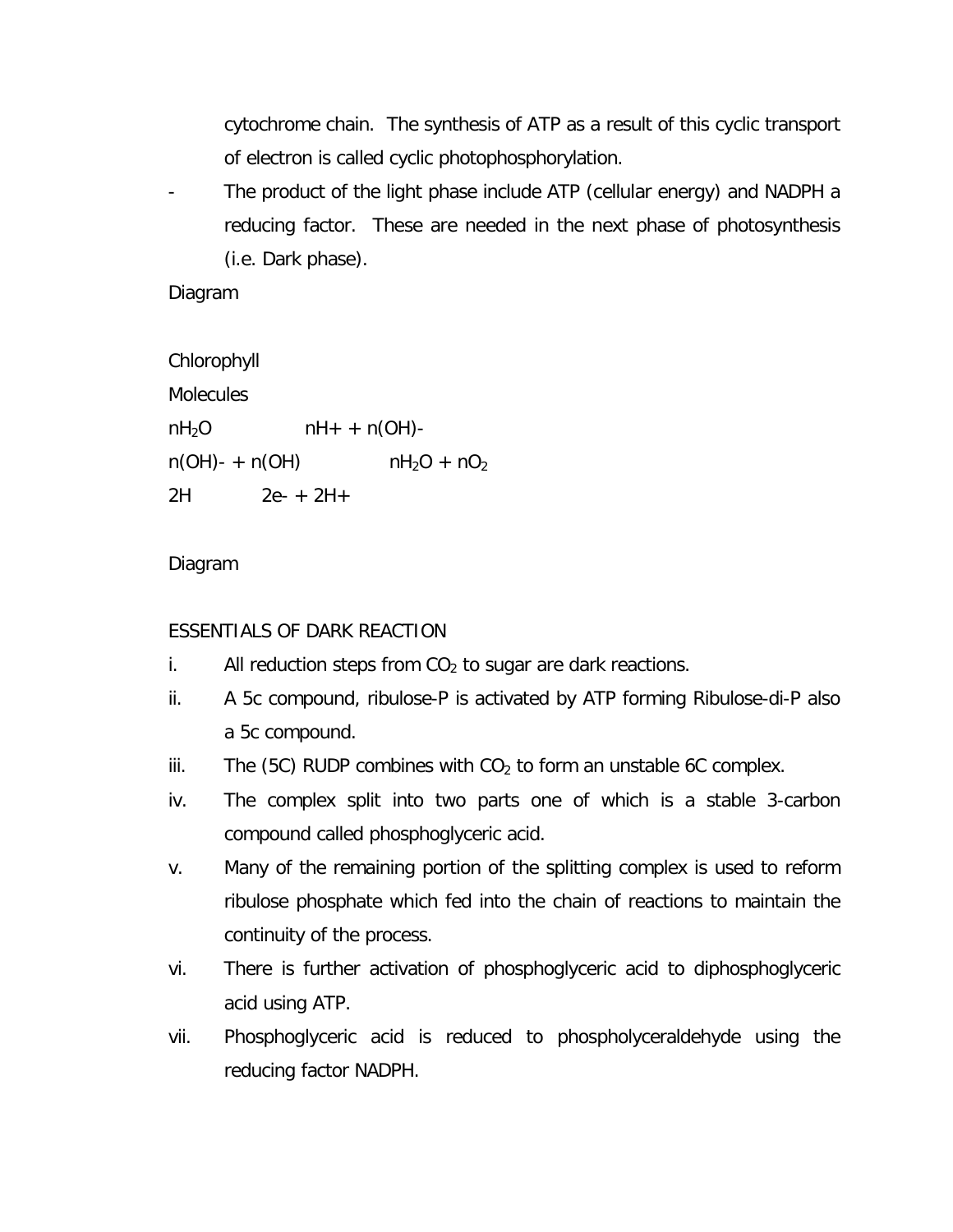cytochrome chain. The synthesis of ATP as a result of this cyclic transport of electron is called cyclic photophosphorylation.

- The product of the light phase include ATP (cellular energy) and NADPH a reducing factor. These are needed in the next phase of photosynthesis (i.e. Dark phase).

Diagram

Chlorophyll

Molecules

$nH_2O$ $nH^+ + n(OH)^-$

$n(OH)^- + n(OH)$ $nH_2O + nO_2$

$2H$ $2e^- + 2H^+$

Diagram

ESSENTIALS OF DARK REACTION

i. All reduction steps from $CO_2$ to sugar are dark reactions.
ii. A 5c compound, ribulose-P is activated by ATP forming Ribulose-di-P also a 5c compound.
iii. The (5C) RUDP combines with $CO_2$ to form an unstable 6C complex.
iv. The complex split into two parts one of which is a stable 3-carbon compound called phosphoglyceric acid.
v. Many of the remaining portion of the splitting complex is used to reform ribulose phosphate which fed into the chain of reactions to maintain the continuity of the process.
vi. There is further activation of phosphoglyceric acid to diphosphoglyceric acid using ATP.
vii. Phosphoglyceric acid is reduced to phospholyceraldehyde using the reducing factor NADPH.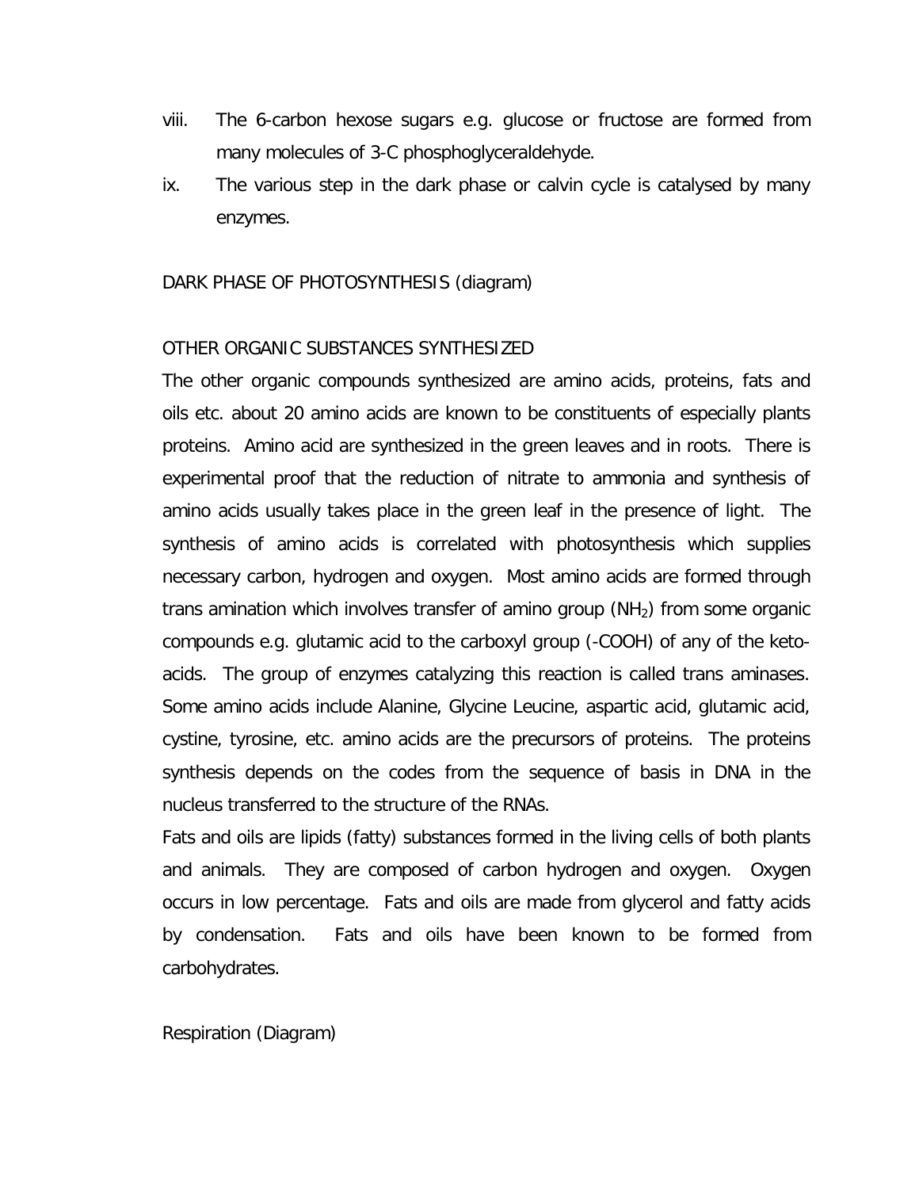viii. The 6-carbon hexose sugars e.g. glucose or fructose are formed from many molecules of 3-C phosphoglyceraldehyde.

ix. The various step in the dark phase or calvin cycle is catalysed by many enzymes.

DARK PHASE OF PHOTOSYNTHESIS (diagram)

OTHER ORGANIC SUBSTANCES SYNTHESIZED

The other organic compounds synthesized are amino acids, proteins, fats and oils etc. about 20 amino acids are known to be constituents of especially plants proteins. Amino acid are synthesized in the green leaves and in roots. There is experimental proof that the reduction of nitrate to ammonia and synthesis of amino acids usually takes place in the green leaf in the presence of light. The synthesis of amino acids is correlated with photosynthesis which supplies necessary carbon, hydrogen and oxygen. Most amino acids are formed through trans amination which involves transfer of amino group ($NH_2$) from some organic compounds e.g. glutamic acid to the carboxyl group (-COOH) of any of the keto-acids. The group of enzymes catalyzing this reaction is called trans aminases. Some amino acids include Alanine, Glycine Leucine, aspartic acid, glutamic acid, cystine, tyrosine, etc. amino acids are the precursors of proteins. The proteins synthesis depends on the codes from the sequence of basis in DNA in the nucleus transferred to the structure of the RNAs.

Fats and oils are lipids (fatty) substances formed in the living cells of both plants and animals. They are composed of carbon hydrogen and oxygen. Oxygen occurs in low percentage. Fats and oils are made from glycerol and fatty acids by condensation. Fats and oils have been known to be formed from carbohydrates.

Respiration (Diagram)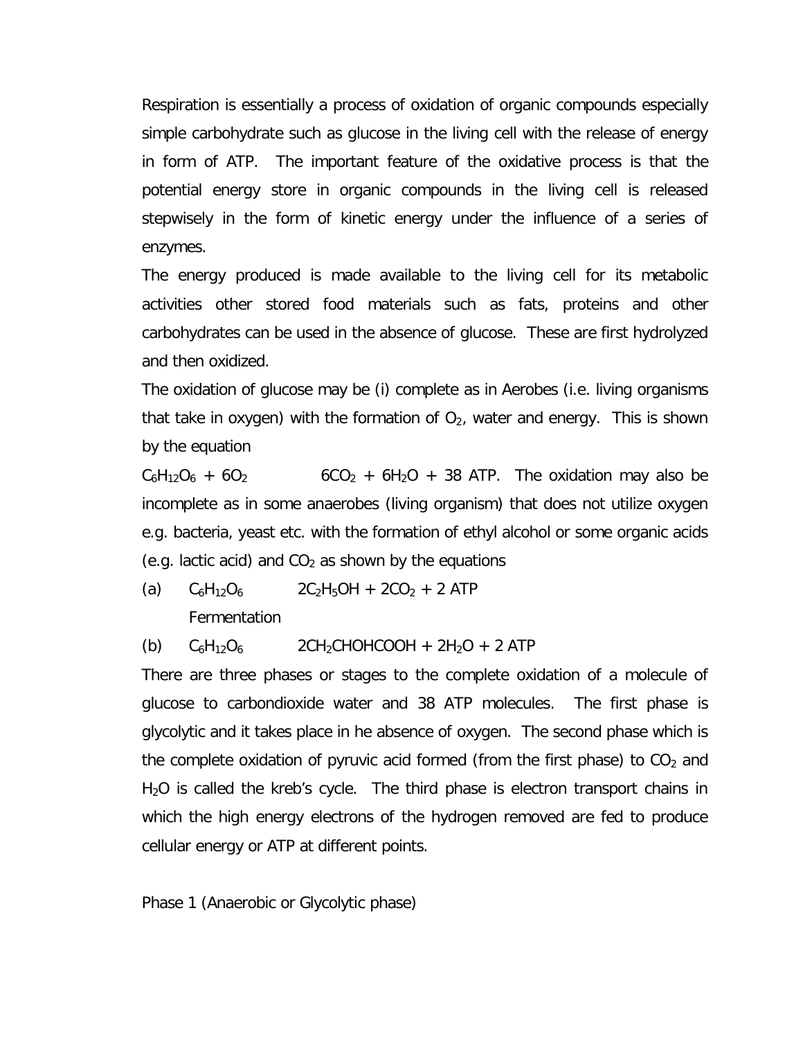Respiration is essentially a process of oxidation of organic compounds especially simple carbohydrate such as glucose in the living cell with the release of energy in form of ATP. The important feature of the oxidative process is that the potential energy store in organic compounds in the living cell is released stepwisely in the form of kinetic energy under the influence of a series of enzymes.

The energy produced is made available to the living cell for its metabolic activities other stored food materials such as fats, proteins and other carbohydrates can be used in the absence of glucose. These are first hydrolyzed and then oxidized.

The oxidation of glucose may be (i) complete as in Aerobes (i.e. living organisms that take in oxygen) with the formation of $O_2$, water and energy. This is shown by the equation

$C_6H_{12}O_6 + 6O_2 \qquad 6CO_2 + 6H_2O + 38$ ATP. The oxidation may also be incomplete as in some anaerobes (living organism) that does not utilize oxygen e.g. bacteria, yeast etc. with the formation of ethyl alcohol or some organic acids (e.g. lactic acid) and $CO_2$ as shown by the equations

(a) $C_6H_{12}O_6 \qquad 2C_2H_5OH + 2CO_2 + 2$ ATP

Fermentation

(b) $C_6H_{12}O_6 \qquad 2CH_2CHOHCOOH + 2H_2O + 2$ ATP

There are three phases or stages to the complete oxidation of a molecule of glucose to carbondioxide water and 38 ATP molecules. The first phase is glycolytic and it takes place in he absence of oxygen. The second phase which is the complete oxidation of pyruvic acid formed (from the first phase) to $CO_2$ and $H_2O$ is called the kreb's cycle. The third phase is electron transport chains in which the high energy electrons of the hydrogen removed are fed to produce cellular energy or ATP at different points.

Phase 1 (Anaerobic or Glycolytic phase)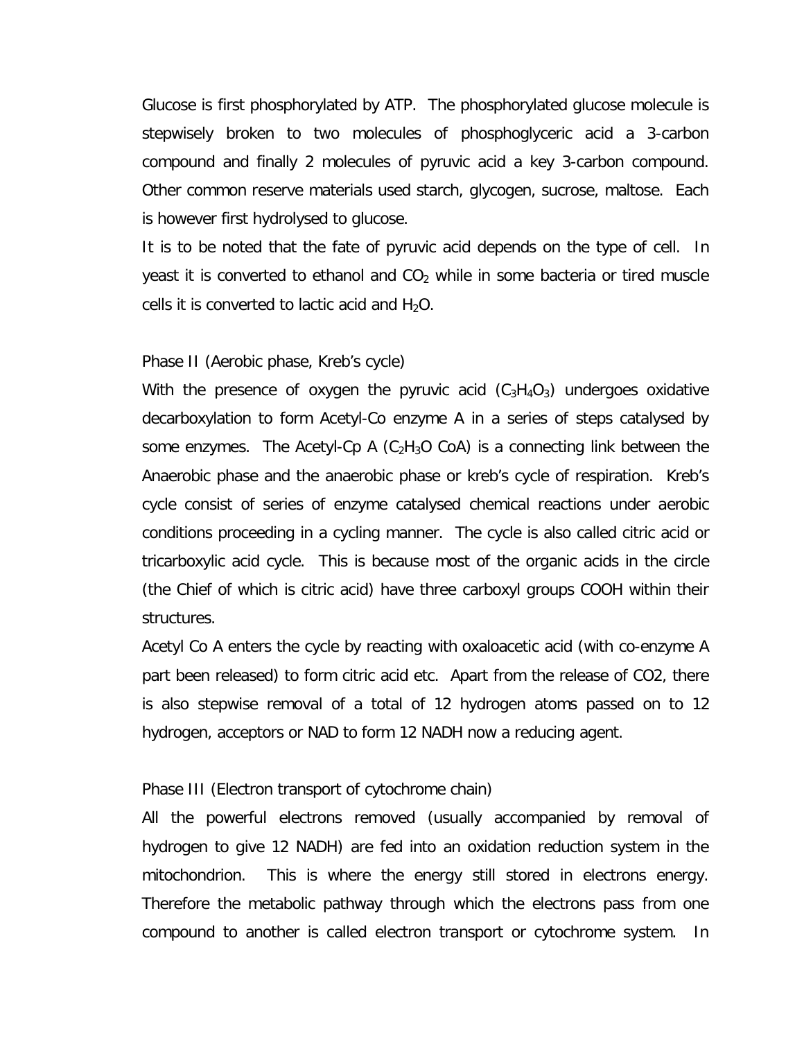Glucose is first phosphorylated by ATP. The phosphorylated glucose molecule is stepwisely broken to two molecules of phosphoglyceric acid a 3-carbon compound and finally 2 molecules of pyruvic acid a key 3-carbon compound. Other common reserve materials used starch, glycogen, sucrose, maltose. Each is however first hydrolysed to glucose.

It is to be noted that the fate of pyruvic acid depends on the type of cell. In yeast it is converted to ethanol and $CO_2$ while in some bacteria or tired muscle cells it is converted to lactic acid and $H_2O$.

Phase II (Aerobic phase, Kreb's cycle)

With the presence of oxygen the pyruvic acid ($C_3H_4O_3$) undergoes oxidative decarboxylation to form Acetyl-Co enzyme A in a series of steps catalysed by some enzymes. The Acetyl-Cp A ($C_2H_3O$ CoA) is a connecting link between the Anaerobic phase and the anaerobic phase or kreb's cycle of respiration. Kreb's cycle consist of series of enzyme catalysed chemical reactions under aerobic conditions proceeding in a cycling manner. The cycle is also called citric acid or tricarboxylic acid cycle. This is because most of the organic acids in the circle (the Chief of which is citric acid) have three carboxyl groups COOH within their structures.

Acetyl Co A enters the cycle by reacting with oxaloacetic acid (with co-enzyme A part been released) to form citric acid etc. Apart from the release of CO2, there is also stepwise removal of a total of 12 hydrogen atoms passed on to 12 hydrogen, acceptors or NAD to form 12 NADH now a reducing agent.

Phase III (Electron transport of cytochrome chain)

All the powerful electrons removed (usually accompanied by removal of hydrogen to give 12 NADH) are fed into an oxidation reduction system in the mitochondrion. This is where the energy still stored in electrons energy. Therefore the metabolic pathway through which the electrons pass from one compound to another is called electron transport or cytochrome system. In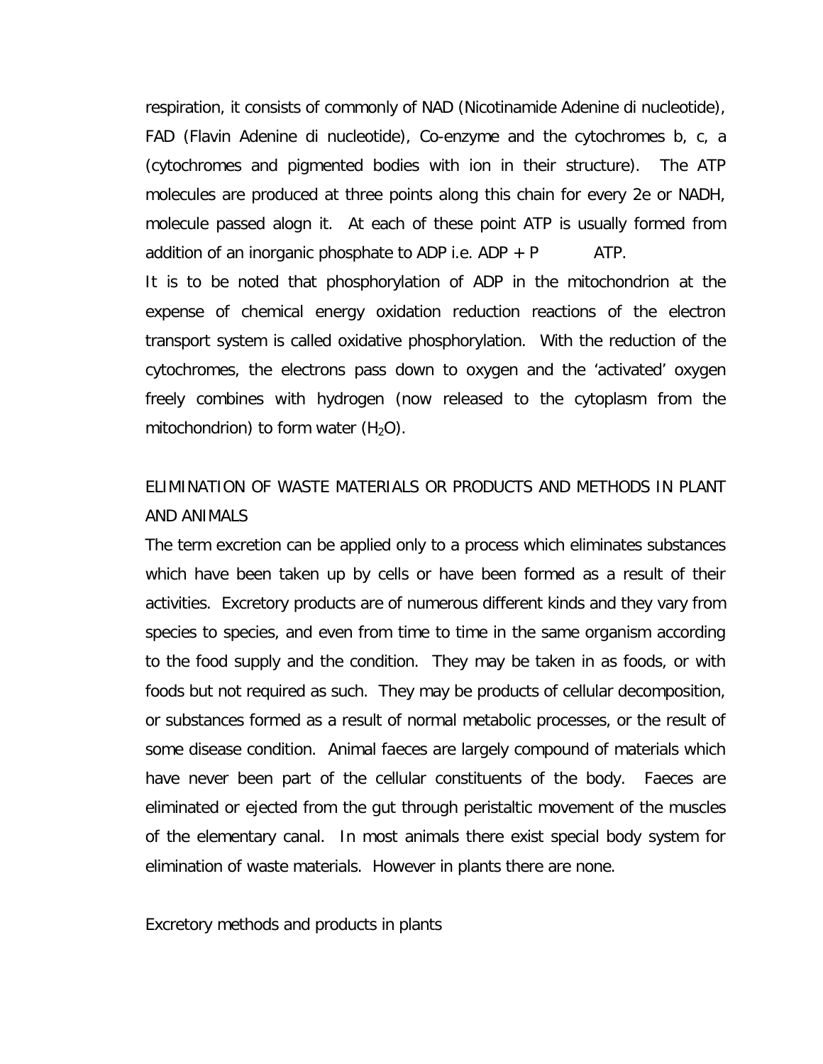respiration, it consists of commonly of NAD (Nicotinamide Adenine di nucleotide), FAD (Flavin Adenine di nucleotide), Co-enzyme and the cytochromes b, c, a (cytochromes and pigmented bodies with ion in their structure). The ATP molecules are produced at three points along this chain for every 2e or NADH, molecule passed alogn it. At each of these point ATP is usually formed from addition of an inorganic phosphate to ADP i.e. ADP + P $\rightarrow$ ATP.

It is to be noted that phosphorylation of ADP in the mitochondrion at the expense of chemical energy oxidation reduction reactions of the electron transport system is called oxidative phosphorylation. With the reduction of the cytochromes, the electrons pass down to oxygen and the 'activated' oxygen freely combines with hydrogen (now released to the cytoplasm from the mitochondrion) to form water ($H_2O$).

## ELIMINATION OF WASTE MATERIALS OR PRODUCTS AND METHODS IN PLANT AND ANIMALS

The term excretion can be applied only to a process which eliminates substances which have been taken up by cells or have been formed as a result of their activities. Excretory products are of numerous different kinds and they vary from species to species, and even from time to time in the same organism according to the food supply and the condition. They may be taken in as foods, or with foods but not required as such. They may be products of cellular decomposition, or substances formed as a result of normal metabolic processes, or the result of some disease condition. Animal faeces are largely compound of materials which have never been part of the cellular constituents of the body. Faeces are eliminated or ejected from the gut through peristaltic movement of the muscles of the elementary canal. In most animals there exist special body system for elimination of waste materials. However in plants there are none.

### Excretory methods and products in plants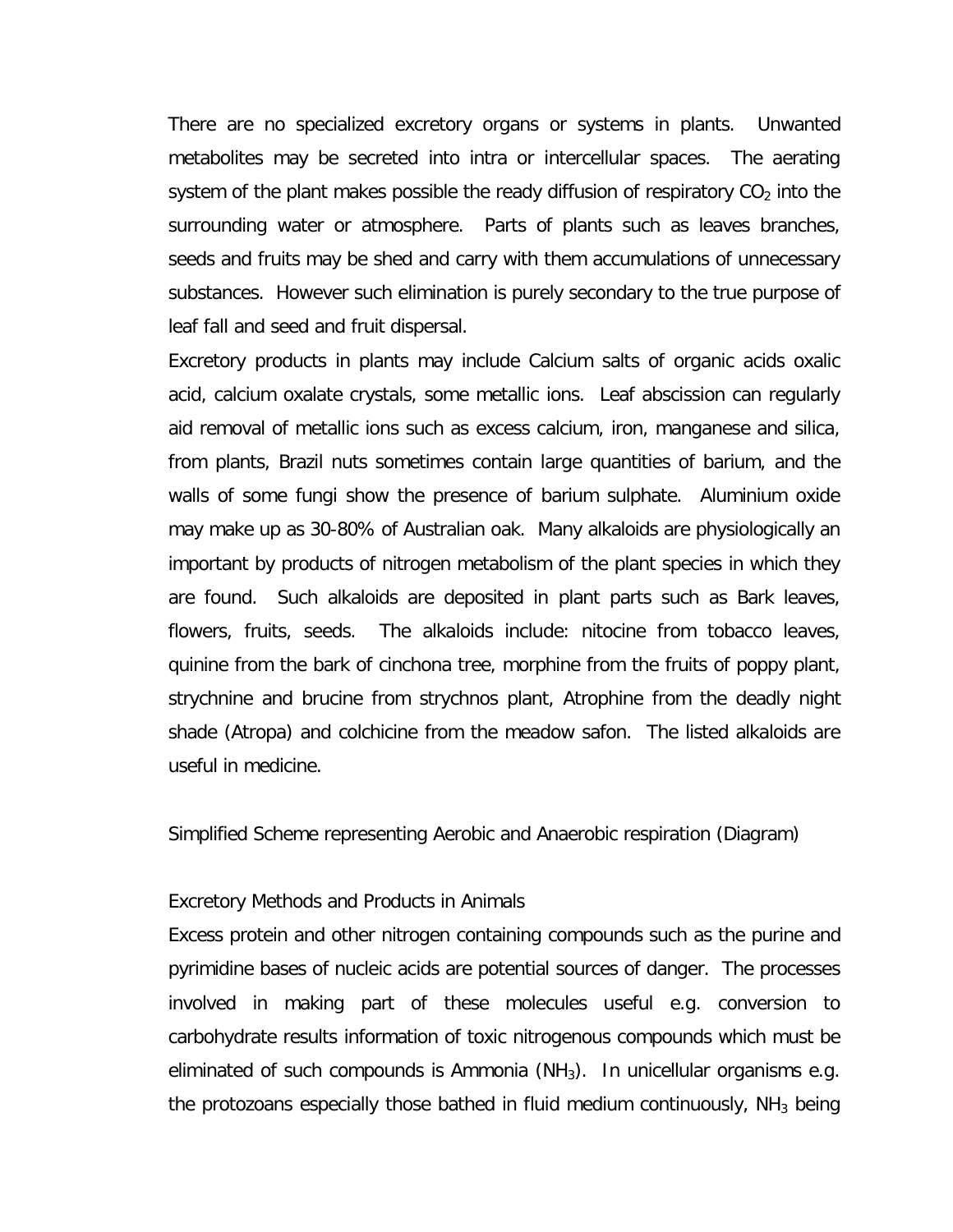There are no specialized excretory organs or systems in plants. Unwanted metabolites may be secreted into intra or intercellular spaces. The aerating system of the plant makes possible the ready diffusion of respiratory $CO_2$ into the surrounding water or atmosphere. Parts of plants such as leaves branches, seeds and fruits may be shed and carry with them accumulations of unnecessary substances. However such elimination is purely secondary to the true purpose of leaf fall and seed and fruit dispersal.

Excretory products in plants may include Calcium salts of organic acids oxalic acid, calcium oxalate crystals, some metallic ions. Leaf abscission can regularly aid removal of metallic ions such as excess calcium, iron, manganese and silica, from plants, Brazil nuts sometimes contain large quantities of barium, and the walls of some fungi show the presence of barium sulphate. Aluminium oxide may make up as 30-80% of Australian oak. Many alkaloids are physiologically an important by products of nitrogen metabolism of the plant species in which they are found. Such alkaloids are deposited in plant parts such as Bark leaves, flowers, fruits, seeds. The alkaloids include: nitocine from tobacco leaves, quinine from the bark of cinchona tree, morphine from the fruits of poppy plant, strychnine and brucine from strychnos plant, Atrophine from the deadly night shade (Atropa) and colchicine from the meadow safon. The listed alkaloids are useful in medicine.

Simplified Scheme representing Aerobic and Anaerobic respiration (Diagram)

Excretory Methods and Products in Animals

Excess protein and other nitrogen containing compounds such as the purine and pyrimidine bases of nucleic acids are potential sources of danger. The processes involved in making part of these molecules useful e.g. conversion to carbohydrate results information of toxic nitrogenous compounds which must be eliminated of such compounds is Ammonia ($NH_3$). In unicellular organisms e.g. the protozoans especially those bathed in fluid medium continuously, $NH_3$ being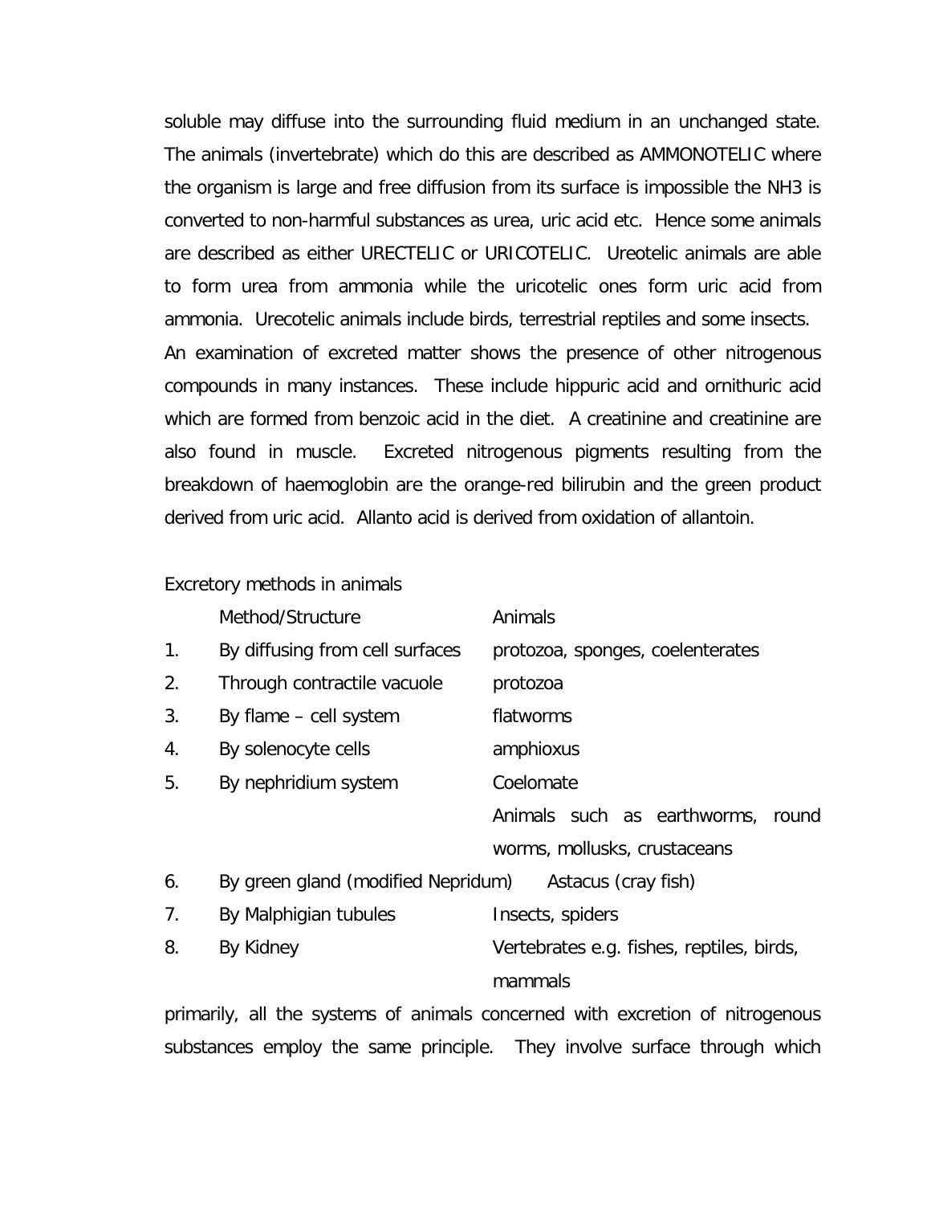soluble may diffuse into the surrounding fluid medium in an unchanged state. The animals (invertebrate) which do this are described as AMMONOTELIC where the organism is large and free diffusion from its surface is impossible the NH3 is converted to non-harmful substances as urea, uric acid etc. Hence some animals are described as either URECTELIC or URICOTELIC. Ureotelic animals are able to form urea from ammonia while the uricotelic ones form uric acid from ammonia. Urecotelic animals include birds, terrestrial reptiles and some insects.
An examination of excreted matter shows the presence of other nitrogenous compounds in many instances. These include hippuric acid and ornithuric acid which are formed from benzoic acid in the diet. A creatinine and creatinine are also found in muscle. Excreted nitrogenous pigments resulting from the breakdown of haemoglobin are the orange-red bilirubin and the green product derived from uric acid. Allanto acid is derived from oxidation of allantoin.

Excretory methods in animals

| | Method/Structure | Animals |
|---|---|---|
| 1. | By diffusing from cell surfaces | protozoa, sponges, coelenterates |
| 2. | Through contractile vacuole | protozoa |
| 3. | By flame – cell system | flatworms |
| 4. | By solenocyte cells | amphioxus |
| 5. | By nephridium system | Coelomate Animals such as earthworms, round worms, mollusks, crustaceans |
| 6. | By green gland (modified Nepridum) | Astacus (cray fish) |
| 7. | By Malphigian tubules | Insects, spiders |
| 8. | By Kidney | Vertebrates e.g. fishes, reptiles, birds, mammals |

primarily, all the systems of animals concerned with excretion of nitrogenous substances employ the same principle. They involve surface through which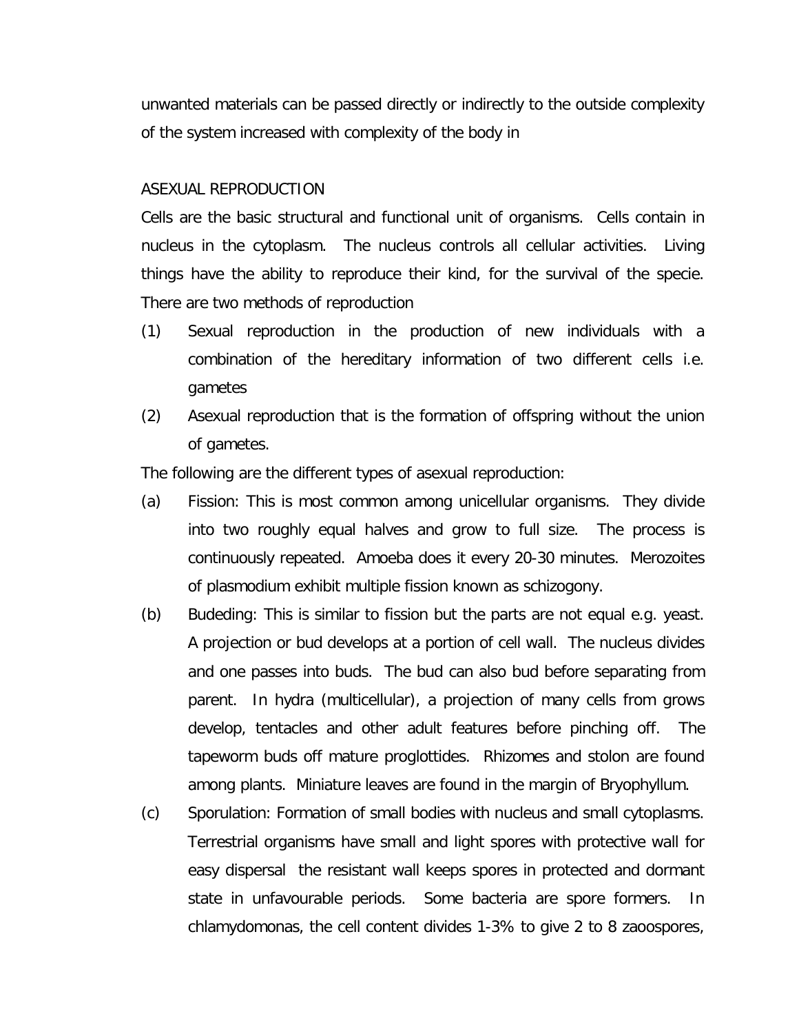unwanted materials can be passed directly or indirectly to the outside complexity of the system increased with complexity of the body in

## ASEXUAL REPRODUCTION

Cells are the basic structural and functional unit of organisms. Cells contain in nucleus in the cytoplasm. The nucleus controls all cellular activities. Living things have the ability to reproduce their kind, for the survival of the specie. There are two methods of reproduction

(1) Sexual reproduction in the production of new individuals with a combination of the hereditary information of two different cells i.e. gametes

(2) Asexual reproduction that is the formation of offspring without the union of gametes.

The following are the different types of asexual reproduction:

(a) Fission: This is most common among unicellular organisms. They divide into two roughly equal halves and grow to full size. The process is continuously repeated. Amoeba does it every 20-30 minutes. Merozoites of plasmodium exhibit multiple fission known as schizogony.

(b) Budeding: This is similar to fission but the parts are not equal e.g. yeast. A projection or bud develops at a portion of cell wall. The nucleus divides and one passes into buds. The bud can also bud before separating from parent. In hydra (multicellular), a projection of many cells from grows develop, tentacles and other adult features before pinching off. The tapeworm buds off mature proglottides. Rhizomes and stolon are found among plants. Miniature leaves are found in the margin of Bryophyllum.

(c) Sporulation: Formation of small bodies with nucleus and small cytoplasms. Terrestrial organisms have small and light spores with protective wall for easy dispersal the resistant wall keeps spores in protected and dormant state in unfavourable periods. Some bacteria are spore formers. In chlamydomonas, the cell content divides 1-3% to give 2 to 8 zaoospores,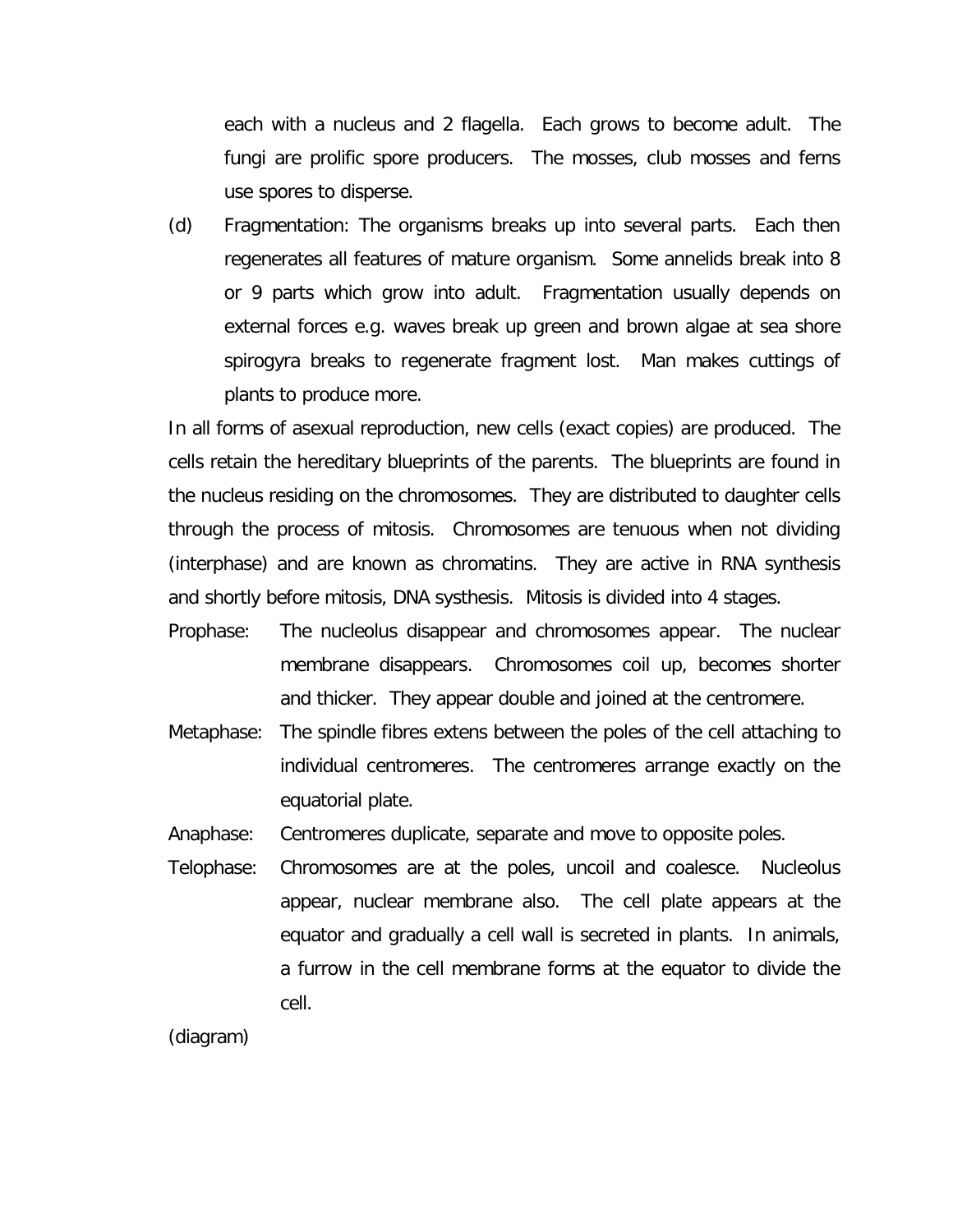each with a nucleus and 2 flagella. Each grows to become adult. The fungi are prolific spore producers. The mosses, club mosses and ferns use spores to disperse.

(d) Fragmentation: The organisms breaks up into several parts. Each then regenerates all features of mature organism. Some annelids break into 8 or 9 parts which grow into adult. Fragmentation usually depends on external forces e.g. waves break up green and brown algae at sea shore spirogyra breaks to regenerate fragment lost. Man makes cuttings of plants to produce more.

In all forms of asexual reproduction, new cells (exact copies) are produced. The cells retain the hereditary blueprints of the parents. The blueprints are found in the nucleus residing on the chromosomes. They are distributed to daughter cells through the process of mitosis. Chromosomes are tenuous when not dividing (interphase) and are known as chromatins. They are active in RNA synthesis and shortly before mitosis, DNA systhesis. Mitosis is divided into 4 stages.

Prophase: The nucleolus disappear and chromosomes appear. The nuclear membrane disappears. Chromosomes coil up, becomes shorter and thicker. They appear double and joined at the centromere.

Metaphase: The spindle fibres extens between the poles of the cell attaching to individual centromeres. The centromeres arrange exactly on the equatorial plate.

Anaphase: Centromeres duplicate, separate and move to opposite poles.

Telophase: Chromosomes are at the poles, uncoil and coalesce. Nucleolus appear, nuclear membrane also. The cell plate appears at the equator and gradually a cell wall is secreted in plants. In animals, a furrow in the cell membrane forms at the equator to divide the cell.

(diagram)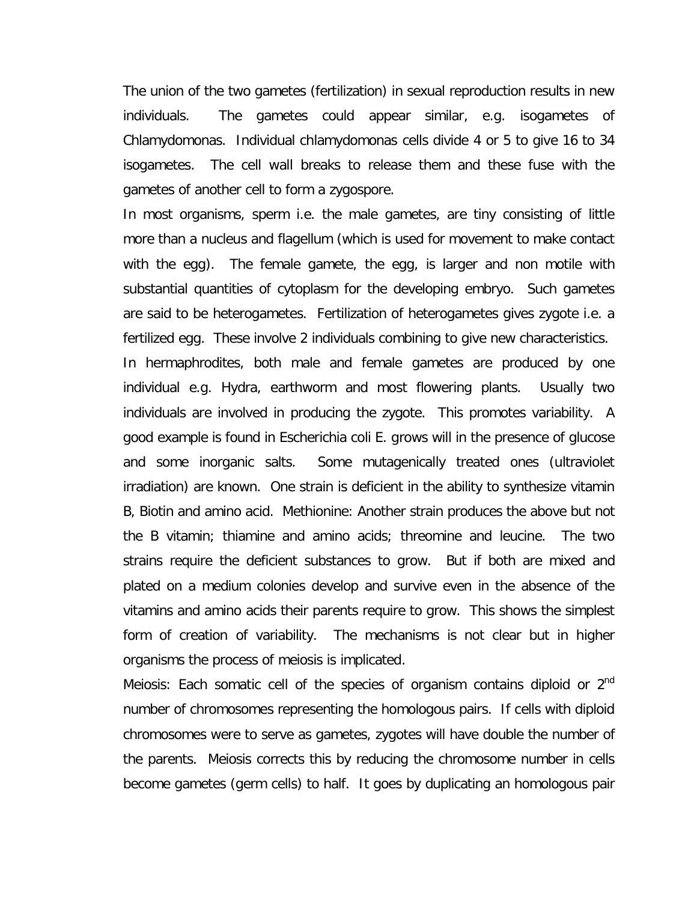The union of the two gametes (fertilization) in sexual reproduction results in new individuals. The gametes could appear similar, e.g. isogametes of Chlamydomonas. Individual chlamydomonas cells divide 4 or 5 to give 16 to 34 isogametes. The cell wall breaks to release them and these fuse with the gametes of another cell to form a zygospore.

In most organisms, sperm i.e. the male gametes, are tiny consisting of little more than a nucleus and flagellum (which is used for movement to make contact with the egg). The female gamete, the egg, is larger and non motile with substantial quantities of cytoplasm for the developing embryo. Such gametes are said to be heterogametes. Fertilization of heterogametes gives zygote i.e. a fertilized egg. These involve 2 individuals combining to give new characteristics.

In hermaphrodites, both male and female gametes are produced by one individual e.g. Hydra, earthworm and most flowering plants. Usually two individuals are involved in producing the zygote. This promotes variability. A good example is found in Escherichia coli E. grows will in the presence of glucose and some inorganic salts. Some mutagenically treated ones (ultraviolet irradiation) are known. One strain is deficient in the ability to synthesize vitamin B, Biotin and amino acid. Methionine: Another strain produces the above but not the B vitamin; thiamine and amino acids; threomine and leucine. The two strains require the deficient substances to grow. But if both are mixed and plated on a medium colonies develop and survive even in the absence of the vitamins and amino acids their parents require to grow. This shows the simplest form of creation of variability. The mechanisms is not clear but in higher organisms the process of meiosis is implicated.

Meiosis: Each somatic cell of the species of organism contains diploid or 2$^{nd}$ number of chromosomes representing the homologous pairs. If cells with diploid chromosomes were to serve as gametes, zygotes will have double the number of the parents. Meiosis corrects this by reducing the chromosome number in cells become gametes (germ cells) to half. It goes by duplicating an homologous pair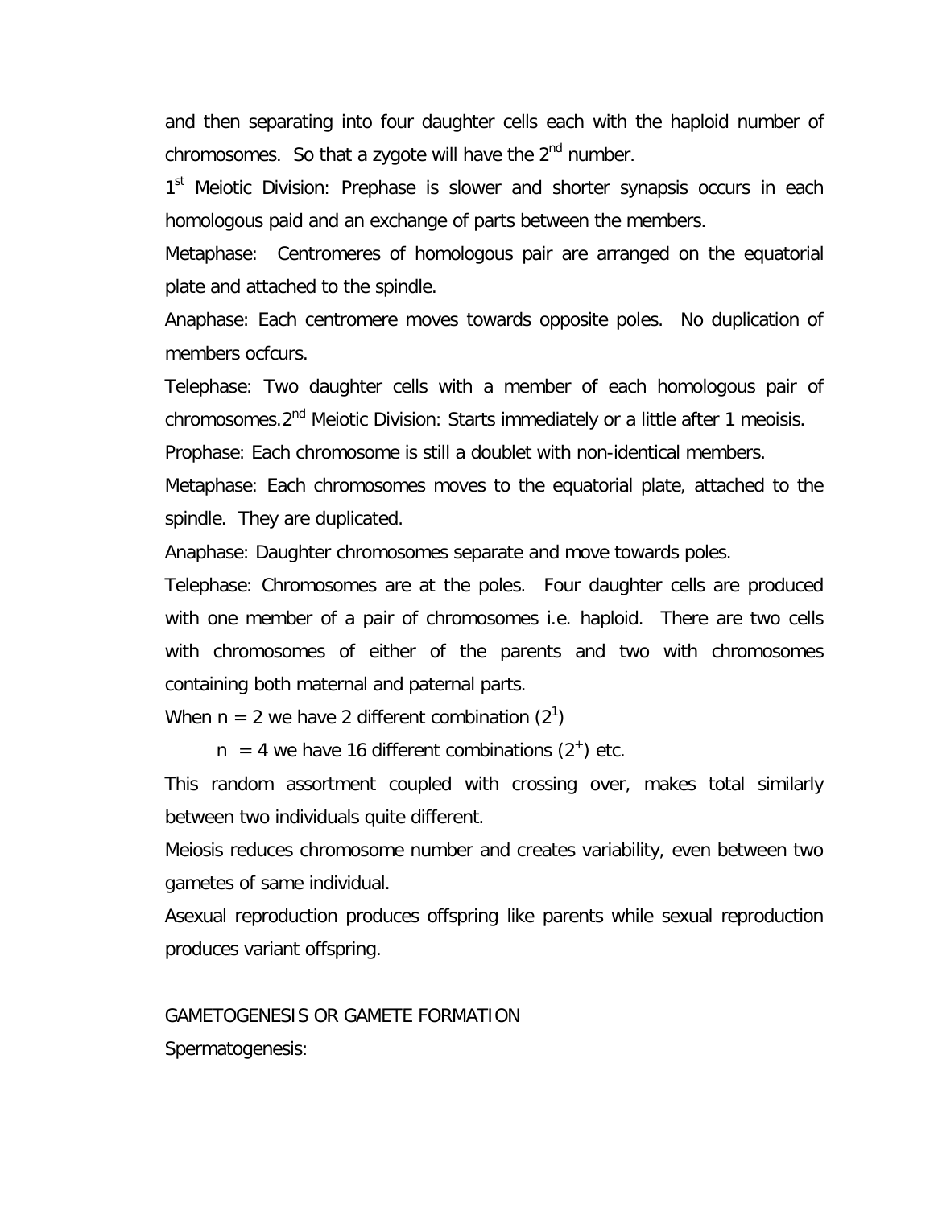and then separating into four daughter cells each with the haploid number of chromosomes. So that a zygote will have the 2nd number.

1st Meiotic Division: Prephase is slower and shorter synapsis occurs in each homologous paid and an exchange of parts between the members.

Metaphase: Centromeres of homologous pair are arranged on the equatorial plate and attached to the spindle.

Anaphase: Each centromere moves towards opposite poles. No duplication of members ocfcurs.

Telephase: Two daughter cells with a member of each homologous pair of chromosomes.2nd Meiotic Division: Starts immediately or a little after 1 meoisis.

Prophase: Each chromosome is still a doublet with non-identical members.

Metaphase: Each chromosomes moves to the equatorial plate, attached to the spindle. They are duplicated.

Anaphase: Daughter chromosomes separate and move towards poles.

Telephase: Chromosomes are at the poles. Four daughter cells are produced with one member of a pair of chromosomes i.e. haploid. There are two cells with chromosomes of either of the parents and two with chromosomes containing both maternal and paternal parts.

When n = 2 we have 2 different combination ($2^1$)

n = 4 we have 16 different combinations ($2^+$) etc.

This random assortment coupled with crossing over, makes total similarly between two individuals quite different.

Meiosis reduces chromosome number and creates variability, even between two gametes of same individual.

Asexual reproduction produces offspring like parents while sexual reproduction produces variant offspring.

GAMETOGENESIS OR GAMETE FORMATION

Spermatogenesis: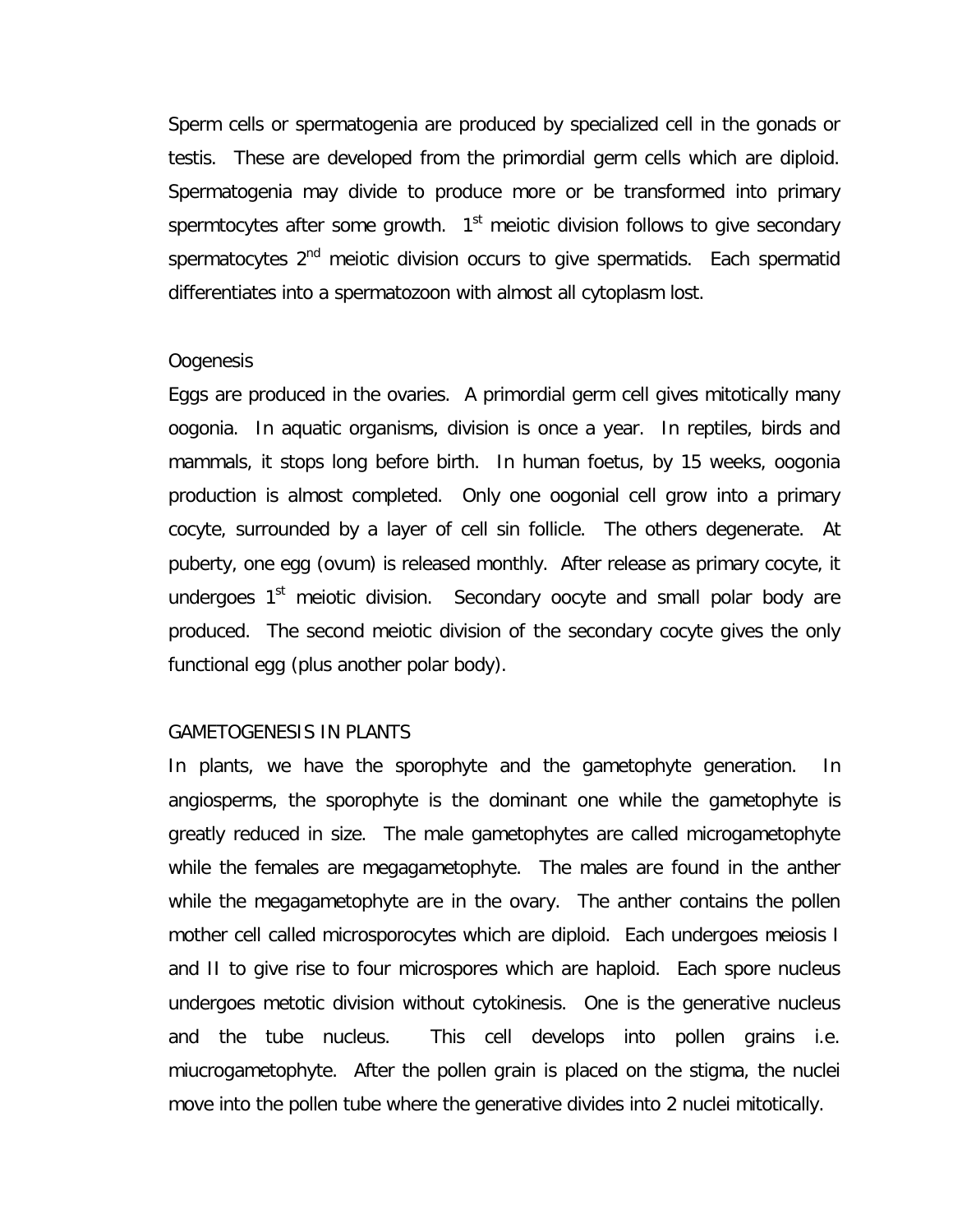Sperm cells or spermatogenia are produced by specialized cell in the gonads or testis. These are developed from the primordial germ cells which are diploid. Spermatogenia may divide to produce more or be transformed into primary spermtocytes after some growth. 1st meiotic division follows to give secondary spermatocytes 2nd meiotic division occurs to give spermatids. Each spermatid differentiates into a spermatozoon with almost all cytoplasm lost.

Oogenesis

Eggs are produced in the ovaries. A primordial germ cell gives mitotically many oogonia. In aquatic organisms, division is once a year. In reptiles, birds and mammals, it stops long before birth. In human foetus, by 15 weeks, oogonia production is almost completed. Only one oogonial cell grow into a primary cocyte, surrounded by a layer of cell sin follicle. The others degenerate. At puberty, one egg (ovum) is released monthly. After release as primary cocyte, it undergoes 1st meiotic division. Secondary oocyte and small polar body are produced. The second meiotic division of the secondary cocyte gives the only functional egg (plus another polar body).

GAMETOGENESIS IN PLANTS

In plants, we have the sporophyte and the gametophyte generation. In angiosperms, the sporophyte is the dominant one while the gametophyte is greatly reduced in size. The male gametophytes are called microgametophyte while the females are megagametophyte. The males are found in the anther while the megagametophyte are in the ovary. The anther contains the pollen mother cell called microsporocytes which are diploid. Each undergoes meiosis I and II to give rise to four microspores which are haploid. Each spore nucleus undergoes metotic division without cytokinesis. One is the generative nucleus and the tube nucleus. This cell develops into pollen grains i.e. miucrogametophyte. After the pollen grain is placed on the stigma, the nuclei move into the pollen tube where the generative divides into 2 nuclei mitotically.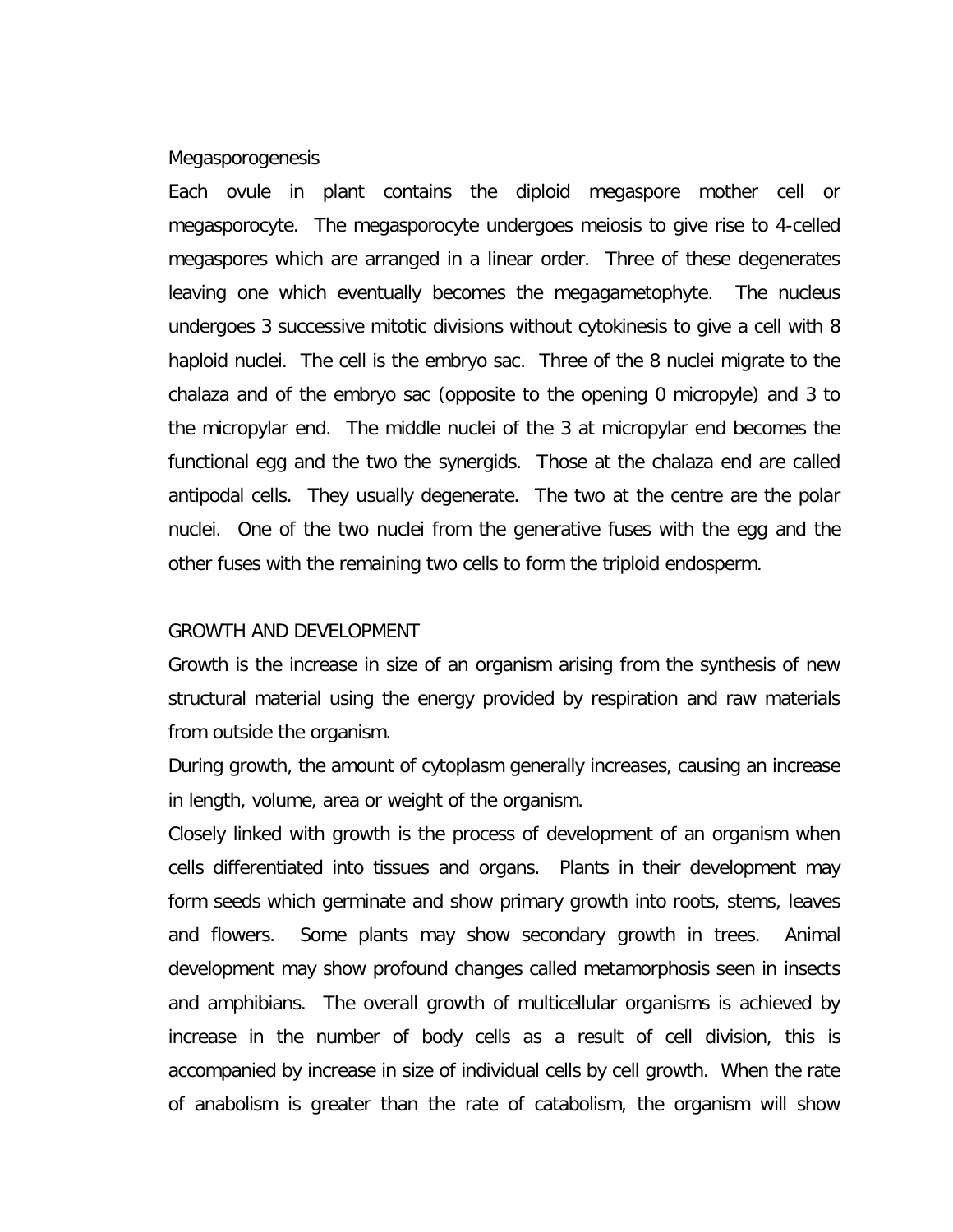Megasporogenesis

Each ovule in plant contains the diploid megaspore mother cell or megasporocyte. The megasporocyte undergoes meiosis to give rise to 4-celled megaspores which are arranged in a linear order. Three of these degenerates leaving one which eventually becomes the megagametophyte. The nucleus undergoes 3 successive mitotic divisions without cytokinesis to give a cell with 8 haploid nuclei. The cell is the embryo sac. Three of the 8 nuclei migrate to the chalaza and of the embryo sac (opposite to the opening 0 micropyle) and 3 to the micropylar end. The middle nuclei of the 3 at micropylar end becomes the functional egg and the two the synergids. Those at the chalaza end are called antipodal cells. They usually degenerate. The two at the centre are the polar nuclei. One of the two nuclei from the generative fuses with the egg and the other fuses with the remaining two cells to form the triploid endosperm.

GROWTH AND DEVELOPMENT

Growth is the increase in size of an organism arising from the synthesis of new structural material using the energy provided by respiration and raw materials from outside the organism.

During growth, the amount of cytoplasm generally increases, causing an increase in length, volume, area or weight of the organism.

Closely linked with growth is the process of development of an organism when cells differentiated into tissues and organs. Plants in their development may form seeds which germinate and show primary growth into roots, stems, leaves and flowers. Some plants may show secondary growth in trees. Animal development may show profound changes called metamorphosis seen in insects and amphibians. The overall growth of multicellular organisms is achieved by increase in the number of body cells as a result of cell division, this is accompanied by increase in size of individual cells by cell growth. When the rate of anabolism is greater than the rate of catabolism, the organism will show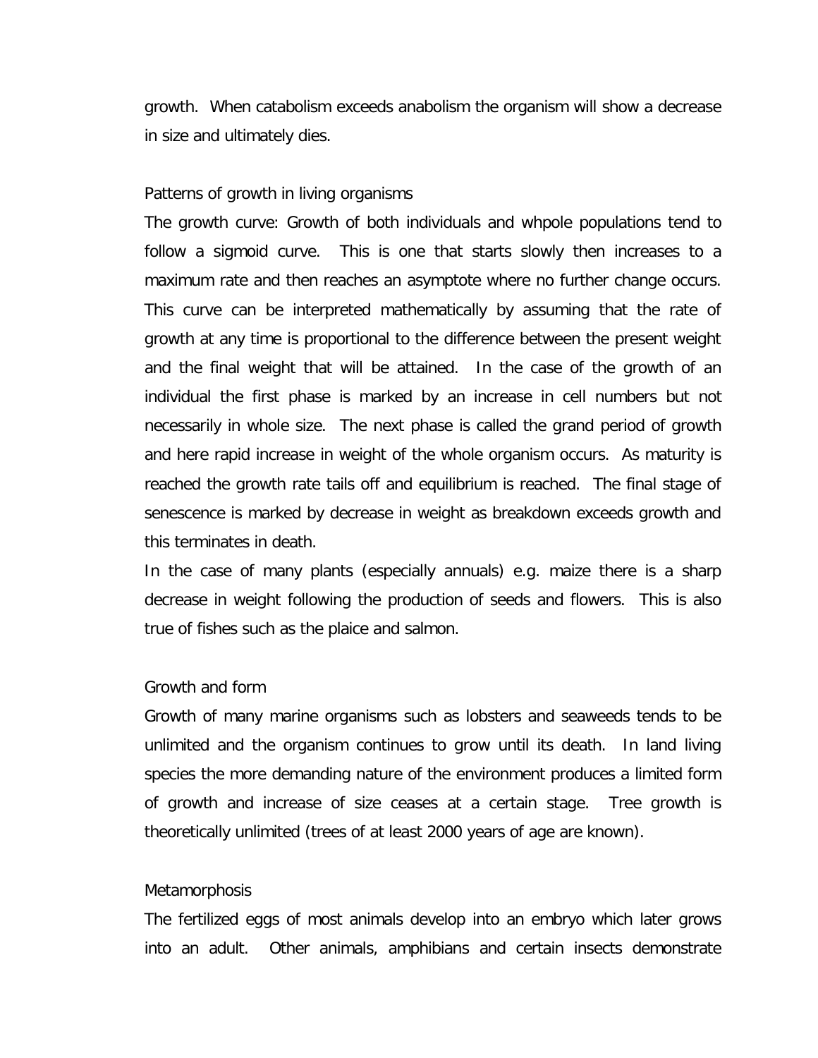growth. When catabolism exceeds anabolism the organism will show a decrease in size and ultimately dies.

## Patterns of growth in living organisms

The growth curve: Growth of both individuals and whpole populations tend to follow a sigmoid curve. This is one that starts slowly then increases to a maximum rate and then reaches an asymptote where no further change occurs. This curve can be interpreted mathematically by assuming that the rate of growth at any time is proportional to the difference between the present weight and the final weight that will be attained. In the case of the growth of an individual the first phase is marked by an increase in cell numbers but not necessarily in whole size. The next phase is called the grand period of growth and here rapid increase in weight of the whole organism occurs. As maturity is reached the growth rate tails off and equilibrium is reached. The final stage of senescence is marked by decrease in weight as breakdown exceeds growth and this terminates in death.

In the case of many plants (especially annuals) e.g. maize there is a sharp decrease in weight following the production of seeds and flowers. This is also true of fishes such as the plaice and salmon.

## Growth and form

Growth of many marine organisms such as lobsters and seaweeds tends to be unlimited and the organism continues to grow until its death. In land living species the more demanding nature of the environment produces a limited form of growth and increase of size ceases at a certain stage. Tree growth is theoretically unlimited (trees of at least 2000 years of age are known).

## Metamorphosis

The fertilized eggs of most animals develop into an embryo which later grows into an adult. Other animals, amphibians and certain insects demonstrate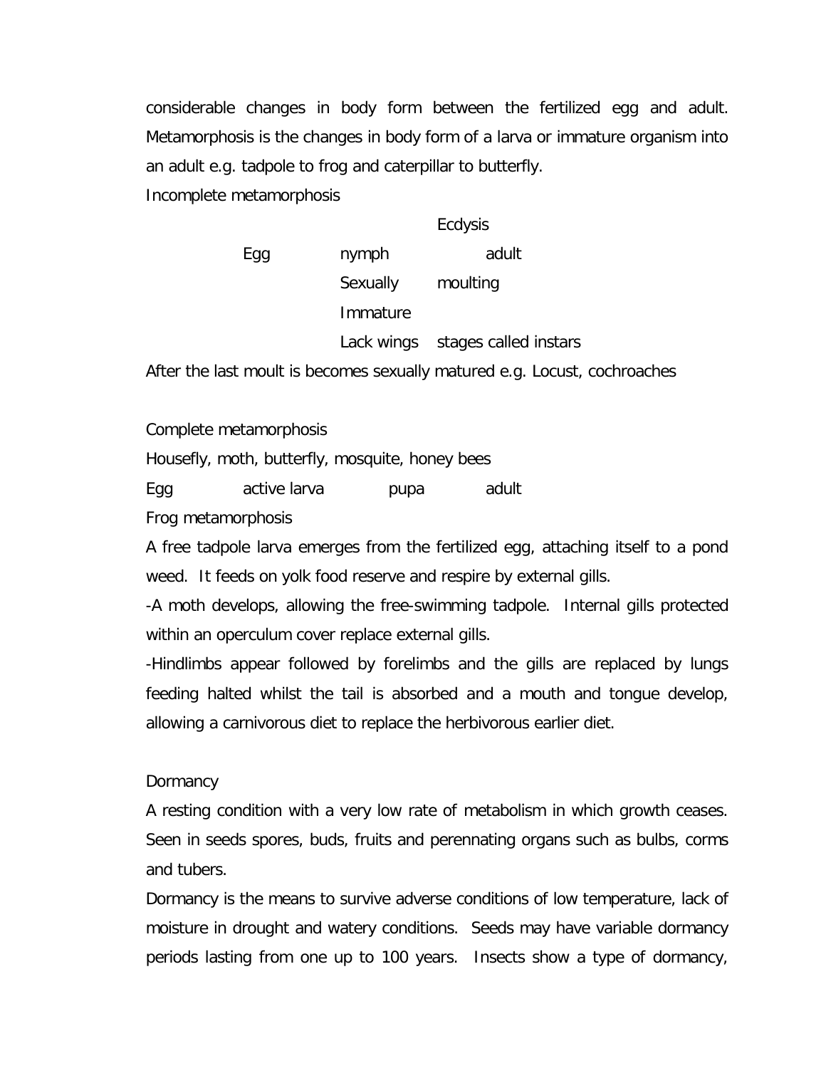considerable changes in body form between the fertilized egg and adult. Metamorphosis is the changes in body form of a larva or immature organism into an adult e.g. tadpole to frog and caterpillar to butterfly.

Incomplete metamorphosis

| | | Ecdysis |
|---|---|---|
| Egg | nymph | adult |
| | Sexually | moulting |
| | Immature | |
| | Lack wings | stages called instars |

After the last moult is becomes sexually matured e.g. Locust, cochroaches

Complete metamorphosis

Housefly, moth, butterfly, mosquite, honey bees

Egg active larva pupa adult

Frog metamorphosis

A free tadpole larva emerges from the fertilized egg, attaching itself to a pond weed. It feeds on yolk food reserve and respire by external gills.

-A moth develops, allowing the free-swimming tadpole. Internal gills protected within an operculum cover replace external gills.

-Hindlimbs appear followed by forelimbs and the gills are replaced by lungs feeding halted whilst the tail is absorbed and a mouth and tongue develop, allowing a carnivorous diet to replace the herbivorous earlier diet.

Dormancy

A resting condition with a very low rate of metabolism in which growth ceases. Seen in seeds spores, buds, fruits and perennating organs such as bulbs, corms and tubers.

Dormancy is the means to survive adverse conditions of low temperature, lack of moisture in drought and watery conditions. Seeds may have variable dormancy periods lasting from one up to 100 years. Insects show a type of dormancy,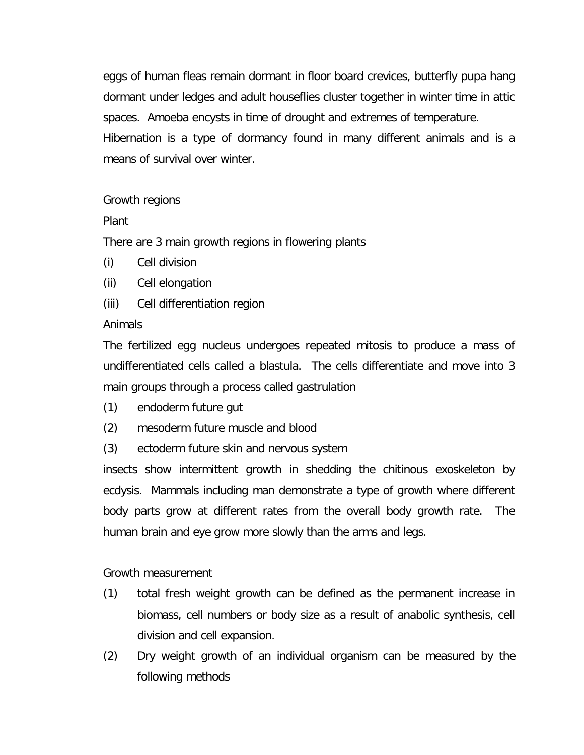eggs of human fleas remain dormant in floor board crevices, butterfly pupa hang dormant under ledges and adult houseflies cluster together in winter time in attic spaces. Amoeba encysts in time of drought and extremes of temperature.
Hibernation is a type of dormancy found in many different animals and is a means of survival over winter.

Growth regions

Plant

There are 3 main growth regions in flowering plants

(i) Cell division
(ii) Cell elongation
(iii) Cell differentiation region

Animals

The fertilized egg nucleus undergoes repeated mitosis to produce a mass of undifferentiated cells called a blastula. The cells differentiate and move into 3 main groups through a process called gastrulation

(1) endoderm future gut
(2) mesoderm future muscle and blood
(3) ectoderm future skin and nervous system

insects show intermittent growth in shedding the chitinous exoskeleton by ecdysis. Mammals including man demonstrate a type of growth where different body parts grow at different rates from the overall body growth rate. The human brain and eye grow more slowly than the arms and legs.

Growth measurement

(1) total fresh weight growth can be defined as the permanent increase in biomass, cell numbers or body size as a result of anabolic synthesis, cell division and cell expansion.
(2) Dry weight growth of an individual organism can be measured by the following methods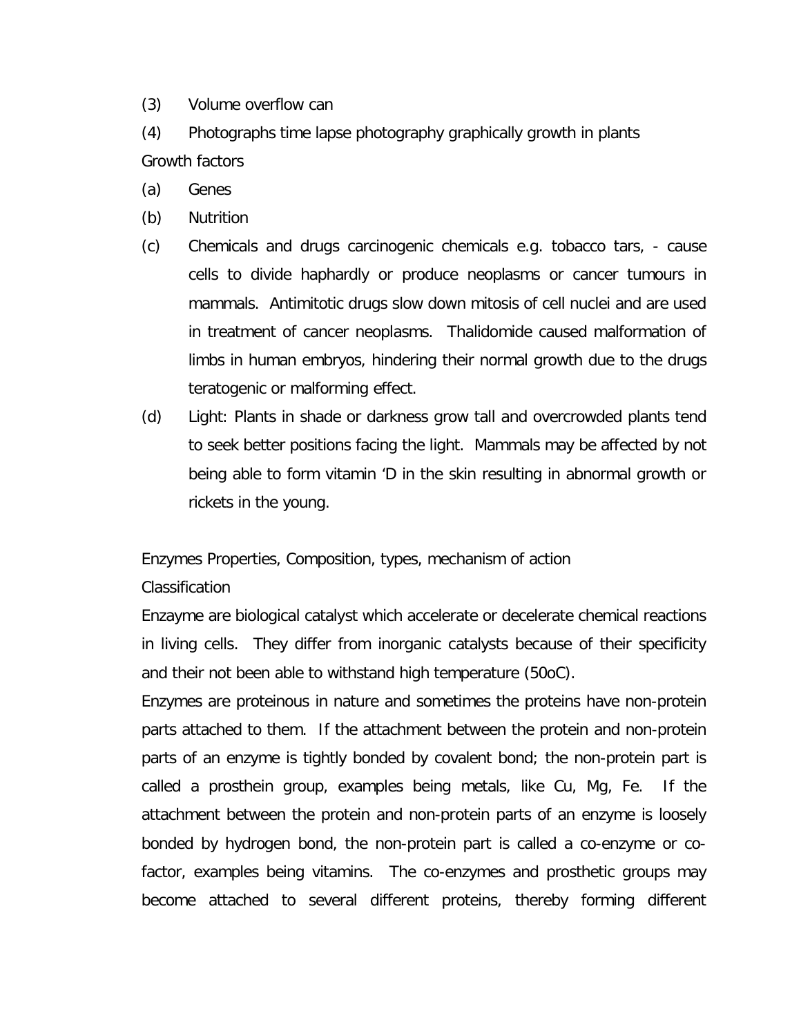(3) Volume overflow can

(4) Photographs time lapse photography graphically growth in plants

Growth factors

(a) Genes

(b) Nutrition

(c) Chemicals and drugs carcinogenic chemicals e.g. tobacco tars, - cause cells to divide haphardly or produce neoplasms or cancer tumours in mammals. Antimitotic drugs slow down mitosis of cell nuclei and are used in treatment of cancer neoplasms. Thalidomide caused malformation of limbs in human embryos, hindering their normal growth due to the drugs teratogenic or malforming effect.

(d) Light: Plants in shade or darkness grow tall and overcrowded plants tend to seek better positions facing the light. Mammals may be affected by not being able to form vitamin 'D in the skin resulting in abnormal growth or rickets in the young.

Enzymes Properties, Composition, types, mechanism of action

Classification

Enzayme are biological catalyst which accelerate or decelerate chemical reactions in living cells. They differ from inorganic catalysts because of their specificity and their not been able to withstand high temperature (50oC).

Enzymes are proteinous in nature and sometimes the proteins have non-protein parts attached to them. If the attachment between the protein and non-protein parts of an enzyme is tightly bonded by covalent bond; the non-protein part is called a prosthein group, examples being metals, like Cu, Mg, Fe. If the attachment between the protein and non-protein parts of an enzyme is loosely bonded by hydrogen bond, the non-protein part is called a co-enzyme or co-factor, examples being vitamins. The co-enzymes and prosthetic groups may become attached to several different proteins, thereby forming different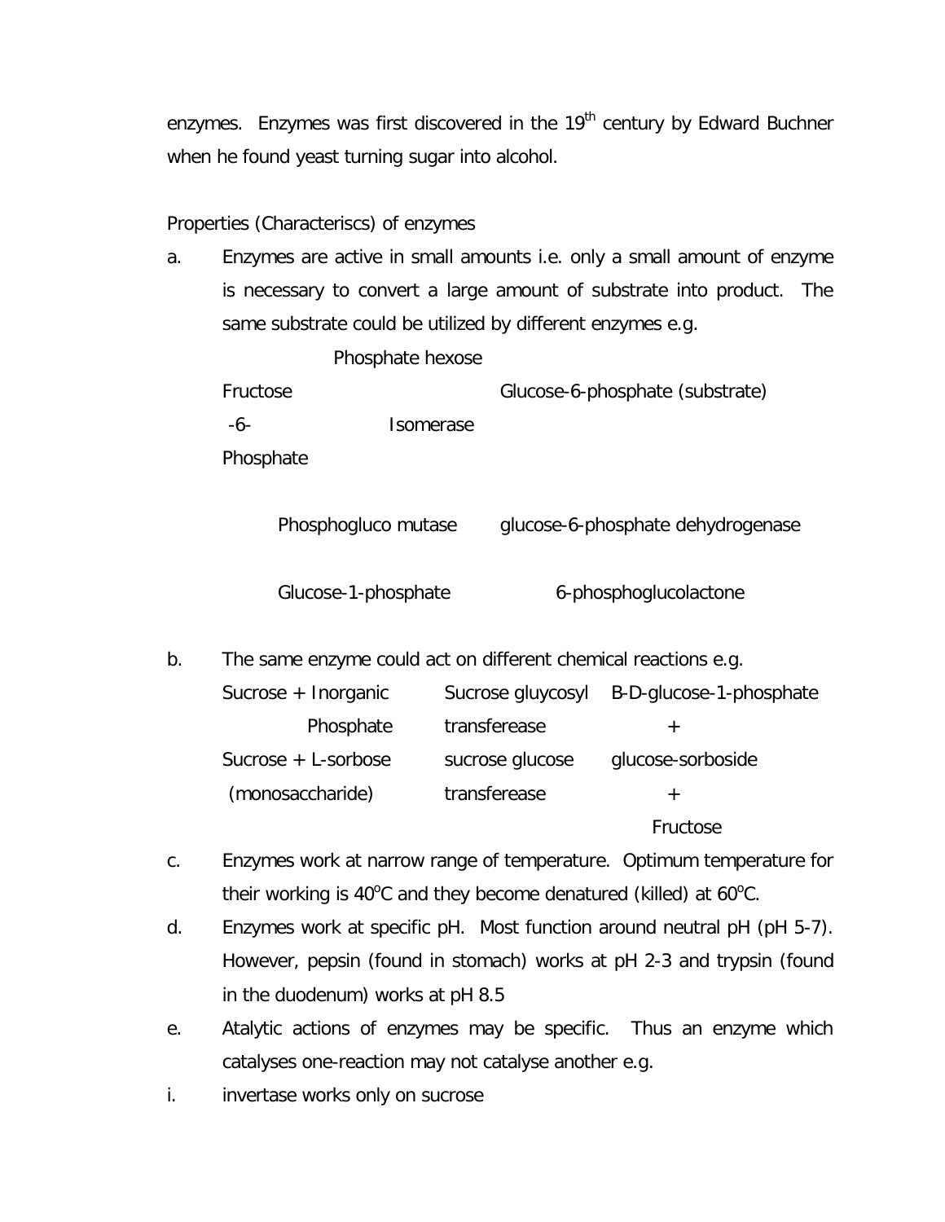enzymes. Enzymes was first discovered in the 19th century by Edward Buchner when he found yeast turning sugar into alcohol.

Properties (Characteriscs) of enzymes

a. Enzymes are active in small amounts i.e. only a small amount of enzyme is necessary to convert a large amount of substrate into product. The same substrate could be utilized by different enzymes e.g.

Phosphate hexose

Fructose -6- Phosphate ← Isomerase — Glucose-6-phosphate (substrate)

Phosphogluco mutase — glucose-6-phosphate dehydrogenase

Glucose-1-phosphate — 6-phosphoglucolactone

b. The same enzyme could act on different chemical reactions e.g.

| | | |
|---|---|---|
| Sucrose + Inorganic Phosphate | Sucrose gluycosyl transferease | B-D-glucose-1-phosphate + |
| Sucrose + L-sorbose (monosaccharide) | sucrose glucose transferease | glucose-sorboside + Fructose |

c. Enzymes work at narrow range of temperature. Optimum temperature for their working is 40°C and they become denatured (killed) at 60°C.

d. Enzymes work at specific pH. Most function around neutral pH (pH 5-7). However, pepsin (found in stomach) works at pH 2-3 and trypsin (found in the duodenum) works at pH 8.5

e. Atalytic actions of enzymes may be specific. Thus an enzyme which catalyses one-reaction may not catalyse another e.g.

i. invertase works only on sucrose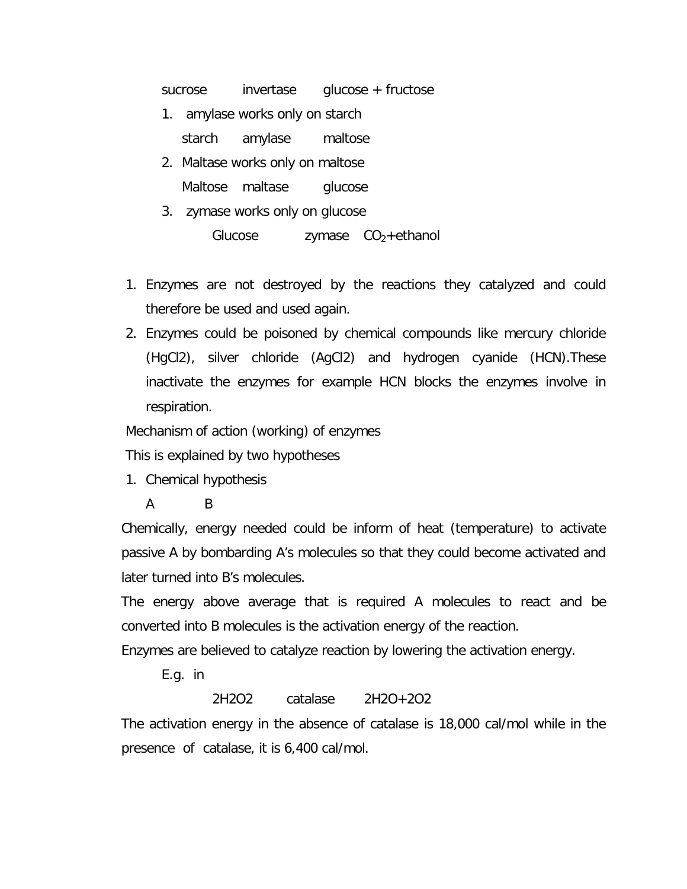sucrose invertase glucose + fructose

1. amylase works only on starch

   starch amylase maltose

2. Maltase works only on maltose

   Maltose maltase glucose

3. zymase works only on glucose

   Glucose zymase $CO_2$+ethanol

1. Enzymes are not destroyed by the reactions they catalyzed and could therefore be used and used again.
2. Enzymes could be poisoned by chemical compounds like mercury chloride (HgCl2), silver chloride (AgCl2) and hydrogen cyanide (HCN).These inactivate the enzymes for example HCN blocks the enzymes involve in respiration.

Mechanism of action (working) of enzymes

This is explained by two hypotheses

1. Chemical hypothesis

   A B

Chemically, energy needed could be inform of heat (temperature) to activate passive A by bombarding A's molecules so that they could become activated and later turned into B's molecules.

The energy above average that is required A molecules to react and be converted into B molecules is the activation energy of the reaction.

Enzymes are believed to catalyze reaction by lowering the activation energy.

E.g. in

2H2O2 catalase 2H2O+2O2

The activation energy in the absence of catalase is 18,000 cal/mol while in the presence of catalase, it is 6,400 cal/mol.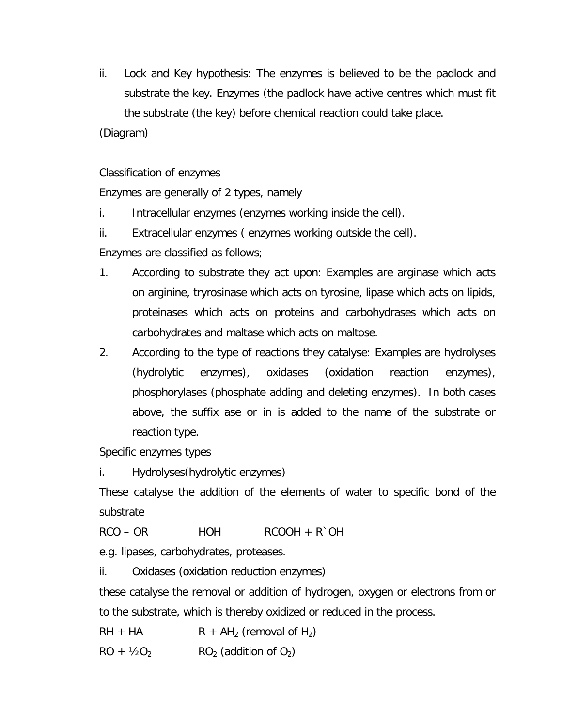ii. Lock and Key hypothesis: The enzymes is believed to be the padlock and substrate the key. Enzymes (the padlock have active centres which must fit the substrate (the key) before chemical reaction could take place.

(Diagram)

Classification of enzymes

Enzymes are generally of 2 types, namely

i. Intracellular enzymes (enzymes working inside the cell).

ii. Extracellular enzymes ( enzymes working outside the cell).

Enzymes are classified as follows;

1. According to substrate they act upon: Examples are arginase which acts on arginine, tryrosinase which acts on tyrosine, lipase which acts on lipids, proteinases which acts on proteins and carbohydrases which acts on carbohydrates and maltase which acts on maltose.
2. According to the type of reactions they catalyse: Examples are hydrolyses (hydrolytic enzymes), oxidases (oxidation reaction enzymes), phosphorylases (phosphate adding and deleting enzymes). In both cases above, the suffix ase or in is added to the name of the substrate or reaction type.

Specific enzymes types

i. Hydrolyses(hydrolytic enzymes)

These catalyse the addition of the elements of water to specific bond of the substrate

RCO – OR    HOH    RCOOH + R`OH

e.g. lipases, carbohydrates, proteases.

ii. Oxidases (oxidation reduction enzymes)

these catalyse the removal or addition of hydrogen, oxygen or electrons from or to the substrate, which is thereby oxidized or reduced in the process.

RH + HA    R + $AH_2$ (removal of $H_2$)

RO + $\frac{1}{2}O_2$    $RO_2$ (addition of $O_2$)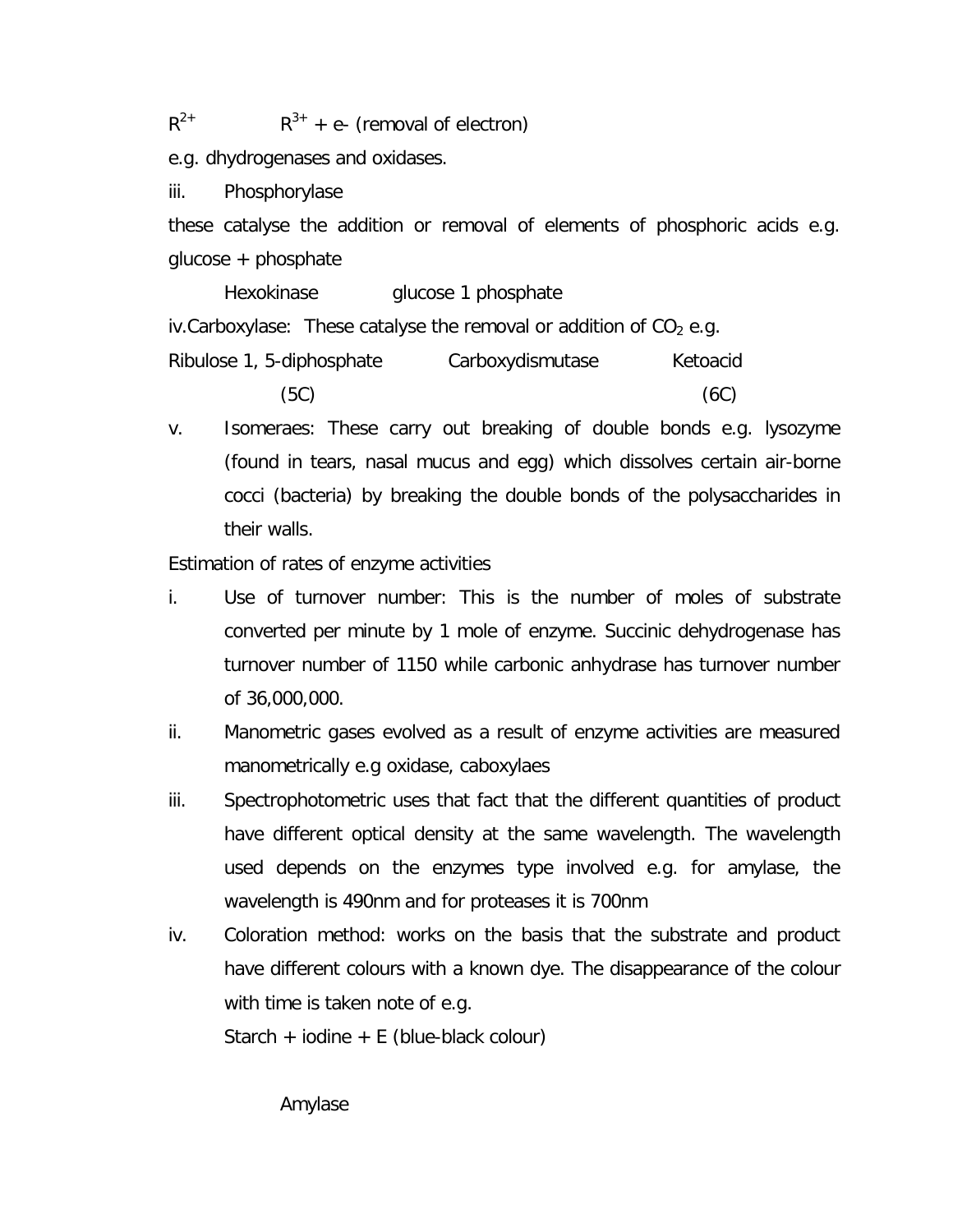$R^{2+}$ $\qquad$ $R^{3+}$ + e- (removal of electron)

e.g. dhydrogenases and oxidases.

iii. Phosphorylase

these catalyse the addition or removal of elements of phosphoric acids e.g. glucose + phosphate

Hexokinase $\qquad$ glucose 1 phosphate

iv. Carboxylase: These catalyse the removal or addition of $CO_2$ e.g.

Ribulose 1, 5-diphosphate $\qquad$ Carboxydismutase $\qquad$ Ketoacid

(5C) $\qquad\qquad\qquad\qquad\qquad\qquad\qquad\qquad$ (6C)

v. Isomeraes: These carry out breaking of double bonds e.g. lysozyme (found in tears, nasal mucus and egg) which dissolves certain air-borne cocci (bacteria) by breaking the double bonds of the polysaccharides in their walls.

Estimation of rates of enzyme activities

i. Use of turnover number: This is the number of moles of substrate converted per minute by 1 mole of enzyme. Succinic dehydrogenase has turnover number of 1150 while carbonic anhydrase has turnover number of 36,000,000.

ii. Manometric gases evolved as a result of enzyme activities are measured manometrically e.g oxidase, caboxylaes

iii. Spectrophotometric uses that fact that the different quantities of product have different optical density at the same wavelength. The wavelength used depends on the enzymes type involved e.g. for amylase, the wavelength is 490nm and for proteases it is 700nm

iv. Coloration method: works on the basis that the substrate and product have different colours with a known dye. The disappearance of the colour with time is taken note of e.g.

Starch + iodine + E (blue-black colour)

Amylase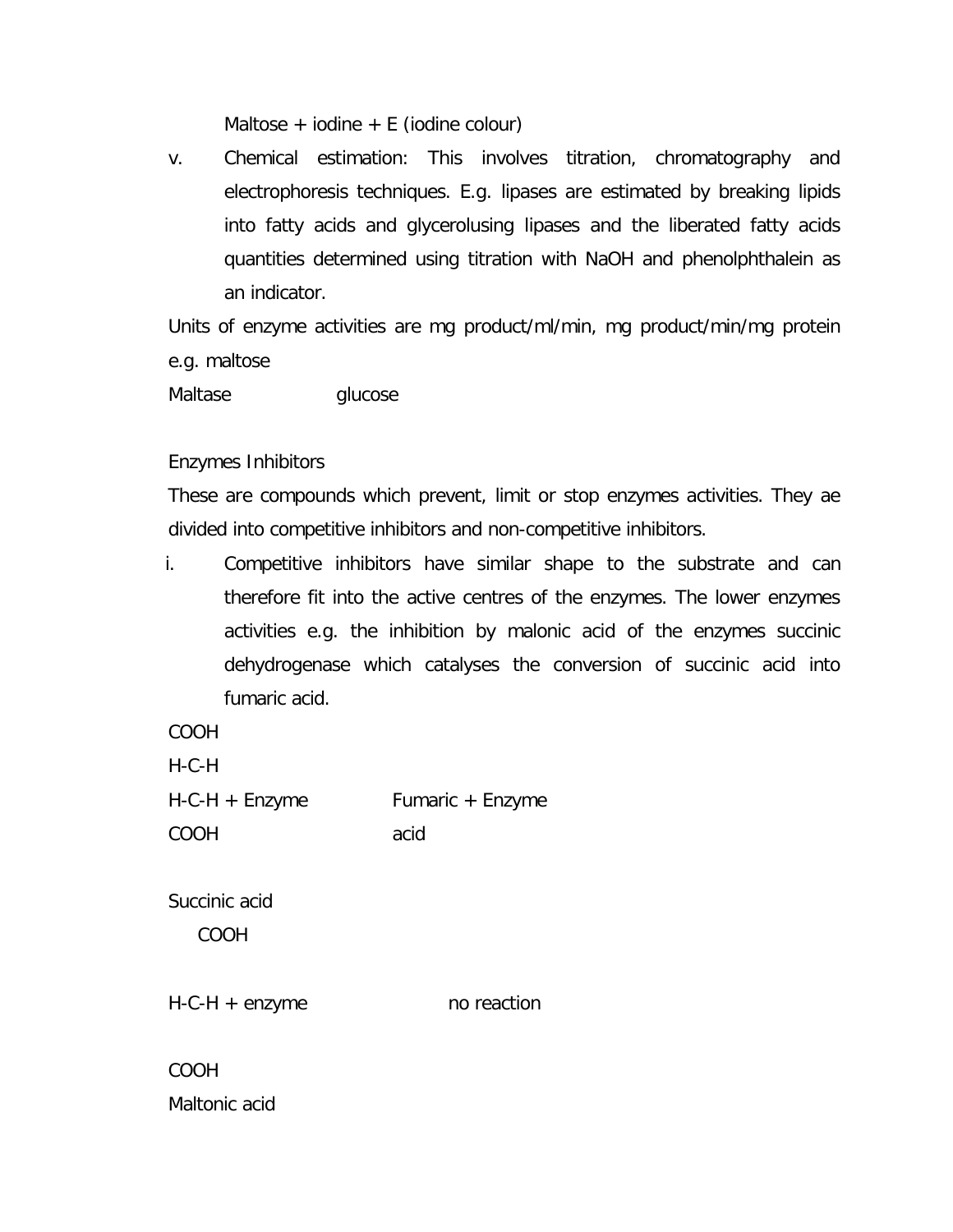Maltose + iodine + E (iodine colour)

v. Chemical estimation: This involves titration, chromatography and electrophoresis techniques. E.g. lipases are estimated by breaking lipids into fatty acids and glycerolusing lipases and the liberated fatty acids quantities determined using titration with NaOH and phenolphthalein as an indicator.

Units of enzyme activities are mg product/ml/min, mg product/min/mg protein e.g. maltose

Maltase glucose

Enzymes Inhibitors

These are compounds which prevent, limit or stop enzymes activities. They ae divided into competitive inhibitors and non-competitive inhibitors.

i. Competitive inhibitors have similar shape to the substrate and can therefore fit into the active centres of the enzymes. The lower enzymes activities e.g. the inhibition by malonic acid of the enzymes succinic dehydrogenase which catalyses the conversion of succinic acid into fumaric acid.

```
COOH
H-C-H
H-C-H + Enzyme          Fumaric + Enzyme
COOH                    acid

Succinic acid
   COOH

H-C-H + enzyme               no reaction

COOH
Maltonic acid
```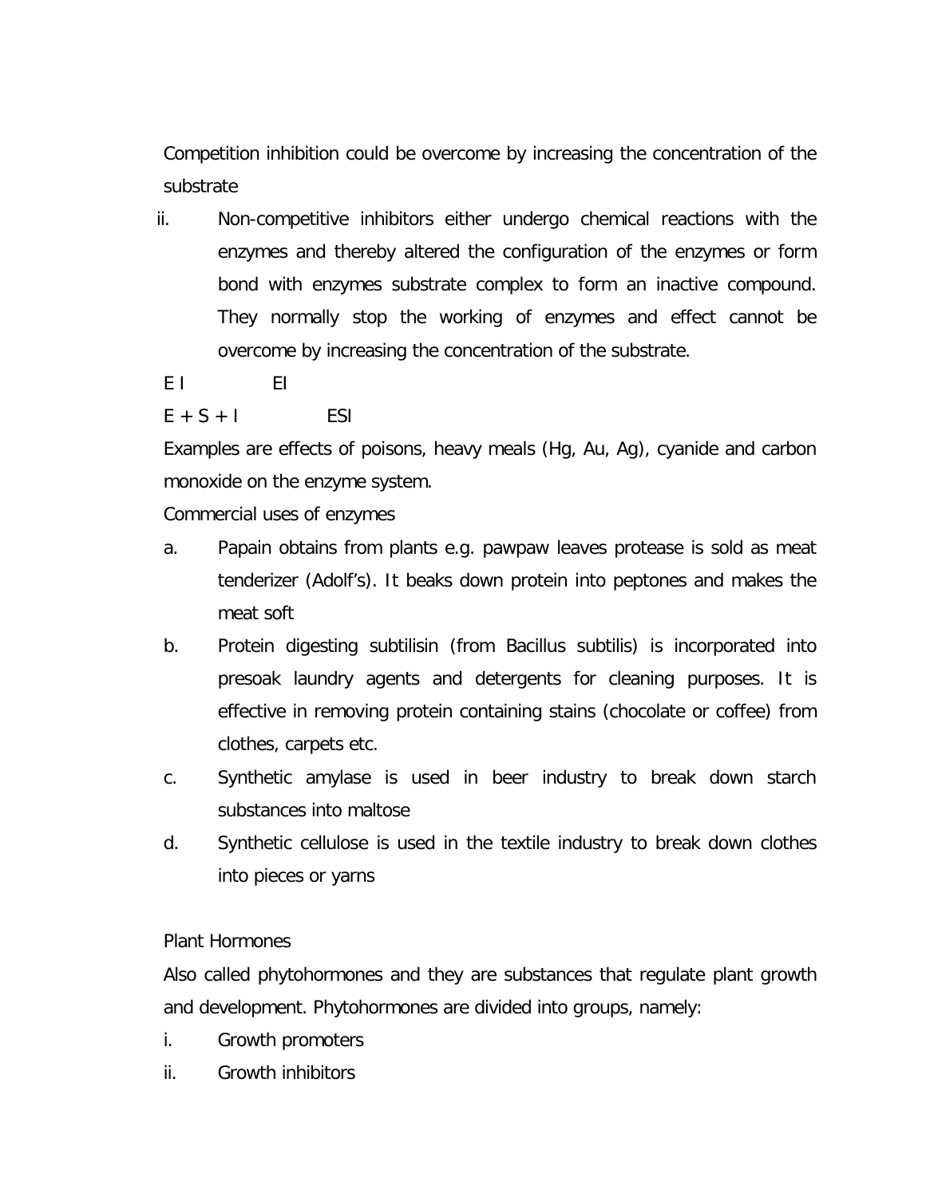Competition inhibition could be overcome by increasing the concentration of the substrate

ii. Non-competitive inhibitors either undergo chemical reactions with the enzymes and thereby altered the configuration of the enzymes or form bond with enzymes substrate complex to form an inactive compound. They normally stop the working of enzymes and effect cannot be overcome by increasing the concentration of the substrate.

E I EI

E + S + I ESI

Examples are effects of poisons, heavy meals (Hg, Au, Ag), cyanide and carbon monoxide on the enzyme system.

Commercial uses of enzymes

a. Papain obtains from plants e.g. pawpaw leaves protease is sold as meat tenderizer (Adolf's). It beaks down protein into peptones and makes the meat soft

b. Protein digesting subtilisin (from Bacillus subtilis) is incorporated into presoak laundry agents and detergents for cleaning purposes. It is effective in removing protein containing stains (chocolate or coffee) from clothes, carpets etc.

c. Synthetic amylase is used in beer industry to break down starch substances into maltose

d. Synthetic cellulose is used in the textile industry to break down clothes into pieces or yarns

Plant Hormones

Also called phytohormones and they are substances that regulate plant growth and development. Phytohormones are divided into groups, namely:

i. Growth promoters

ii. Growth inhibitors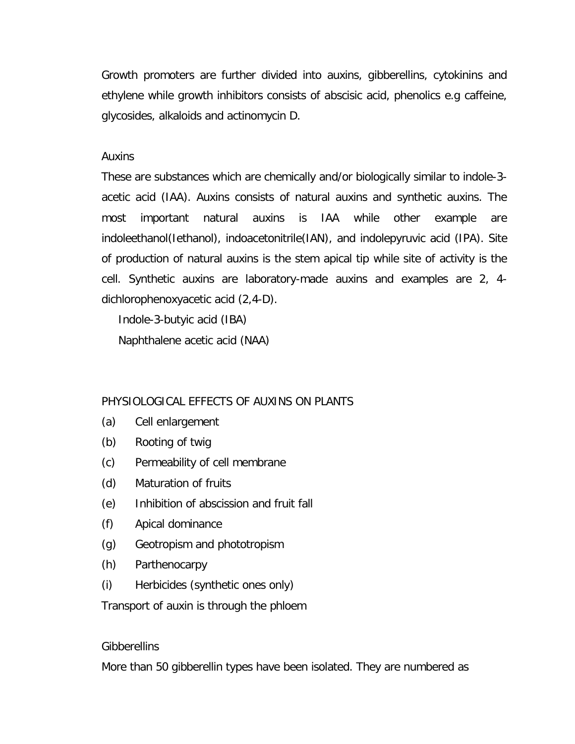Growth promoters are further divided into auxins, gibberellins, cytokinins and ethylene while growth inhibitors consists of abscisic acid, phenolics e.g caffeine, glycosides, alkaloids and actinomycin D.

Auxins

These are substances which are chemically and/or biologically similar to indole-3-acetic acid (IAA). Auxins consists of natural auxins and synthetic auxins. The most important natural auxins is IAA while other example are indoleethanol(Iethanol), indoacetonitrile(IAN), and indolepyruvic acid (IPA). Site of production of natural auxins is the stem apical tip while site of activity is the cell. Synthetic auxins are laboratory-made auxins and examples are 2, 4-dichlorophenoxyacetic acid (2,4-D).

Indole-3-butyic acid (IBA)

Naphthalene acetic acid (NAA)

PHYSIOLOGICAL EFFECTS OF AUXINS ON PLANTS

(a) Cell enlargement

(b) Rooting of twig

(c) Permeability of cell membrane

(d) Maturation of fruits

(e) Inhibition of abscission and fruit fall

(f) Apical dominance

(g) Geotropism and phototropism

(h) Parthenocarpy

(i) Herbicides (synthetic ones only)

Transport of auxin is through the phloem

Gibberellins

More than 50 gibberellin types have been isolated. They are numbered as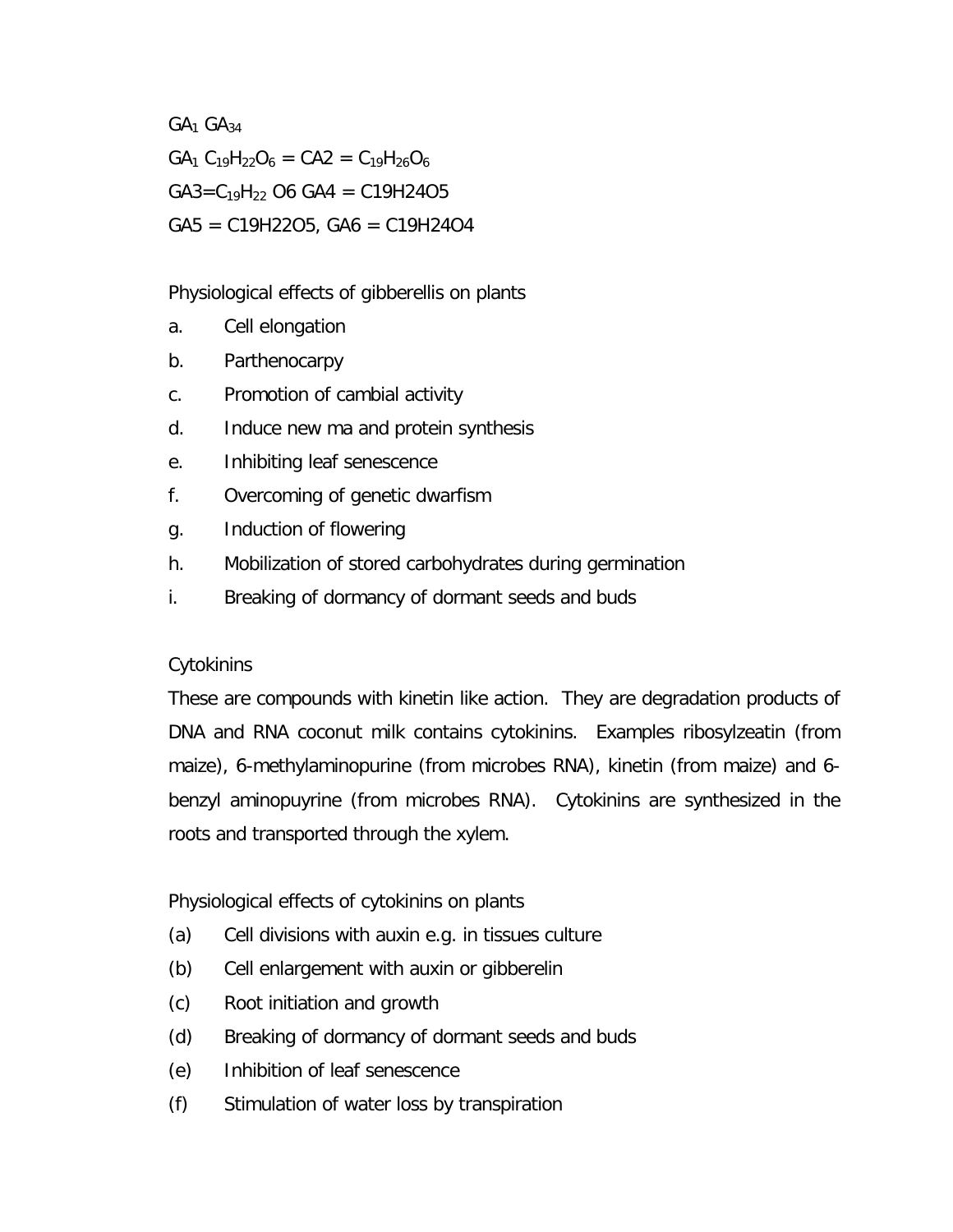$GA_1$ $GA_{34}$

$GA_1$ $C_{19}H_{22}O_6$ = CA2 = $C_{19}H_{26}O_6$

GA3=$C_{19}H_{22}$ O6 GA4 = C19H24O5

GA5 = C19H22O5, GA6 = C19H24O4

Physiological effects of gibberellis on plants

a. Cell elongation
b. Parthenocarpy
c. Promotion of cambial activity
d. Induce new rna and protein synthesis
e. Inhibiting leaf senescence
f. Overcoming of genetic dwarfism
g. Induction of flowering
h. Mobilization of stored carbohydrates during germination
i. Breaking of dormancy of dormant seeds and buds

Cytokinins

These are compounds with kinetin like action. They are degradation products of DNA and RNA coconut milk contains cytokinins. Examples ribosylzeatin (from maize), 6-methylaminopurine (from microbes RNA), kinetin (from maize) and 6-benzyl aminopuyrine (from microbes RNA). Cytokinins are synthesized in the roots and transported through the xylem.

Physiological effects of cytokinins on plants

(a) Cell divisions with auxin e.g. in tissues culture
(b) Cell enlargement with auxin or gibberelin
(c) Root initiation and growth
(d) Breaking of dormancy of dormant seeds and buds
(e) Inhibition of leaf senescence
(f) Stimulation of water loss by transpiration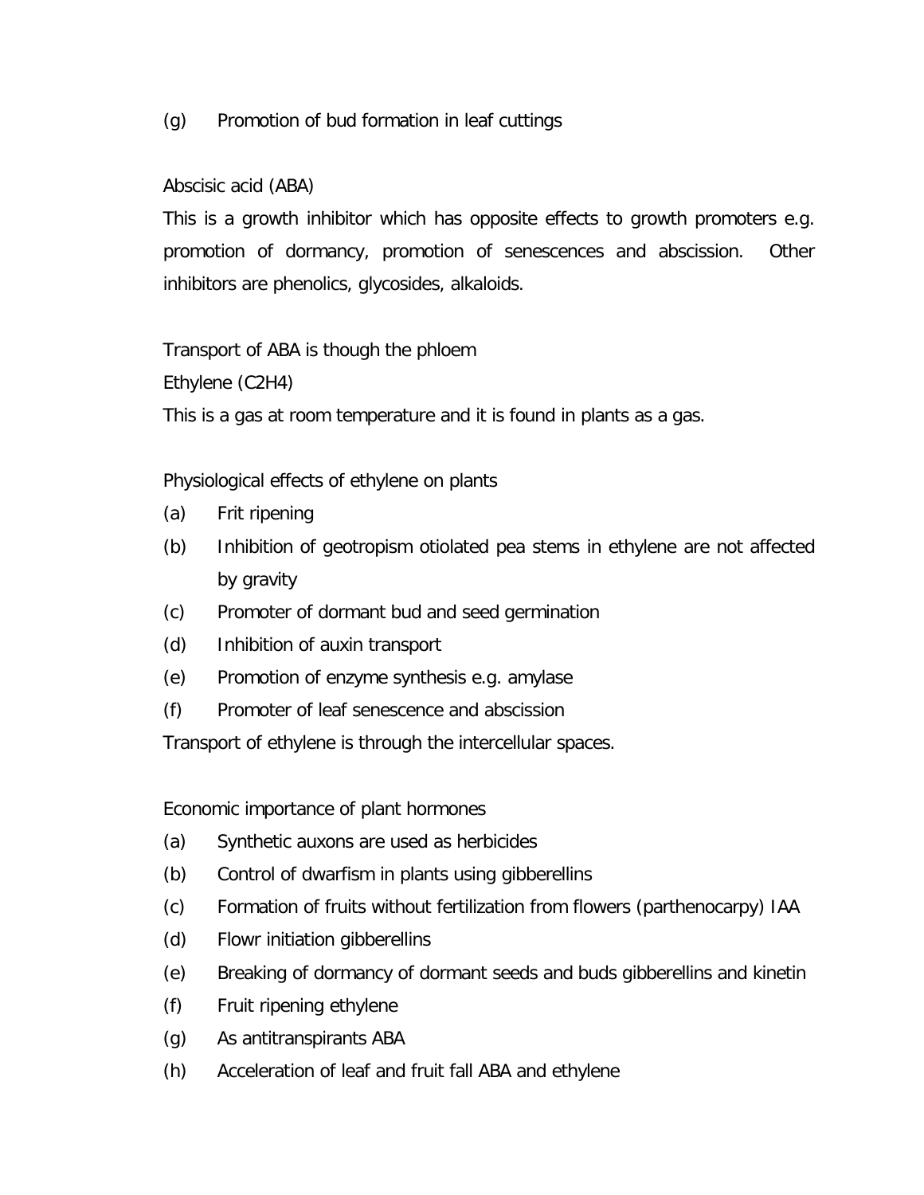(g) Promotion of bud formation in leaf cuttings

Abscisic acid (ABA)

This is a growth inhibitor which has opposite effects to growth promoters e.g. promotion of dormancy, promotion of senescences and abscission. Other inhibitors are phenolics, glycosides, alkaloids.

Transport of ABA is though the phloem

Ethylene ($C_2H_4$)

This is a gas at room temperature and it is found in plants as a gas.

Physiological effects of ethylene on plants

(a) Frit ripening
(b) Inhibition of geotropism otiolated pea stems in ethylene are not affected by gravity
(c) Promoter of dormant bud and seed germination
(d) Inhibition of auxin transport
(e) Promotion of enzyme synthesis e.g. amylase
(f) Promoter of leaf senescence and abscission

Transport of ethylene is through the intercellular spaces.

Economic importance of plant hormones

(a) Synthetic auxons are used as herbicides
(b) Control of dwarfism in plants using gibberellins
(c) Formation of fruits without fertilization from flowers (parthenocarpy) IAA
(d) Flowr initiation gibberellins
(e) Breaking of dormancy of dormant seeds and buds gibberellins and kinetin
(f) Fruit ripening ethylene
(g) As antitranspirants ABA
(h) Acceleration of leaf and fruit fall ABA and ethylene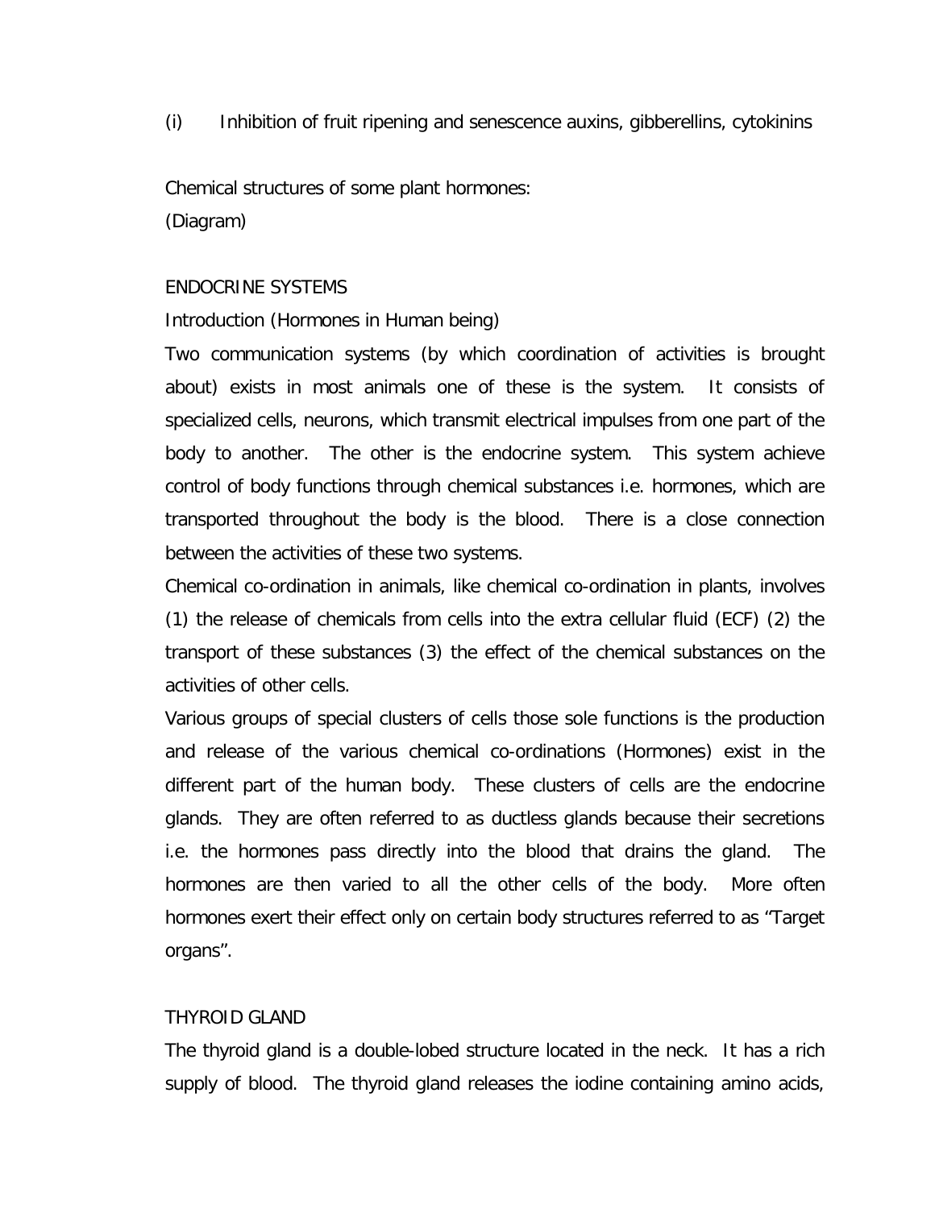(i) Inhibition of fruit ripening and senescence auxins, gibberellins, cytokinins

Chemical structures of some plant hormones:
(Diagram)

## ENDOCRINE SYSTEMS

Introduction (Hormones in Human being)

Two communication systems (by which coordination of activities is brought about) exists in most animals one of these is the system. It consists of specialized cells, neurons, which transmit electrical impulses from one part of the body to another. The other is the endocrine system. This system achieve control of body functions through chemical substances i.e. hormones, which are transported throughout the body is the blood. There is a close connection between the activities of these two systems.

Chemical co-ordination in animals, like chemical co-ordination in plants, involves (1) the release of chemicals from cells into the extra cellular fluid (ECF) (2) the transport of these substances (3) the effect of the chemical substances on the activities of other cells.

Various groups of special clusters of cells those sole functions is the production and release of the various chemical co-ordinations (Hormones) exist in the different part of the human body. These clusters of cells are the endocrine glands. They are often referred to as ductless glands because their secretions i.e. the hormones pass directly into the blood that drains the gland. The hormones are then varied to all the other cells of the body. More often hormones exert their effect only on certain body structures referred to as "Target organs".

## THYROID GLAND

The thyroid gland is a double-lobed structure located in the neck. It has a rich supply of blood. The thyroid gland releases the iodine containing amino acids,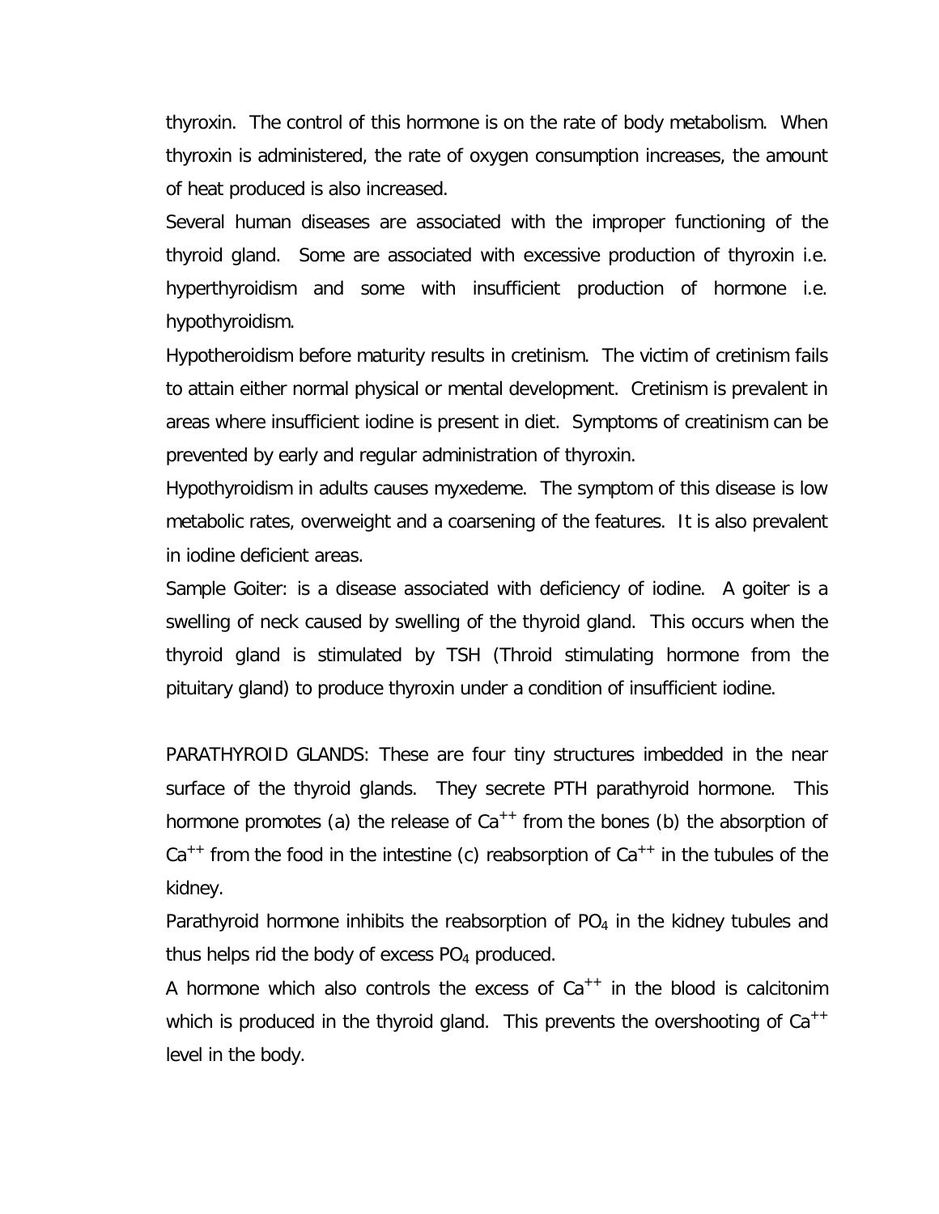thyroxin. The control of this hormone is on the rate of body metabolism. When thyroxin is administered, the rate of oxygen consumption increases, the amount of heat produced is also increased.

Several human diseases are associated with the improper functioning of the thyroid gland. Some are associated with excessive production of thyroxin i.e. hyperthyroidism and some with insufficient production of hormone i.e. hypothyroidism.

Hypotheroidism before maturity results in cretinism. The victim of cretinism fails to attain either normal physical or mental development. Cretinism is prevalent in areas where insufficient iodine is present in diet. Symptoms of creatinism can be prevented by early and regular administration of thyroxin.

Hypothyroidism in adults causes myxedeme. The symptom of this disease is low metabolic rates, overweight and a coarsening of the features. It is also prevalent in iodine deficient areas.

Sample Goiter: is a disease associated with deficiency of iodine. A goiter is a swelling of neck caused by swelling of the thyroid gland. This occurs when the thyroid gland is stimulated by TSH (Throid stimulating hormone from the pituitary gland) to produce thyroxin under a condition of insufficient iodine.

PARATHYROID GLANDS: These are four tiny structures imbedded in the near surface of the thyroid glands. They secrete PTH parathyroid hormone. This hormone promotes (a) the release of $Ca^{++}$ from the bones (b) the absorption of $Ca^{++}$ from the food in the intestine (c) reabsorption of $Ca^{++}$ in the tubules of the kidney.

Parathyroid hormone inhibits the reabsorption of $PO_4$ in the kidney tubules and thus helps rid the body of excess $PO_4$ produced.

A hormone which also controls the excess of $Ca^{++}$ in the blood is calcitonim which is produced in the thyroid gland. This prevents the overshooting of $Ca^{++}$ level in the body.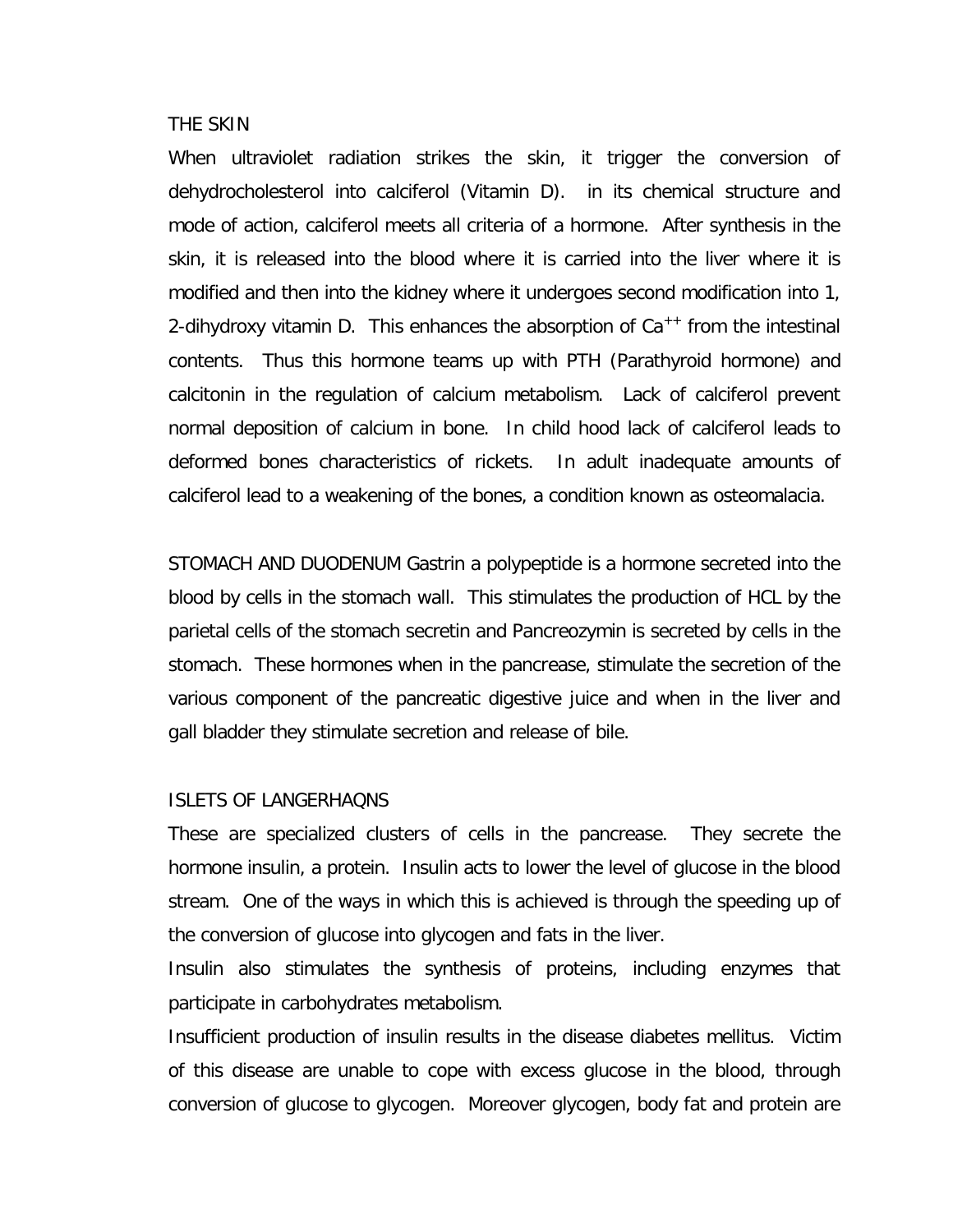## THE SKIN

When ultraviolet radiation strikes the skin, it trigger the conversion of dehydrocholesterol into calciferol (Vitamin D). in its chemical structure and mode of action, calciferol meets all criteria of a hormone. After synthesis in the skin, it is released into the blood where it is carried into the liver where it is modified and then into the kidney where it undergoes second modification into 1, 2-dihydroxy vitamin D. This enhances the absorption of $Ca^{++}$ from the intestinal contents. Thus this hormone teams up with PTH (Parathyroid hormone) and calcitonin in the regulation of calcium metabolism. Lack of calciferol prevent normal deposition of calcium in bone. In child hood lack of calciferol leads to deformed bones characteristics of rickets. In adult inadequate amounts of calciferol lead to a weakening of the bones, a condition known as osteomalacia.

STOMACH AND DUODENUM Gastrin a polypeptide is a hormone secreted into the blood by cells in the stomach wall. This stimulates the production of HCL by the parietal cells of the stomach secretin and Pancreozymin is secreted by cells in the stomach. These hormones when in the pancrease, stimulate the secretion of the various component of the pancreatic digestive juice and when in the liver and gall bladder they stimulate secretion and release of bile.

## ISLETS OF LANGERHAQNS

These are specialized clusters of cells in the pancrease. They secrete the hormone insulin, a protein. Insulin acts to lower the level of glucose in the blood stream. One of the ways in which this is achieved is through the speeding up of the conversion of glucose into glycogen and fats in the liver.

Insulin also stimulates the synthesis of proteins, including enzymes that participate in carbohydrates metabolism.

Insufficient production of insulin results in the disease diabetes mellitus. Victim of this disease are unable to cope with excess glucose in the blood, through conversion of glucose to glycogen. Moreover glycogen, body fat and protein are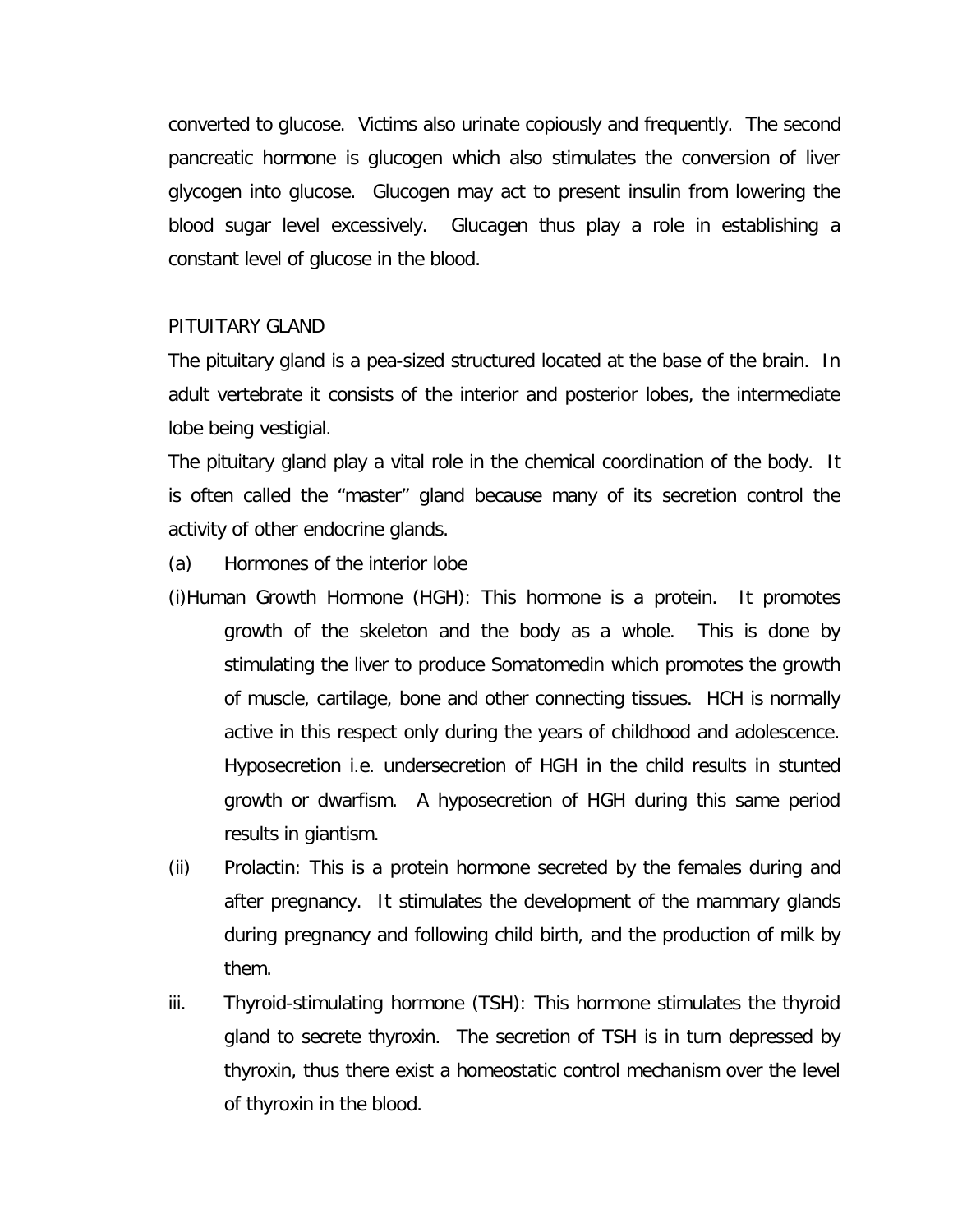converted to glucose. Victims also urinate copiously and frequently. The second pancreatic hormone is glucogen which also stimulates the conversion of liver glycogen into glucose. Glucogen may act to present insulin from lowering the blood sugar level excessively. Glucagen thus play a role in establishing a constant level of glucose in the blood.

## PITUITARY GLAND

The pituitary gland is a pea-sized structured located at the base of the brain. In adult vertebrate it consists of the interior and posterior lobes, the intermediate lobe being vestigial.

The pituitary gland play a vital role in the chemical coordination of the body. It is often called the "master" gland because many of its secretion control the activity of other endocrine glands.

(a) Hormones of the interior lobe

(i) Human Growth Hormone (HGH): This hormone is a protein. It promotes growth of the skeleton and the body as a whole. This is done by stimulating the liver to produce Somatomedin which promotes the growth of muscle, cartilage, bone and other connecting tissues. HCH is normally active in this respect only during the years of childhood and adolescence. Hyposecretion i.e. undersecretion of HGH in the child results in stunted growth or dwarfism. A hyposecretion of HGH during this same period results in giantism.

(ii) Prolactin: This is a protein hormone secreted by the females during and after pregnancy. It stimulates the development of the mammary glands during pregnancy and following child birth, and the production of milk by them.

iii. Thyroid-stimulating hormone (TSH): This hormone stimulates the thyroid gland to secrete thyroxin. The secretion of TSH is in turn depressed by thyroxin, thus there exist a homeostatic control mechanism over the level of thyroxin in the blood.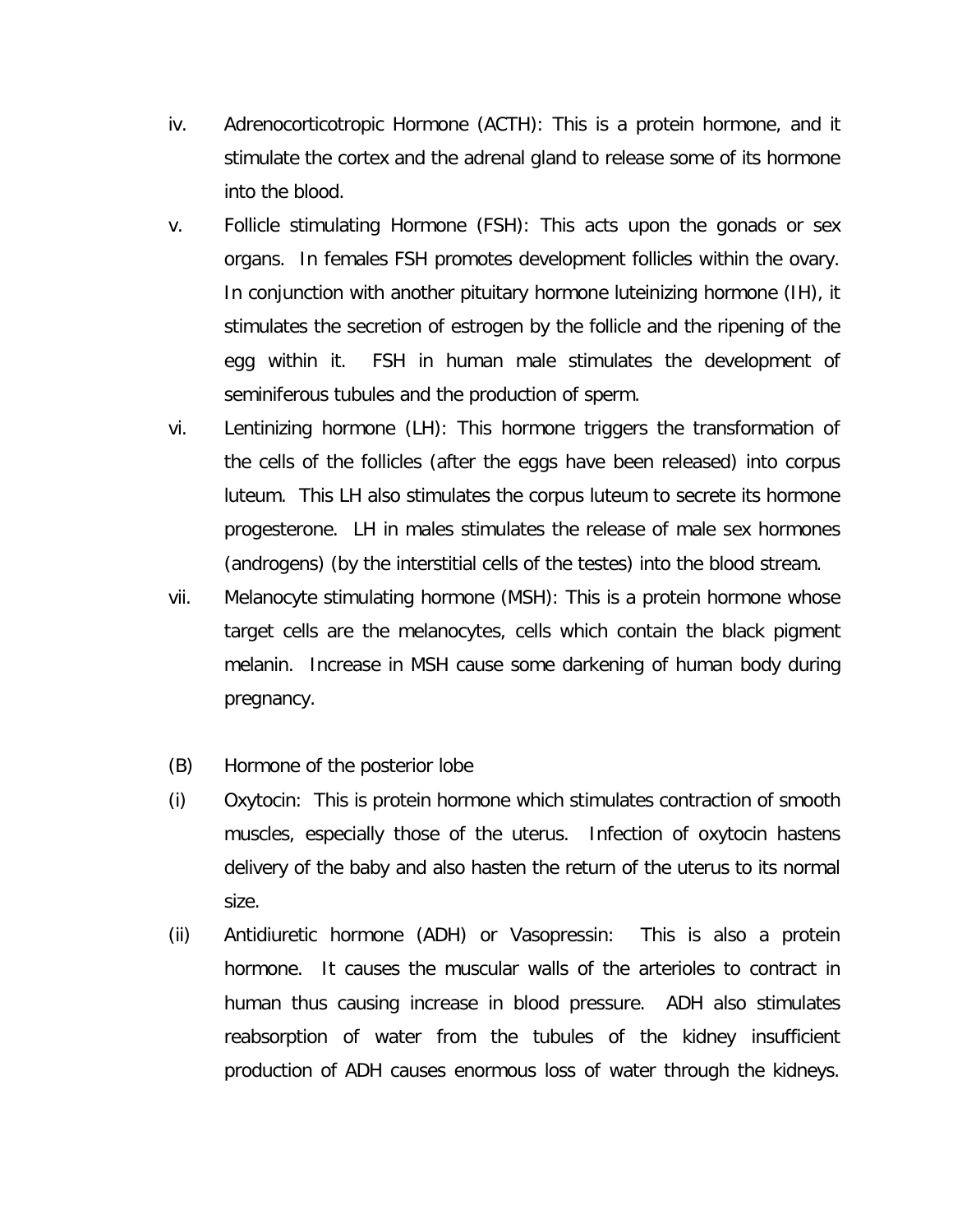iv. Adrenocorticotropic Hormone (ACTH): This is a protein hormone, and it stimulate the cortex and the adrenal gland to release some of its hormone into the blood.

v. Follicle stimulating Hormone (FSH): This acts upon the gonads or sex organs. In females FSH promotes development follicles within the ovary. In conjunction with another pituitary hormone luteinizing hormone (IH), it stimulates the secretion of estrogen by the follicle and the ripening of the egg within it. FSH in human male stimulates the development of seminiferous tubules and the production of sperm.

vi. Lentinizing hormone (LH): This hormone triggers the transformation of the cells of the follicles (after the eggs have been released) into corpus luteum. This LH also stimulates the corpus luteum to secrete its hormone progesterone. LH in males stimulates the release of male sex hormones (androgens) (by the interstitial cells of the testes) into the blood stream.

vii. Melanocyte stimulating hormone (MSH): This is a protein hormone whose target cells are the melanocytes, cells which contain the black pigment melanin. Increase in MSH cause some darkening of human body during pregnancy.

(B) Hormone of the posterior lobe

(i) Oxytocin: This is protein hormone which stimulates contraction of smooth muscles, especially those of the uterus. Infection of oxytocin hastens delivery of the baby and also hasten the return of the uterus to its normal size.

(ii) Antidiuretic hormone (ADH) or Vasopressin: This is also a protein hormone. It causes the muscular walls of the arterioles to contract in human thus causing increase in blood pressure. ADH also stimulates reabsorption of water from the tubules of the kidney insufficient production of ADH causes enormous loss of water through the kidneys.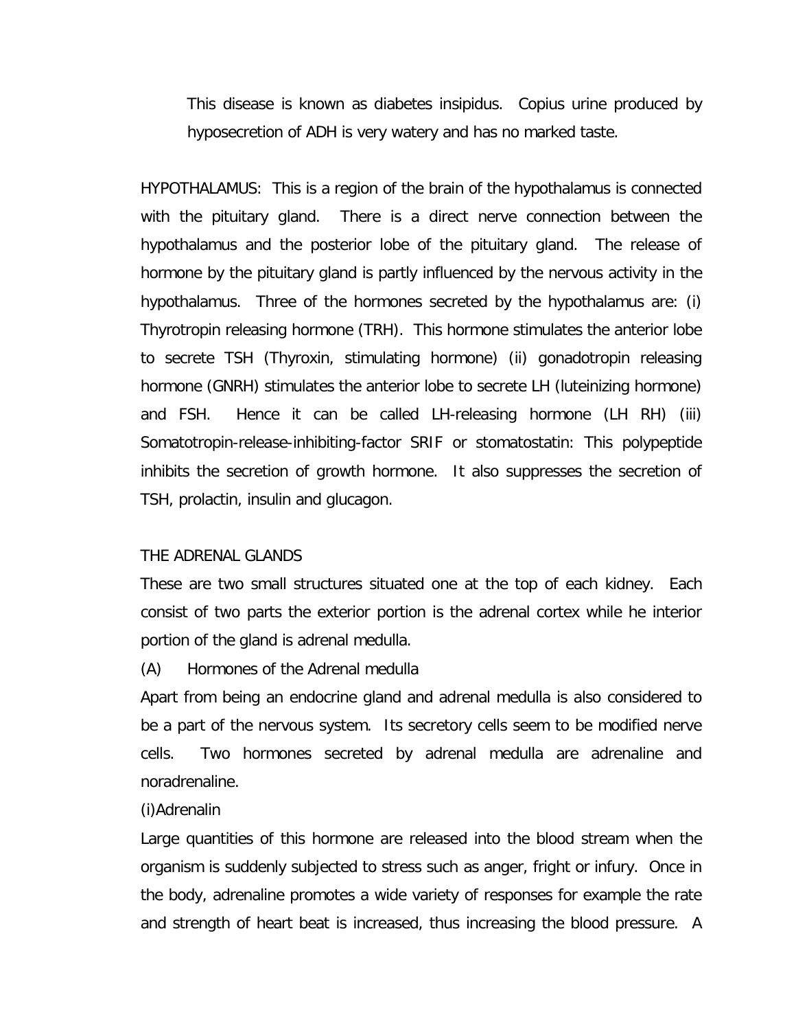This disease is known as diabetes insipidus. Copius urine produced by hyposecretion of ADH is very watery and has no marked taste.

HYPOTHALAMUS: This is a region of the brain of the hypothalamus is connected with the pituitary gland. There is a direct nerve connection between the hypothalamus and the posterior lobe of the pituitary gland. The release of hormone by the pituitary gland is partly influenced by the nervous activity in the hypothalamus. Three of the hormones secreted by the hypothalamus are: (i) Thyrotropin releasing hormone (TRH). This hormone stimulates the anterior lobe to secrete TSH (Thyroxin, stimulating hormone) (ii) gonadotropin releasing hormone (GNRH) stimulates the anterior lobe to secrete LH (luteinizing hormone) and FSH. Hence it can be called LH-releasing hormone (LH RH) (iii) Somatotropin-release-inhibiting-factor SRIF or stomatostatin: This polypeptide inhibits the secretion of growth hormone. It also suppresses the secretion of TSH, prolactin, insulin and glucagon.

THE ADRENAL GLANDS

These are two small structures situated one at the top of each kidney. Each consist of two parts the exterior portion is the adrenal cortex while he interior portion of the gland is adrenal medulla.

(A) Hormones of the Adrenal medulla

Apart from being an endocrine gland and adrenal medulla is also considered to be a part of the nervous system. Its secretory cells seem to be modified nerve cells. Two hormones secreted by adrenal medulla are adrenaline and noradrenaline.

(i)Adrenalin

Large quantities of this hormone are released into the blood stream when the organism is suddenly subjected to stress such as anger, fright or infury. Once in the body, adrenaline promotes a wide variety of responses for example the rate and strength of heart beat is increased, thus increasing the blood pressure. A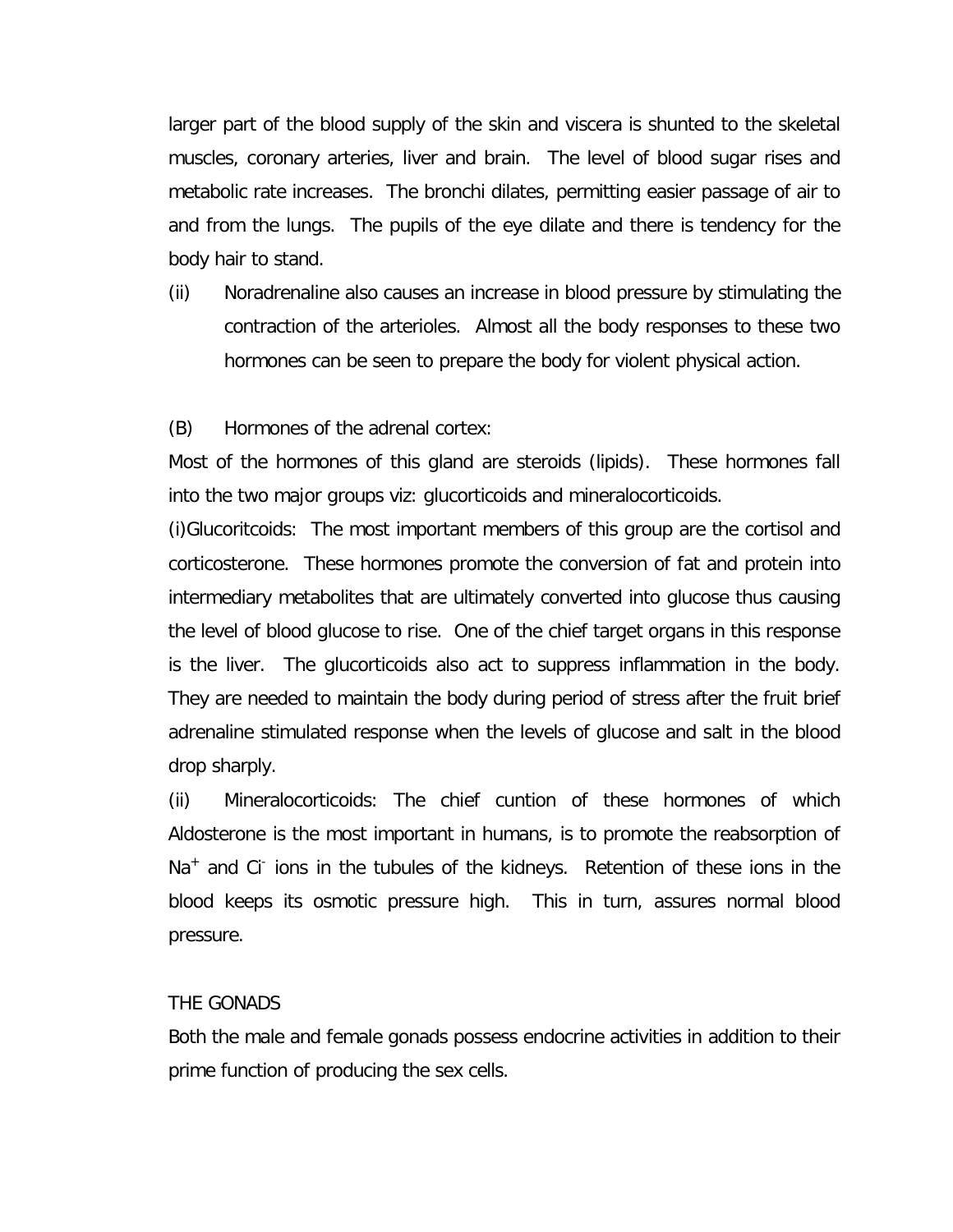larger part of the blood supply of the skin and viscera is shunted to the skeletal muscles, coronary arteries, liver and brain. The level of blood sugar rises and metabolic rate increases. The bronchi dilates, permitting easier passage of air to and from the lungs. The pupils of the eye dilate and there is tendency for the body hair to stand.

(ii) Noradrenaline also causes an increase in blood pressure by stimulating the contraction of the arterioles. Almost all the body responses to these two hormones can be seen to prepare the body for violent physical action.

(B) Hormones of the adrenal cortex:

Most of the hormones of this gland are steroids (lipids). These hormones fall into the two major groups viz: glucorticoids and mineralocorticoids.

(i)Glucoritcoids: The most important members of this group are the cortisol and corticosterone. These hormones promote the conversion of fat and protein into intermediary metabolites that are ultimately converted into glucose thus causing the level of blood glucose to rise. One of the chief target organs in this response is the liver. The glucorticoids also act to suppress inflammation in the body. They are needed to maintain the body during period of stress after the fruit brief adrenaline stimulated response when the levels of glucose and salt in the blood drop sharply.

(ii) Mineralocorticoids: The chief cuntion of these hormones of which Aldosterone is the most important in humans, is to promote the reabsorption of $Na^+$ and $Ci^-$ ions in the tubules of the kidneys. Retention of these ions in the blood keeps its osmotic pressure high. This in turn, assures normal blood pressure.

THE GONADS

Both the male and female gonads possess endocrine activities in addition to their prime function of producing the sex cells.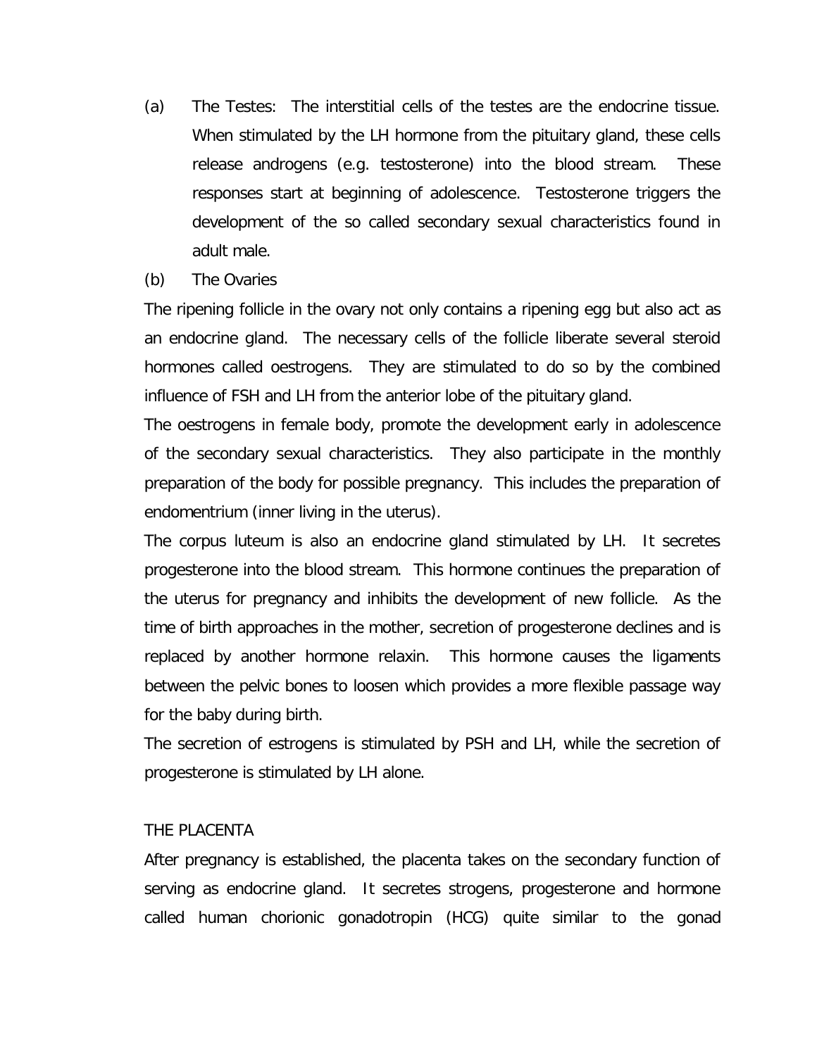(a) The Testes: The interstitial cells of the testes are the endocrine tissue. When stimulated by the LH hormone from the pituitary gland, these cells release androgens (e.g. testosterone) into the blood stream. These responses start at beginning of adolescence. Testosterone triggers the development of the so called secondary sexual characteristics found in adult male.

(b) The Ovaries

The ripening follicle in the ovary not only contains a ripening egg but also act as an endocrine gland. The necessary cells of the follicle liberate several steroid hormones called oestrogens. They are stimulated to do so by the combined influence of FSH and LH from the anterior lobe of the pituitary gland.

The oestrogens in female body, promote the development early in adolescence of the secondary sexual characteristics. They also participate in the monthly preparation of the body for possible pregnancy. This includes the preparation of endomentrium (inner living in the uterus).

The corpus luteum is also an endocrine gland stimulated by LH. It secretes progesterone into the blood stream. This hormone continues the preparation of the uterus for pregnancy and inhibits the development of new follicle. As the time of birth approaches in the mother, secretion of progesterone declines and is replaced by another hormone relaxin. This hormone causes the ligaments between the pelvic bones to loosen which provides a more flexible passage way for the baby during birth.

The secretion of estrogens is stimulated by PSH and LH, while the secretion of progesterone is stimulated by LH alone.

THE PLACENTA

After pregnancy is established, the placenta takes on the secondary function of serving as endocrine gland. It secretes strogens, progesterone and hormone called human chorionic gonadotropin (HCG) quite similar to the gonad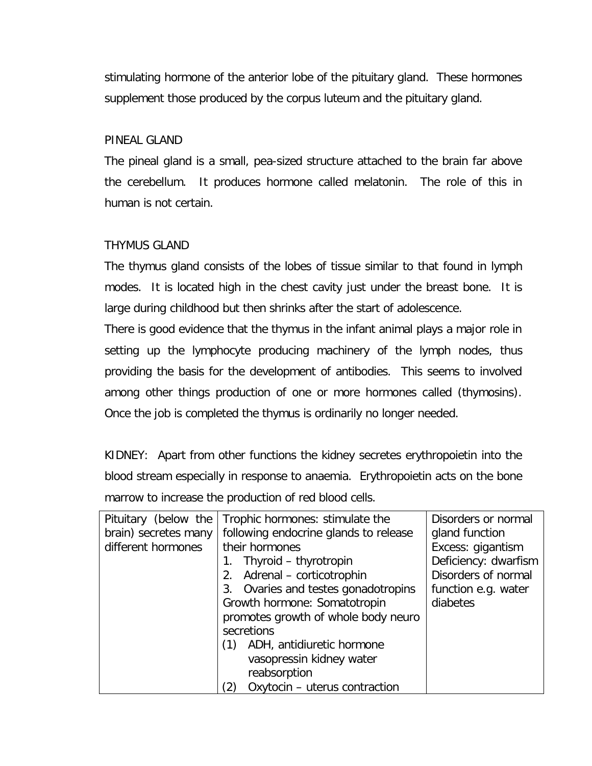stimulating hormone of the anterior lobe of the pituitary gland. These hormones supplement those produced by the corpus luteum and the pituitary gland.

PINEAL GLAND

The pineal gland is a small, pea-sized structure attached to the brain far above the cerebellum. It produces hormone called melatonin. The role of this in human is not certain.

THYMUS GLAND

The thymus gland consists of the lobes of tissue similar to that found in lymph modes. It is located high in the chest cavity just under the breast bone. It is large during childhood but then shrinks after the start of adolescence.

There is good evidence that the thymus in the infant animal plays a major role in setting up the lymphocyte producing machinery of the lymph nodes, thus providing the basis for the development of antibodies. This seems to involved among other things production of one or more hormones called (thymosins). Once the job is completed the thymus is ordinarily no longer needed.

KIDNEY: Apart from other functions the kidney secretes erythropoietin into the blood stream especially in response to anaemia. Erythropoietin acts on the bone marrow to increase the production of red blood cells.

| Pituitary (below the brain) secretes many different hormones | Trophic hormones: stimulate the following endocrine glands to release their hormones<br>1. Thyroid – thyrotropin<br>2. Adrenal – corticotrophin<br>3. Ovaries and testes gonadotropins<br>Growth hormone: Somatotropin promotes growth of whole body neuro secretions<br>(1) ADH, antidiuretic hormone vasopressin kidney water reabsorption<br>(2) Oxytocin – uterus contraction | Disorders or normal gland function<br>Excess: gigantism<br>Deficiency: dwarfism<br>Disorders of normal function e.g. water diabetes |
|---|---|---|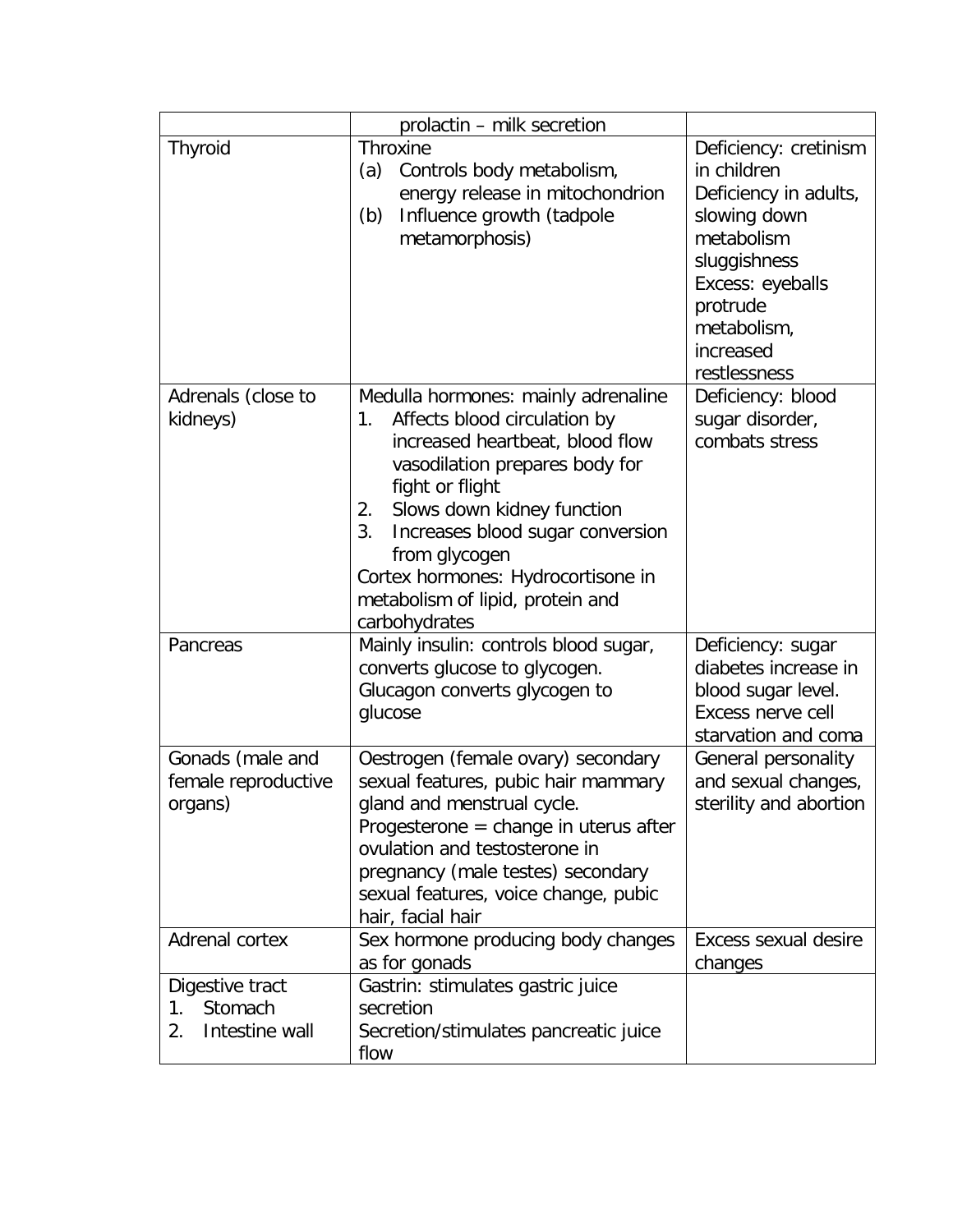| | | |
|---|---|---|
| | prolactin – milk secretion | |
| Thyroid | Throxine<br>(a) Controls body metabolism, energy release in mitochondrion<br>(b) Influence growth (tadpole metamorphosis) | Deficiency: cretinism in children<br>Deficiency in adults, slowing down metabolism sluggishness<br>Excess: eyeballs protrude metabolism, increased restlessness |
| Adrenals (close to kidneys) | Medulla hormones: mainly adrenaline<br>1. Affects blood circulation by increased heartbeat, blood flow vasodilation prepares body for fight or flight<br>2. Slows down kidney function<br>3. Increases blood sugar conversion from glycogen<br>Cortex hormones: Hydrocortisone in metabolism of lipid, protein and carbohydrates | Deficiency: blood sugar disorder, combats stress |
| Pancreas | Mainly insulin: controls blood sugar, converts glucose to glycogen.<br>Glucagon converts glycogen to glucose | Deficiency: sugar diabetes increase in blood sugar level.<br>Excess nerve cell starvation and coma |
| Gonads (male and female reproductive organs) | Oestrogen (female ovary) secondary sexual features, pubic hair mammary gland and menstrual cycle.<br>Progesterone = change in uterus after ovulation and testosterone in pregnancy (male testes) secondary sexual features, voice change, pubic hair, facial hair | General personality and sexual changes, sterility and abortion |
| Adrenal cortex | Sex hormone producing body changes as for gonads | Excess sexual desire changes |
| Digestive tract<br>1. Stomach<br>2. Intestine wall | Gastrin: stimulates gastric juice secretion<br>Secretion/stimulates pancreatic juice flow | |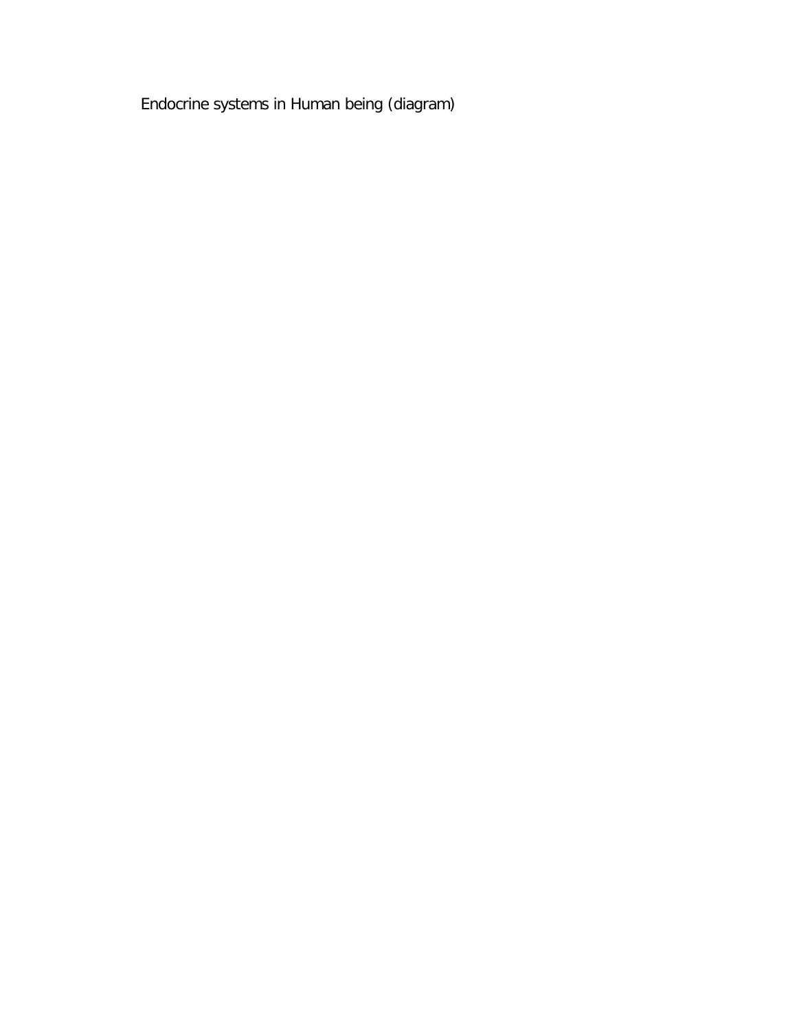Endocrine systems in Human being (diagram)